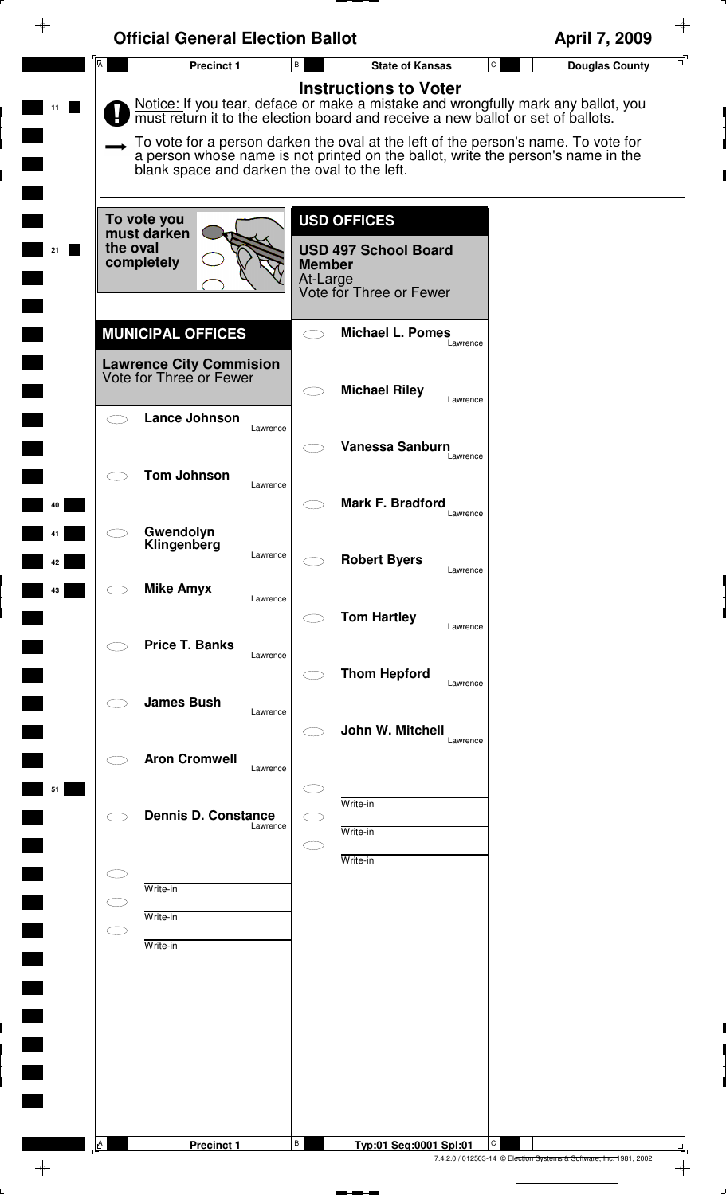# Official General Election Ballot

**April 7, 2009**

| A | Precinct 1 | B | State of Kansas | C | Douglas County |
|---|---|---|---|---|---|

## Instructions to Voter

Notice: If you tear, deface or make a mistake and wrongfully mark any ballot, you must return it to the election board and receive a new ballot or set of ballots.

To vote for a person darken the oval at the left of the person's name. To vote for a person whose name is not printed on the ballot, write the person's name in the blank space and darken the oval to the left.

To vote you must darken the oval completely

## MUNICIPAL OFFICES

### Lawrence City Commision
Vote for Three or Fewer

- Lance Johnson — Lawrence
- Tom Johnson — Lawrence
- Gwendolyn Klingenberg — Lawrence
- Mike Amyx — Lawrence
- Price T. Banks — Lawrence
- James Bush — Lawrence
- Aron Cromwell — Lawrence
- Dennis D. Constance — Lawrence
- Write-in
- Write-in
- Write-in

## USD OFFICES

### USD 497 School Board Member
At-Large
Vote for Three or Fewer

- Michael L. Pomes — Lawrence
- Michael Riley — Lawrence
- Vanessa Sanburn — Lawrence
- Mark F. Bradford — Lawrence
- Robert Byers — Lawrence
- Tom Hartley — Lawrence
- Thom Hepford — Lawrence
- John W. Mitchell — Lawrence
- Write-in
- Write-in
- Write-in

| A | Precinct 1 | B | Typ:01 Seq:0001 Spl:01 | C |
|---|---|---|---|---|

7.4.2.0 / 012503-14 © Election Systems & Software, Inc. 1981, 2002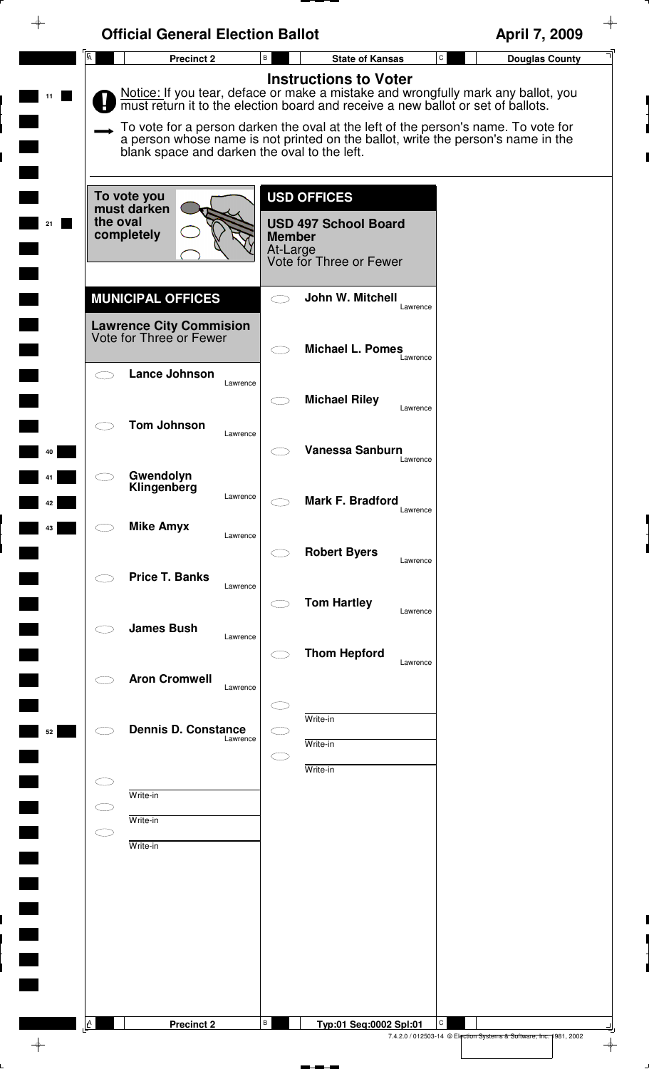# Official General Election Ballot

**April 7, 2009**

**Precinct 2** | **State of Kansas** | **Douglas County**

## Instructions to Voter

Notice: If you tear, deface or make a mistake and wrongfully mark any ballot, you must return it to the election board and receive a new ballot or set of ballots.

To vote for a person darken the oval at the left of the person's name. To vote for a person whose name is not printed on the ballot, write the person's name in the blank space and darken the oval to the left.

To vote you must darken the oval completely

## MUNICIPAL OFFICES

### Lawrence City Commision
Vote for Three or Fewer

- ○ **Lance Johnson** — Lawrence
- ○ **Tom Johnson** — Lawrence
- ○ **Gwendolyn Klingenberg** — Lawrence
- ○ **Mike Amyx** — Lawrence
- ○ **Price T. Banks** — Lawrence
- ○ **James Bush** — Lawrence
- ○ **Aron Cromwell** — Lawrence
- ○ **Dennis D. Constance** — Lawrence
- ○ Write-in
- ○ Write-in
- ○ Write-in

## USD OFFICES

### USD 497 School Board Member
At-Large
Vote for Three or Fewer

- ○ **John W. Mitchell** — Lawrence
- ○ **Michael L. Pomes** — Lawrence
- ○ **Michael Riley** — Lawrence
- ○ **Vanessa Sanburn** — Lawrence
- ○ **Mark F. Bradford** — Lawrence
- ○ **Robert Byers** — Lawrence
- ○ **Tom Hartley** — Lawrence
- ○ **Thom Hepford** — Lawrence
- ○ Write-in
- ○ Write-in
- ○ Write-in

Precinct 2 | Typ:01 Seq:0002 Spl:01

7.4.2.0 / 012503-14 © Election Systems & Software, Inc. 1981, 2002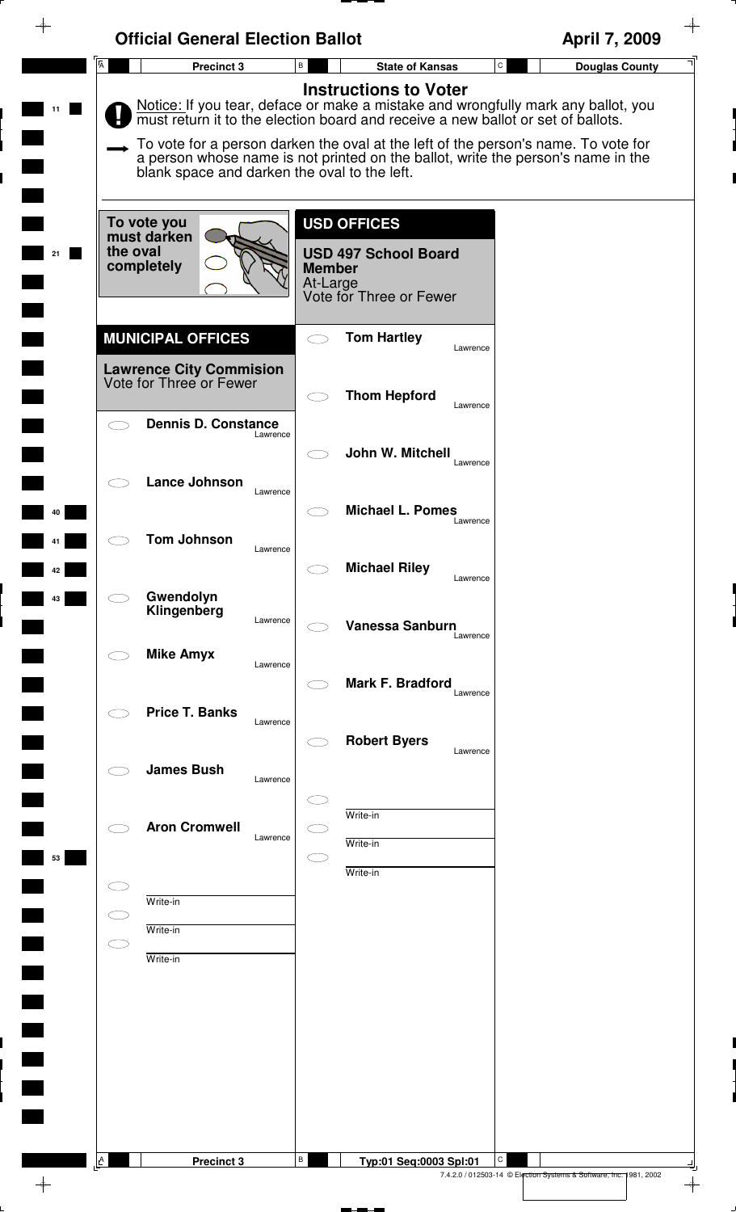# Official General Election Ballot

**April 7, 2009**

**Precinct 3** | **State of Kansas** | **Douglas County**

## Instructions to Voter

Notice: If you tear, deface or make a mistake and wrongfully mark any ballot, you must return it to the election board and receive a new ballot or set of ballots.

To vote for a person darken the oval at the left of the person's name. To vote for a person whose name is not printed on the ballot, write the person's name in the blank space and darken the oval to the left.

**To vote you must darken the oval completely**

## MUNICIPAL OFFICES

### Lawrence City Commision
Vote for Three or Fewer

- ⬭ **Dennis D. Constance** — Lawrence
- ⬭ **Lance Johnson** — Lawrence
- ⬭ **Tom Johnson** — Lawrence
- ⬭ **Gwendolyn Klingenberg** — Lawrence
- ⬭ **Mike Amyx** — Lawrence
- ⬭ **Price T. Banks** — Lawrence
- ⬭ **James Bush** — Lawrence
- ⬭ **Aron Cromwell** — Lawrence
- ⬭ Write-in
- ⬭ Write-in
- ⬭ Write-in

## USD OFFICES

### USD 497 School Board Member
At-Large
Vote for Three or Fewer

- ⬭ **Tom Hartley** — Lawrence
- ⬭ **Thom Hepford** — Lawrence
- ⬭ **John W. Mitchell** — Lawrence
- ⬭ **Michael L. Pomes** — Lawrence
- ⬭ **Michael Riley** — Lawrence
- ⬭ **Vanessa Sanburn** — Lawrence
- ⬭ **Mark F. Bradford** — Lawrence
- ⬭ **Robert Byers** — Lawrence
- ⬭ Write-in
- ⬭ Write-in
- ⬭ Write-in

**Precinct 3** | **Typ:01 Seq:0003 Spl:01**

7.4.2.0 / 012503-14 © Election Systems & Software, Inc. 1981, 2002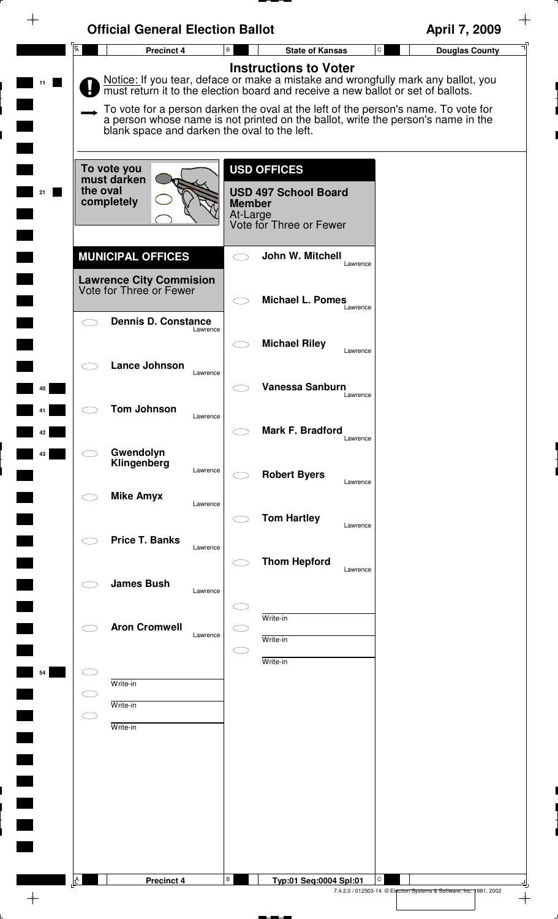# Official General Election Ballot

**April 7, 2009**

| Precinct 4 | State of Kansas | Douglas County |
|---|---|---|

## Instructions to Voter

Notice: If you tear, deface or make a mistake and wrongfully mark any ballot, you must return it to the election board and receive a new ballot or set of ballots.

To vote for a person darken the oval at the left of the person's name. To vote for a person whose name is not printed on the ballot, write the person's name in the blank space and darken the oval to the left.

To vote you must darken the oval completely

## MUNICIPAL OFFICES

### Lawrence City Commision

Vote for Three or Fewer

- ⬭ **Dennis D. Constance** — Lawrence
- ⬭ **Lance Johnson** — Lawrence
- ⬭ **Tom Johnson** — Lawrence
- ⬭ **Gwendolyn Klingenberg** — Lawrence
- ⬭ **Mike Amyx** — Lawrence
- ⬭ **Price T. Banks** — Lawrence
- ⬭ **James Bush** — Lawrence
- ⬭ **Aron Cromwell** — Lawrence
- ⬭ Write-in
- ⬭ Write-in
- ⬭ Write-in

## USD OFFICES

### USD 497 School Board Member

At-Large

Vote for Three or Fewer

- ⬭ **John W. Mitchell** — Lawrence
- ⬭ **Michael L. Pomes** — Lawrence
- ⬭ **Michael Riley** — Lawrence
- ⬭ **Vanessa Sanburn** — Lawrence
- ⬭ **Mark F. Bradford** — Lawrence
- ⬭ **Robert Byers** — Lawrence
- ⬭ **Tom Hartley** — Lawrence
- ⬭ **Thom Hepford** — Lawrence
- ⬭ Write-in
- ⬭ Write-in
- ⬭ Write-in

| Precinct 4 | Typ:01 Seq:0004 Spl:01 | |
|---|---|---|

7.4.2.0 / 012503-14 © Election Systems & Software, Inc. 1981, 2002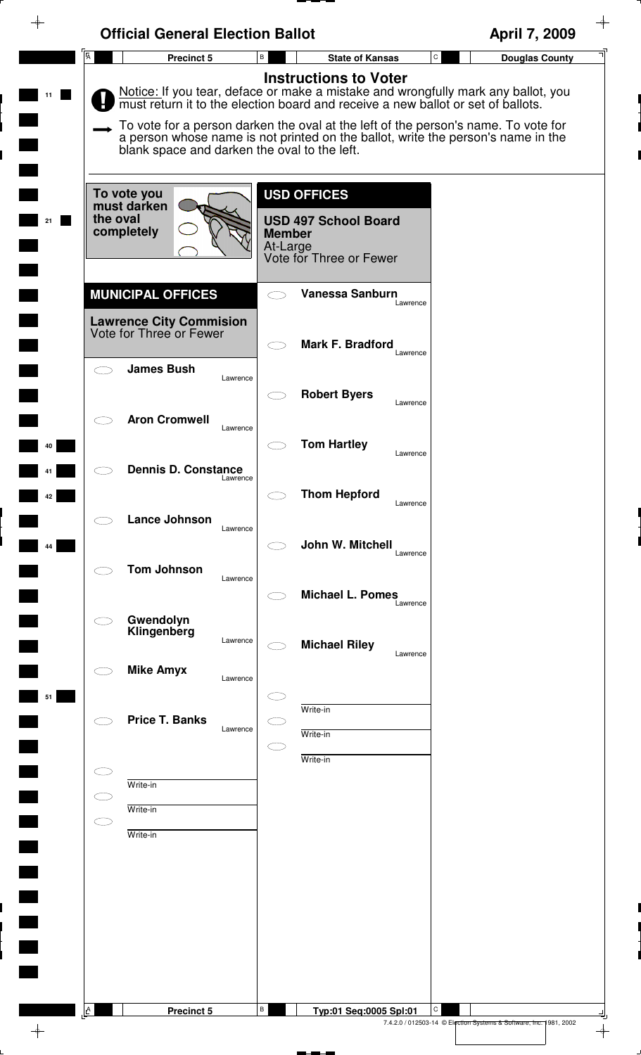# Official General Election Ballot

April 7, 2009

Precinct 5 | State of Kansas | Douglas County

## Instructions to Voter

Notice: If you tear, deface or make a mistake and wrongfully mark any ballot, you must return it to the election board and receive a new ballot or set of ballots.

To vote for a person darken the oval at the left of the person's name. To vote for a person whose name is not printed on the ballot, write the person's name in the blank space and darken the oval to the left.

To vote you must darken the oval completely

## MUNICIPAL OFFICES

### Lawrence City Commision
Vote for Three or Fewer

- James Bush — Lawrence
- Aron Cromwell — Lawrence
- Dennis D. Constance — Lawrence
- Lance Johnson — Lawrence
- Tom Johnson — Lawrence
- Gwendolyn Klingenberg — Lawrence
- Mike Amyx — Lawrence
- Price T. Banks — Lawrence
- Write-in
- Write-in
- Write-in

## USD OFFICES

### USD 497 School Board Member
At-Large
Vote for Three or Fewer

- Vanessa Sanburn — Lawrence
- Mark F. Bradford — Lawrence
- Robert Byers — Lawrence
- Tom Hartley — Lawrence
- Thom Hepford — Lawrence
- John W. Mitchell — Lawrence
- Michael L. Pomes — Lawrence
- Michael Riley — Lawrence
- Write-in
- Write-in
- Write-in

Precinct 5 | Typ:01 Seq:0005 Spl:01

7.4.2.0 / 012503-14 © Election Systems & Software, Inc. 1981, 2002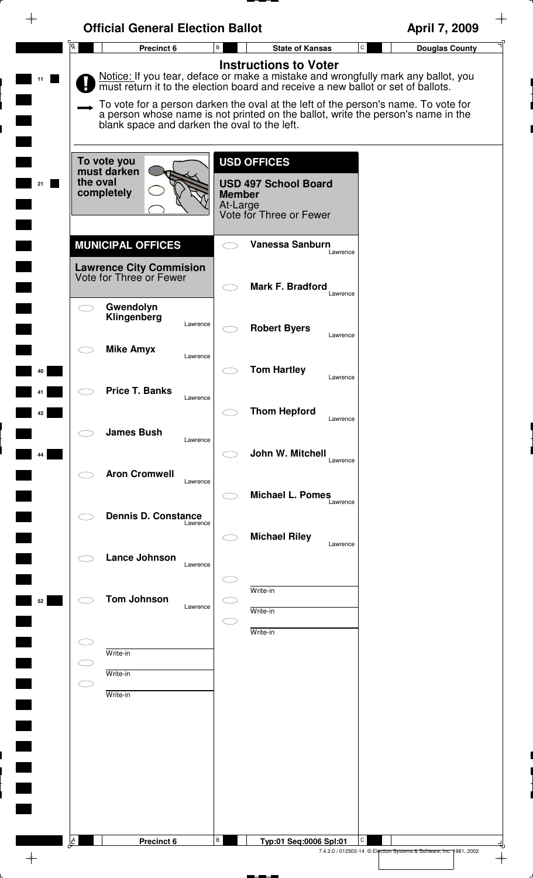# Official General Election Ballot

April 7, 2009

Precinct 6 | State of Kansas | Douglas County

## Instructions to Voter

**Notice:** If you tear, deface or make a mistake and wrongfully mark any ballot, you must return it to the election board and receive a new ballot or set of ballots.

To vote for a person darken the oval at the left of the person's name. To vote for a person whose name is not printed on the ballot, write the person's name in the blank space and darken the oval to the left.

**To vote you must darken the oval completely**

## MUNICIPAL OFFICES

### Lawrence City Commision
Vote for Three or Fewer

- Gwendolyn Klingenberg — Lawrence
- Mike Amyx — Lawrence
- Price T. Banks — Lawrence
- James Bush — Lawrence
- Aron Cromwell — Lawrence
- Dennis D. Constance — Lawrence
- Lance Johnson — Lawrence
- Tom Johnson — Lawrence
- Write-in
- Write-in
- Write-in

## USD OFFICES

### USD 497 School Board Member
At-Large
Vote for Three or Fewer

- Vanessa Sanburn — Lawrence
- Mark F. Bradford — Lawrence
- Robert Byers — Lawrence
- Tom Hartley — Lawrence
- Thom Hepford — Lawrence
- John W. Mitchell — Lawrence
- Michael L. Pomes — Lawrence
- Michael Riley — Lawrence
- Write-in
- Write-in
- Write-in

Precinct 6 | Typ:01 Seq:0006 Spl:01

7.4.2.0 / 012503-14 © Election Systems & Software, Inc. 1981, 2002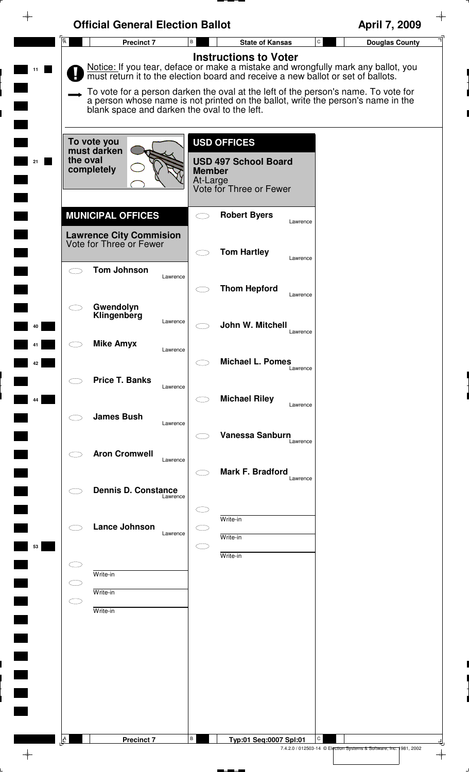# Official General Election Ballot

**April 7, 2009**

**Precinct 7** | **State of Kansas** | **Douglas County**

## Instructions to Voter

Notice: If you tear, deface or make a mistake and wrongfully mark any ballot, you must return it to the election board and receive a new ballot or set of ballots.

To vote for a person darken the oval at the left of the person's name. To vote for a person whose name is not printed on the ballot, write the person's name in the blank space and darken the oval to the left.

To vote you must darken the oval completely

## MUNICIPAL OFFICES

### Lawrence City Commision
Vote for Three or Fewer

- Tom Johnson — Lawrence
- Gwendolyn Klingenberg — Lawrence
- Mike Amyx — Lawrence
- Price T. Banks — Lawrence
- James Bush — Lawrence
- Aron Cromwell — Lawrence
- Dennis D. Constance — Lawrence
- Lance Johnson — Lawrence
- Write-in
- Write-in
- Write-in

## USD OFFICES

### USD 497 School Board Member
At-Large
Vote for Three or Fewer

- Robert Byers — Lawrence
- Tom Hartley — Lawrence
- Thom Hepford — Lawrence
- John W. Mitchell — Lawrence
- Michael L. Pomes — Lawrence
- Michael Riley — Lawrence
- Vanessa Sanburn — Lawrence
- Mark F. Bradford — Lawrence
- Write-in
- Write-in
- Write-in

Precinct 7 | Typ:01 Seq:0007 Spl:01

7.4.2.0 / 012503-14 © Election Systems & Software, Inc. 1981, 2002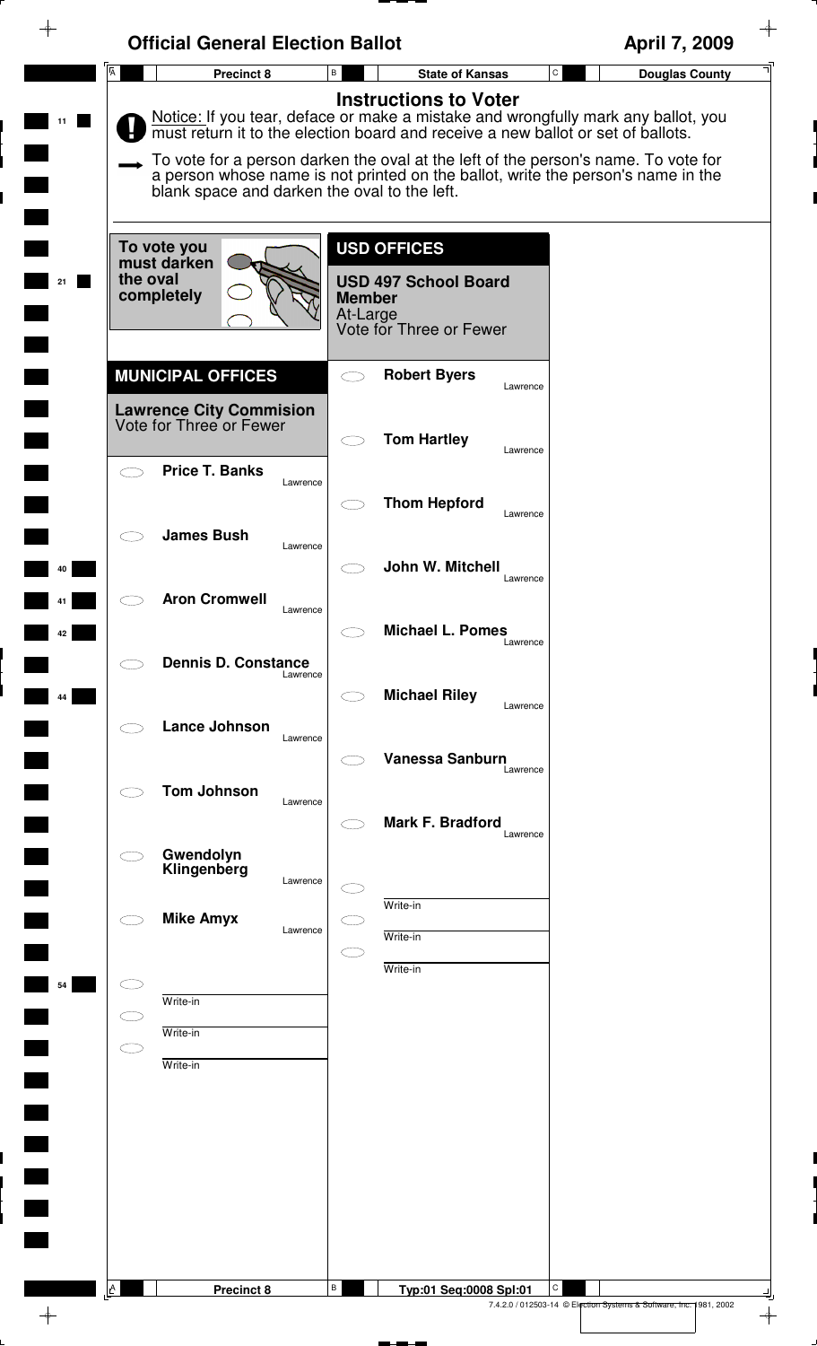# Official General Election Ballot

**April 7, 2009**

| Precinct 8 | State of Kansas | Douglas County |
| --- | --- | --- |

## Instructions to Voter

**!** Notice: If you tear, deface or make a mistake and wrongfully mark any ballot, you must return it to the election board and receive a new ballot or set of ballots.

➞ To vote for a person darken the oval at the left of the person's name. To vote for a person whose name is not printed on the ballot, write the person's name in the blank space and darken the oval to the left.

**To vote you must darken the oval completely**

## MUNICIPAL OFFICES

### Lawrence City Commision
Vote for Three or Fewer

- ⬭ **Price T. Banks** — Lawrence
- ⬭ **James Bush** — Lawrence
- ⬭ **Aron Cromwell** — Lawrence
- ⬭ **Dennis D. Constance** — Lawrence
- ⬭ **Lance Johnson** — Lawrence
- ⬭ **Tom Johnson** — Lawrence
- ⬭ **Gwendolyn Klingenberg** — Lawrence
- ⬭ **Mike Amyx** — Lawrence
- ⬭ ________ Write-in
- ⬭ ________ Write-in
- ⬭ ________ Write-in

## USD OFFICES

### USD 497 School Board Member
At-Large
Vote for Three or Fewer

- ⬭ **Robert Byers** — Lawrence
- ⬭ **Tom Hartley** — Lawrence
- ⬭ **Thom Hepford** — Lawrence
- ⬭ **John W. Mitchell** — Lawrence
- ⬭ **Michael L. Pomes** — Lawrence
- ⬭ **Michael Riley** — Lawrence
- ⬭ **Vanessa Sanburn** — Lawrence
- ⬭ **Mark F. Bradford** — Lawrence
- ⬭ ________ Write-in
- ⬭ ________ Write-in
- ⬭ ________ Write-in

| Precinct 8 | Typ:01 Seq:0008 Spl:01 | |
| --- | --- | --- |

7.4.2.0 / 012503-14 © Election Systems & Software, Inc. 1981, 2002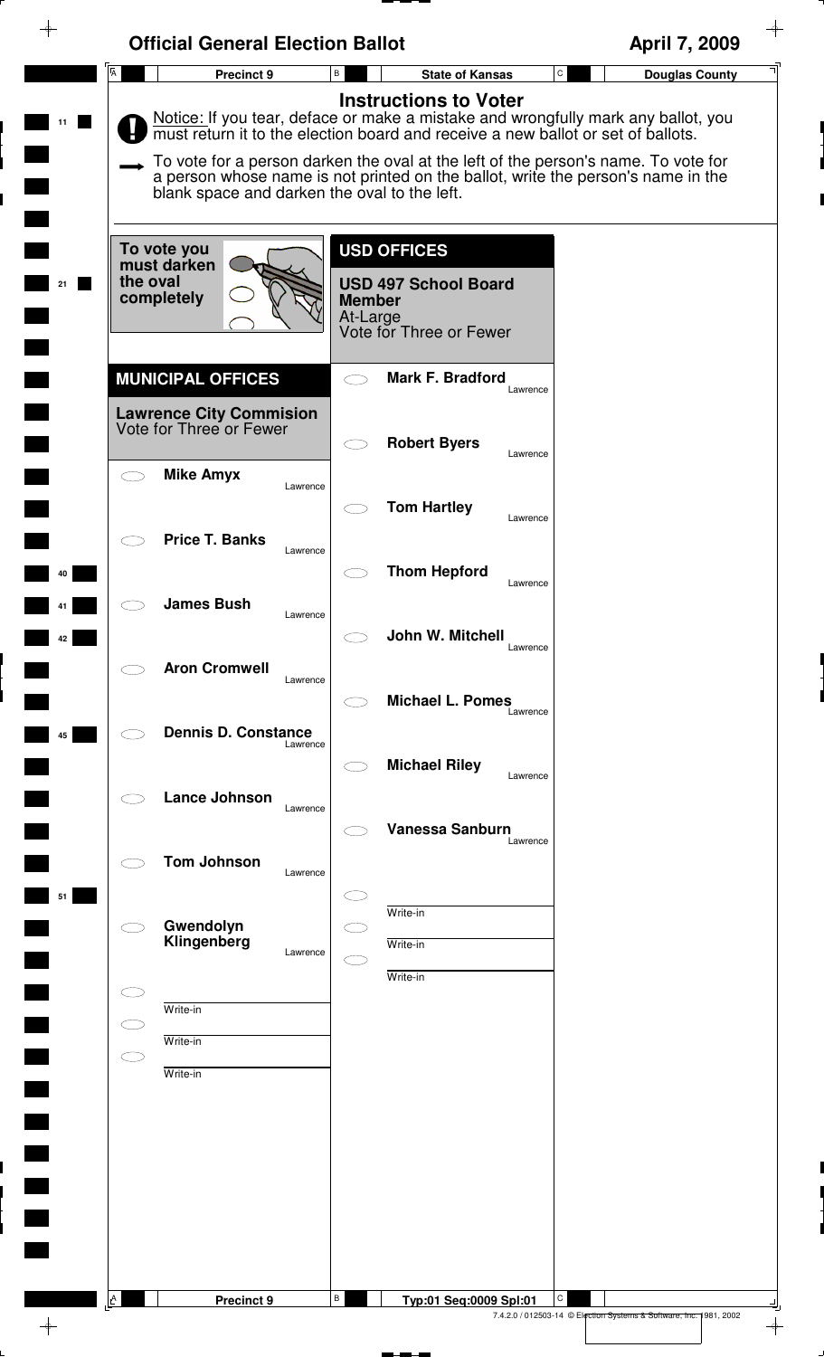# Official General Election Ballot

**April 7, 2009**

| Precinct 9 | State of Kansas | Douglas County |
|---|---|---|

## Instructions to Voter

Notice: If you tear, deface or make a mistake and wrongfully mark any ballot, you must return it to the election board and receive a new ballot or set of ballots.

To vote for a person darken the oval at the left of the person's name. To vote for a person whose name is not printed on the ballot, write the person's name in the blank space and darken the oval to the left.

To vote you must darken the oval completely

## MUNICIPAL OFFICES

### Lawrence City Commision

Vote for Three or Fewer

- Mike Amyx — Lawrence
- Price T. Banks — Lawrence
- James Bush — Lawrence
- Aron Cromwell — Lawrence
- Dennis D. Constance — Lawrence
- Lance Johnson — Lawrence
- Tom Johnson — Lawrence
- Gwendolyn Klingenberg — Lawrence
- Write-in
- Write-in
- Write-in

## USD OFFICES

### USD 497 School Board Member

At-Large

Vote for Three or Fewer

- Mark F. Bradford — Lawrence
- Robert Byers — Lawrence
- Tom Hartley — Lawrence
- Thom Hepford — Lawrence
- John W. Mitchell — Lawrence
- Michael L. Pomes — Lawrence
- Michael Riley — Lawrence
- Vanessa Sanburn — Lawrence
- Write-in
- Write-in
- Write-in

Precinct 9 | Typ:01 Seq:0009 Spl:01

7.4.2.0 / 012503-14 © Election Systems & Software, Inc. 1981, 2002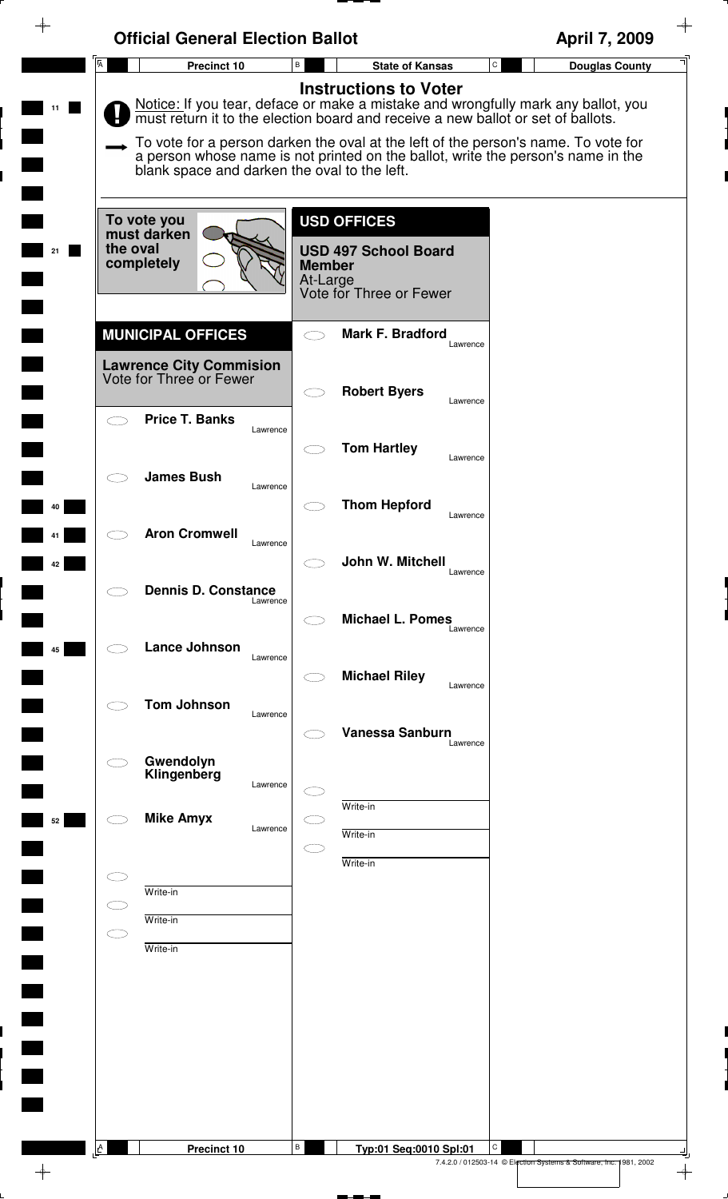# Official General Election Ballot

**April 7, 2009**

**Precinct 10** | **State of Kansas** | **Douglas County**

## Instructions to Voter

Notice: If you tear, deface or make a mistake and wrongfully mark any ballot, you must return it to the election board and receive a new ballot or set of ballots.

To vote for a person darken the oval at the left of the person's name. To vote for a person whose name is not printed on the ballot, write the person's name in the blank space and darken the oval to the left.

To vote you must darken the oval completely

## MUNICIPAL OFFICES

### Lawrence City Commision
Vote for Three or Fewer

- ⬭ **Price T. Banks** Lawrence
- ⬭ **James Bush** Lawrence
- ⬭ **Aron Cromwell** Lawrence
- ⬭ **Dennis D. Constance** Lawrence
- ⬭ **Lance Johnson** Lawrence
- ⬭ **Tom Johnson** Lawrence
- ⬭ **Gwendolyn Klingenberg** Lawrence
- ⬭ **Mike Amyx** Lawrence
- ⬭ Write-in
- ⬭ Write-in
- ⬭ Write-in

## USD OFFICES

### USD 497 School Board Member
At-Large
Vote for Three or Fewer

- ⬭ **Mark F. Bradford** Lawrence
- ⬭ **Robert Byers** Lawrence
- ⬭ **Tom Hartley** Lawrence
- ⬭ **Thom Hepford** Lawrence
- ⬭ **John W. Mitchell** Lawrence
- ⬭ **Michael L. Pomes** Lawrence
- ⬭ **Michael Riley** Lawrence
- ⬭ **Vanessa Sanburn** Lawrence
- ⬭ Write-in
- ⬭ Write-in
- ⬭ Write-in

**Precinct 10** | **Typ:01 Seq:0010 Spl:01**

7.4.2.0 / 012503-14 © Election Systems & Software, Inc. 1981, 2002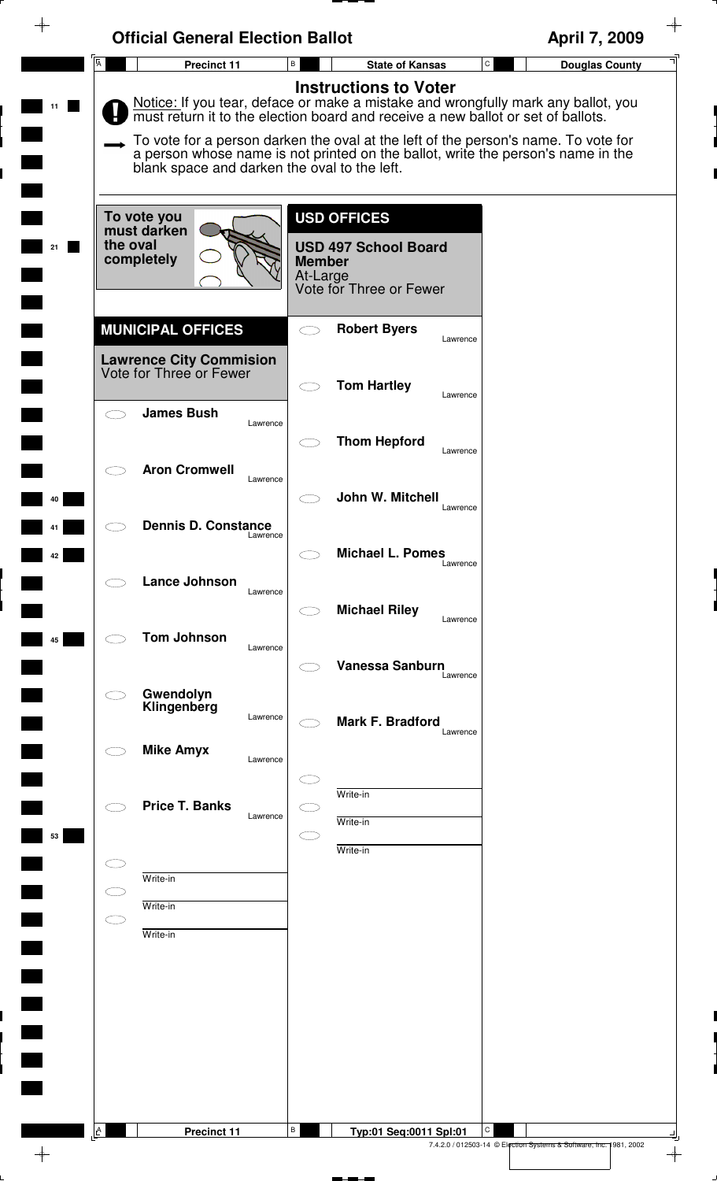# Official General Election Ballot

**April 7, 2009**

| Precinct 11 | State of Kansas | Douglas County |
|---|---|---|

## Instructions to Voter

Notice: If you tear, deface or make a mistake and wrongfully mark any ballot, you must return it to the election board and receive a new ballot or set of ballots.

To vote for a person darken the oval at the left of the person's name. To vote for a person whose name is not printed on the ballot, write the person's name in the blank space and darken the oval to the left.

To vote you must darken the oval completely

## MUNICIPAL OFFICES

### Lawrence City Commision

Vote for Three or Fewer

- ◯ **James Bush** — Lawrence
- ◯ **Aron Cromwell** — Lawrence
- ◯ **Dennis D. Constance** — Lawrence
- ◯ **Lance Johnson** — Lawrence
- ◯ **Tom Johnson** — Lawrence
- ◯ **Gwendolyn Klingenberg** — Lawrence
- ◯ **Mike Amyx** — Lawrence
- ◯ **Price T. Banks** — Lawrence
- ◯ Write-in
- ◯ Write-in
- ◯ Write-in

## USD OFFICES

### USD 497 School Board Member

At-Large
Vote for Three or Fewer

- ◯ **Robert Byers** — Lawrence
- ◯ **Tom Hartley** — Lawrence
- ◯ **Thom Hepford** — Lawrence
- ◯ **John W. Mitchell** — Lawrence
- ◯ **Michael L. Pomes** — Lawrence
- ◯ **Michael Riley** — Lawrence
- ◯ **Vanessa Sanburn** — Lawrence
- ◯ **Mark F. Bradford** — Lawrence
- ◯ Write-in
- ◯ Write-in
- ◯ Write-in

Precinct 11 — Typ:01 Seq:0011 Spl:01

7.4.2.0 / 012503-14 © Election Systems & Software, Inc. 1981, 2002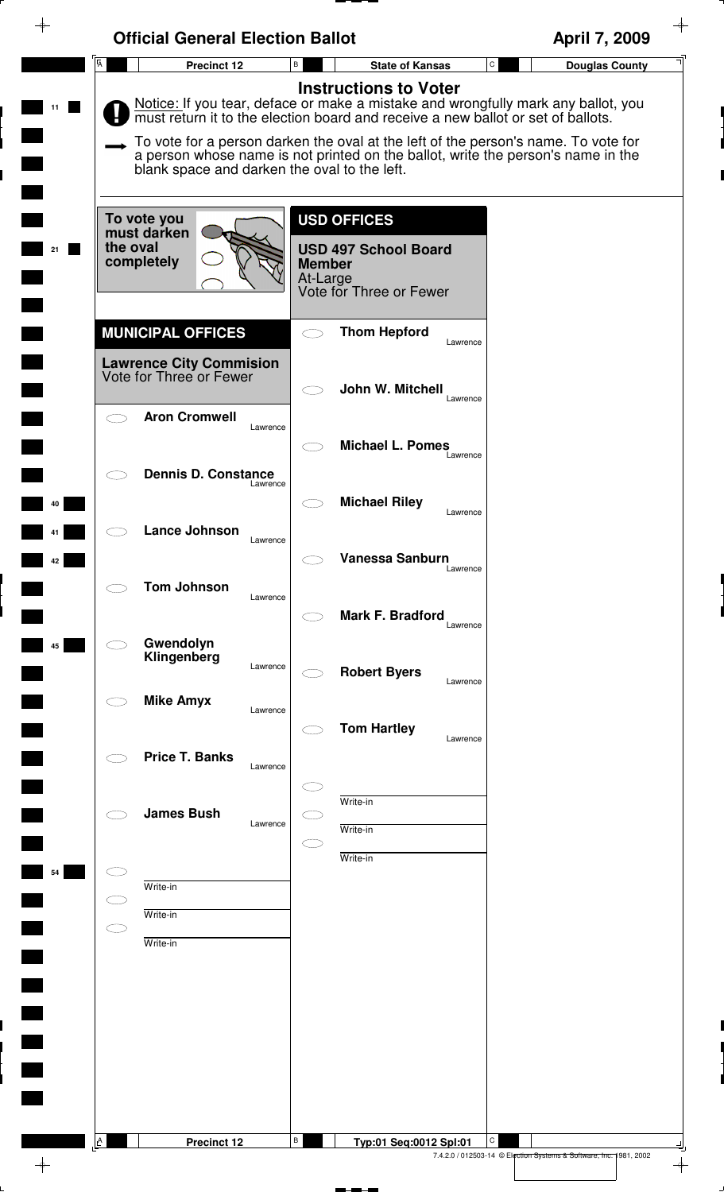# Official General Election Ballot

**April 7, 2009**

**Precinct 12** | **State of Kansas** | **Douglas County**

## Instructions to Voter

Notice: If you tear, deface or make a mistake and wrongfully mark any ballot, you must return it to the election board and receive a new ballot or set of ballots.

To vote for a person darken the oval at the left of the person's name. To vote for a person whose name is not printed on the ballot, write the person's name in the blank space and darken the oval to the left.

**To vote you must darken the oval completely**

## MUNICIPAL OFFICES

### Lawrence City Commision
Vote for Three or Fewer

- ⬭ **Aron Cromwell** — Lawrence
- ⬭ **Dennis D. Constance** — Lawrence
- ⬭ **Lance Johnson** — Lawrence
- ⬭ **Tom Johnson** — Lawrence
- ⬭ **Gwendolyn Klingenberg** — Lawrence
- ⬭ **Mike Amyx** — Lawrence
- ⬭ **Price T. Banks** — Lawrence
- ⬭ **James Bush** — Lawrence
- ⬭ Write-in
- ⬭ Write-in
- ⬭ Write-in

## USD OFFICES

### USD 497 School Board Member
At-Large
Vote for Three or Fewer

- ⬭ **Thom Hepford** — Lawrence
- ⬭ **John W. Mitchell** — Lawrence
- ⬭ **Michael L. Pomes** — Lawrence
- ⬭ **Michael Riley** — Lawrence
- ⬭ **Vanessa Sanburn** — Lawrence
- ⬭ **Mark F. Bradford** — Lawrence
- ⬭ **Robert Byers** — Lawrence
- ⬭ **Tom Hartley** — Lawrence
- ⬭ Write-in
- ⬭ Write-in
- ⬭ Write-in

**Precinct 12** | **Typ:01 Seq:0012 Spl:01**

7.4.2.0 / 012503-14 © Election Systems & Software, Inc. 1981, 2002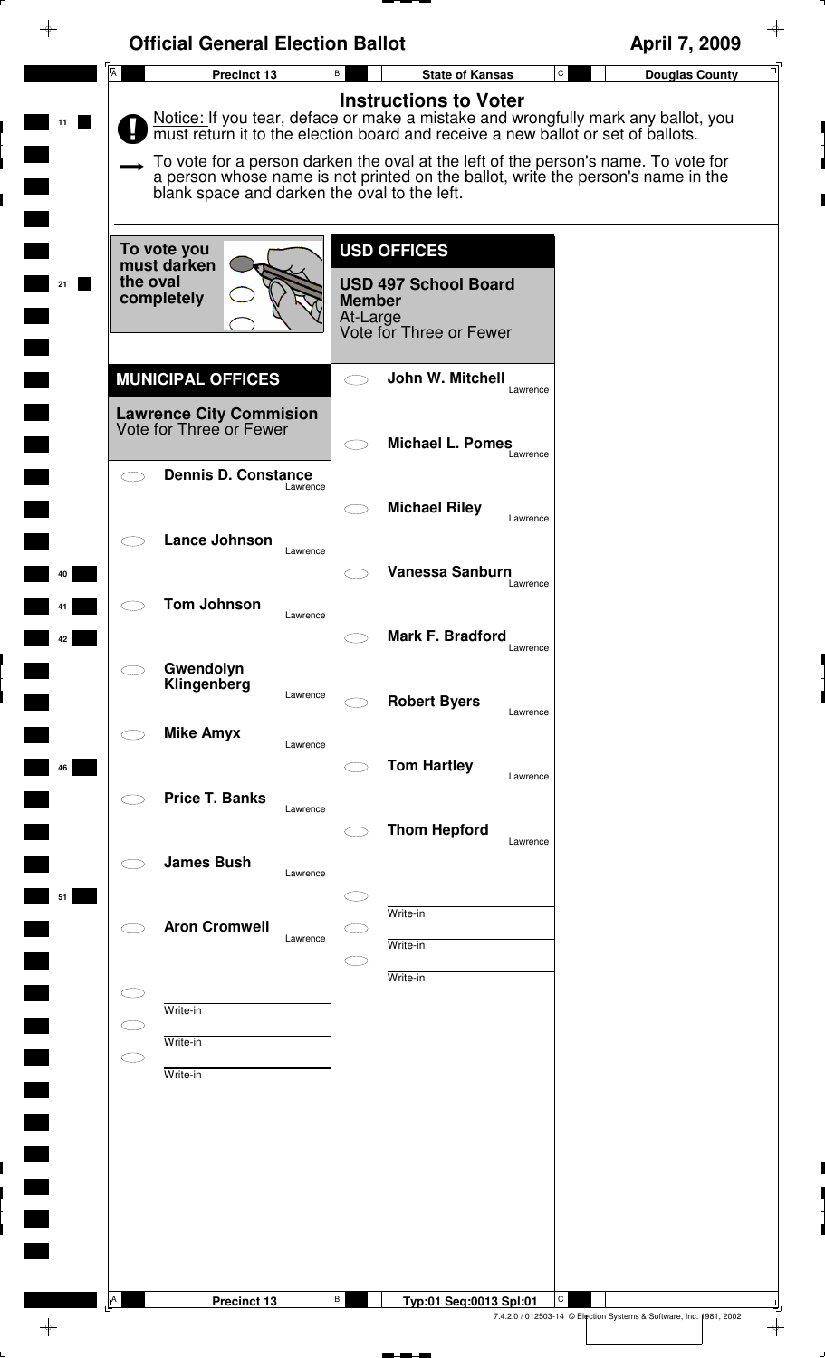# Official General Election Ballot

April 7, 2009

Precinct 13 | State of Kansas | Douglas County

## Instructions to Voter

Notice: If you tear, deface or make a mistake and wrongfully mark any ballot, you must return it to the election board and receive a new ballot or set of ballots.

To vote for a person darken the oval at the left of the person's name. To vote for a person whose name is not printed on the ballot, write the person's name in the blank space and darken the oval to the left.

To vote you must darken the oval completely

## MUNICIPAL OFFICES

### Lawrence City Commision
Vote for Three or Fewer

- Dennis D. Constance — Lawrence
- Lance Johnson — Lawrence
- Tom Johnson — Lawrence
- Gwendolyn Klingenberg — Lawrence
- Mike Amyx — Lawrence
- Price T. Banks — Lawrence
- James Bush — Lawrence
- Aron Cromwell — Lawrence
- Write-in
- Write-in
- Write-in

## USD OFFICES

### USD 497 School Board Member
At-Large
Vote for Three or Fewer

- John W. Mitchell — Lawrence
- Michael L. Pomes — Lawrence
- Michael Riley — Lawrence
- Vanessa Sanburn — Lawrence
- Mark F. Bradford — Lawrence
- Robert Byers — Lawrence
- Tom Hartley — Lawrence
- Thom Hepford — Lawrence
- Write-in
- Write-in
- Write-in

Precinct 13 | Typ:01 Seq:0013 Spl:01

7.4.2.0 / 012503-14 © Election Systems & Software, Inc. 1981, 2002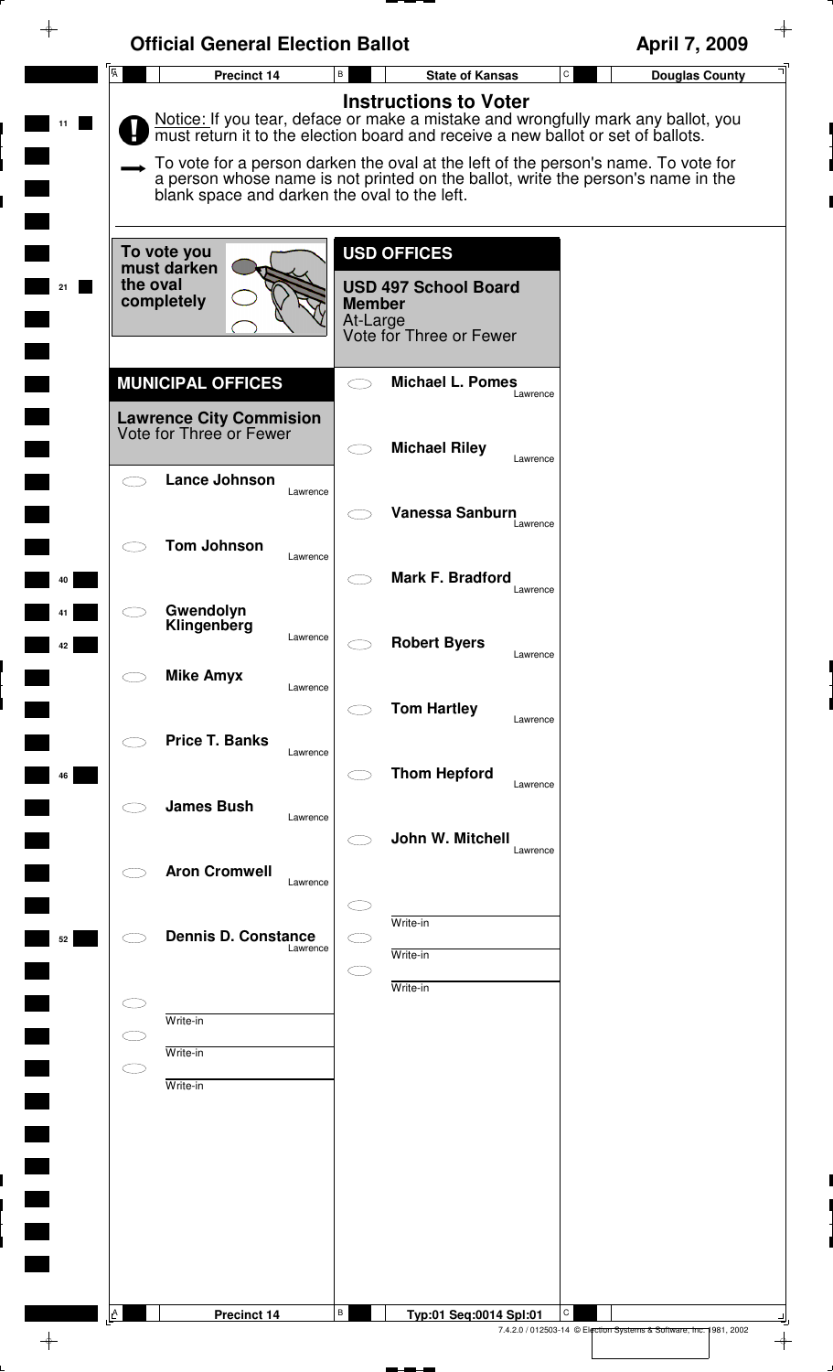# Official General Election Ballot

**April 7, 2009**

| Precinct 14 | State of Kansas | Douglas County |
|---|---|---|

## Instructions to Voter

Notice: If you tear, deface or make a mistake and wrongfully mark any ballot, you must return it to the election board and receive a new ballot or set of ballots.

To vote for a person darken the oval at the left of the person's name. To vote for a person whose name is not printed on the ballot, write the person's name in the blank space and darken the oval to the left.

To vote you must darken the oval completely

## MUNICIPAL OFFICES

### Lawrence City Commision
Vote for Three or Fewer

- Lance Johnson — Lawrence
- Tom Johnson — Lawrence
- Gwendolyn Klingenberg — Lawrence
- Mike Amyx — Lawrence
- Price T. Banks — Lawrence
- James Bush — Lawrence
- Aron Cromwell — Lawrence
- Dennis D. Constance — Lawrence
- Write-in
- Write-in
- Write-in

## USD OFFICES

### USD 497 School Board Member
At-Large
Vote for Three or Fewer

- Michael L. Pomes — Lawrence
- Michael Riley — Lawrence
- Vanessa Sanburn — Lawrence
- Mark F. Bradford — Lawrence
- Robert Byers — Lawrence
- Tom Hartley — Lawrence
- Thom Hepford — Lawrence
- John W. Mitchell — Lawrence
- Write-in
- Write-in
- Write-in

Precinct 14 | Typ:01 Seq:0014 Spl:01

7.4.2.0 / 012503-14 © Election Systems & Software, Inc. 1981, 2002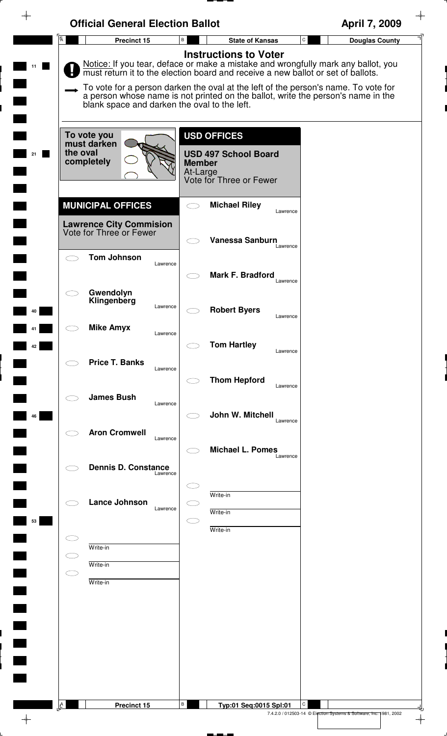# Official General Election Ballot

**April 7, 2009**

| Precinct 15 | State of Kansas | Douglas County |
|---|---|---|

## Instructions to Voter

Notice: If you tear, deface or make a mistake and wrongfully mark any ballot, you must return it to the election board and receive a new ballot or set of ballots.

To vote for a person darken the oval at the left of the person's name. To vote for a person whose name is not printed on the ballot, write the person's name in the blank space and darken the oval to the left.

To vote you must darken the oval completely

## MUNICIPAL OFFICES

### Lawrence City Commision

Vote for Three or Fewer

- Tom Johnson — Lawrence
- Gwendolyn Klingenberg — Lawrence
- Mike Amyx — Lawrence
- Price T. Banks — Lawrence
- James Bush — Lawrence
- Aron Cromwell — Lawrence
- Dennis D. Constance — Lawrence
- Lance Johnson — Lawrence
- Write-in
- Write-in
- Write-in

## USD OFFICES

### USD 497 School Board Member

At-Large

Vote for Three or Fewer

- Michael Riley — Lawrence
- Vanessa Sanburn — Lawrence
- Mark F. Bradford — Lawrence
- Robert Byers — Lawrence
- Tom Hartley — Lawrence
- Thom Hepford — Lawrence
- John W. Mitchell — Lawrence
- Michael L. Pomes — Lawrence
- Write-in
- Write-in
- Write-in

| Precinct 15 | Typ:01 Seq:0015 Spl:01 |
|---|---|

7.4.2.0 / 012503-14 © Election Systems & Software, Inc. 1981, 2002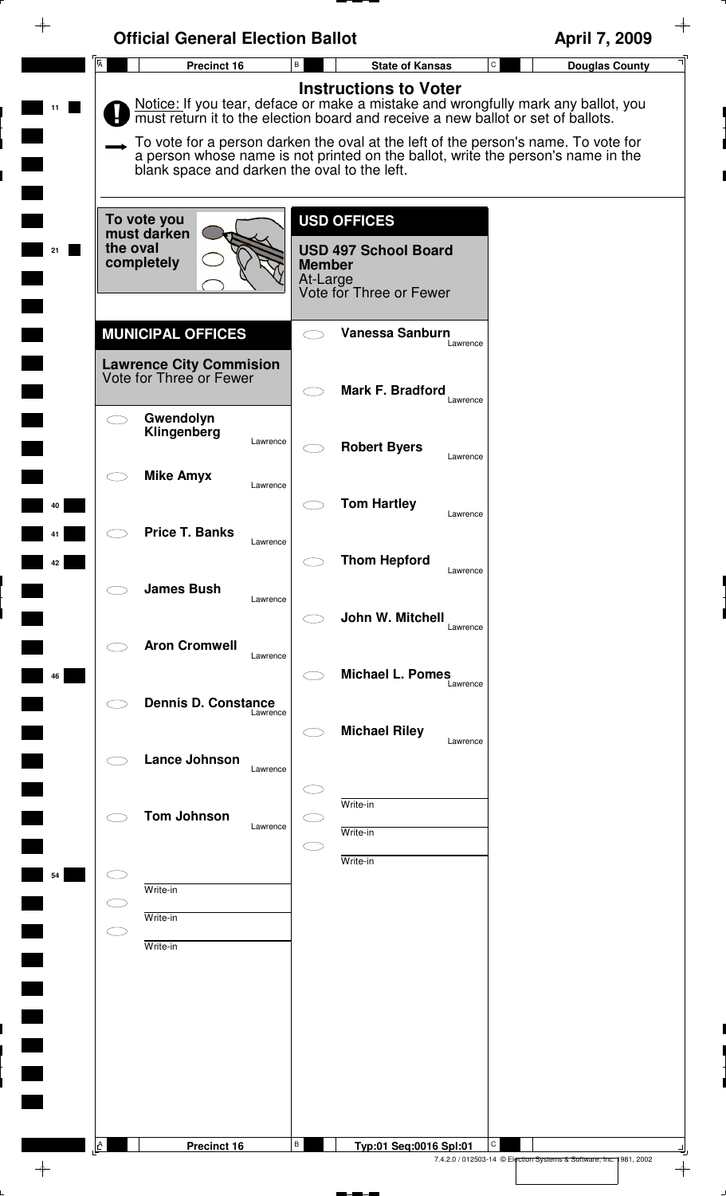# Official General Election Ballot

**April 7, 2009**

**Precinct 16** | **State of Kansas** | **Douglas County**

## Instructions to Voter

Notice: If you tear, deface or make a mistake and wrongfully mark any ballot, you must return it to the election board and receive a new ballot or set of ballots.

To vote for a person darken the oval at the left of the person's name. To vote for a person whose name is not printed on the ballot, write the person's name in the blank space and darken the oval to the left.

To vote you must darken the oval completely

## MUNICIPAL OFFICES

### Lawrence City Commision
Vote for Three or Fewer

- Gwendolyn Klingenberg — Lawrence
- Mike Amyx — Lawrence
- Price T. Banks — Lawrence
- James Bush — Lawrence
- Aron Cromwell — Lawrence
- Dennis D. Constance — Lawrence
- Lance Johnson — Lawrence
- Tom Johnson — Lawrence
- Write-in
- Write-in
- Write-in

## USD OFFICES

### USD 497 School Board Member
At-Large
Vote for Three or Fewer

- Vanessa Sanburn — Lawrence
- Mark F. Bradford — Lawrence
- Robert Byers — Lawrence
- Tom Hartley — Lawrence
- Thom Hepford — Lawrence
- John W. Mitchell — Lawrence
- Michael L. Pomes — Lawrence
- Michael Riley — Lawrence
- Write-in
- Write-in
- Write-in

Precinct 16 | Typ:01 Seq:0016 Spl:01

7.4.2.0 / 012503-14 © Election Systems & Software, Inc. 1981, 2002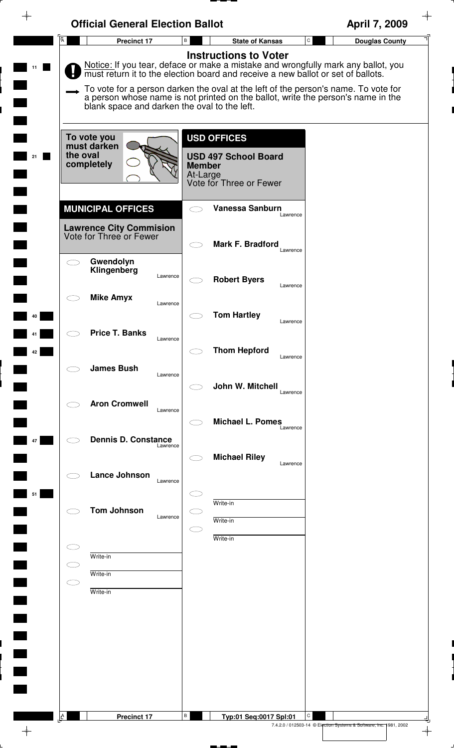# Official General Election Ballot

**April 7, 2009**

| Precinct 17 | State of Kansas | Douglas County |
|---|---|---|

## Instructions to Voter

Notice: If you tear, deface or make a mistake and wrongfully mark any ballot, you must return it to the election board and receive a new ballot or set of ballots.

To vote for a person darken the oval at the left of the person's name. To vote for a person whose name is not printed on the ballot, write the person's name in the blank space and darken the oval to the left.

To vote you must darken the oval completely

## MUNICIPAL OFFICES

### Lawrence City Commision
Vote for Three or Fewer

- Gwendolyn Klingenberg — Lawrence
- Mike Amyx — Lawrence
- Price T. Banks — Lawrence
- James Bush — Lawrence
- Aron Cromwell — Lawrence
- Dennis D. Constance — Lawrence
- Lance Johnson — Lawrence
- Tom Johnson — Lawrence
- Write-in
- Write-in
- Write-in

## USD OFFICES

### USD 497 School Board Member
At-Large
Vote for Three or Fewer

- Vanessa Sanburn — Lawrence
- Mark F. Bradford — Lawrence
- Robert Byers — Lawrence
- Tom Hartley — Lawrence
- Thom Hepford — Lawrence
- John W. Mitchell — Lawrence
- Michael L. Pomes — Lawrence
- Michael Riley — Lawrence
- Write-in
- Write-in
- Write-in

Precinct 17 | Typ:01 Seq:0017 Spl:01

7.4.2.0 / 012503-14 © Election Systems & Software, Inc. 1981, 2002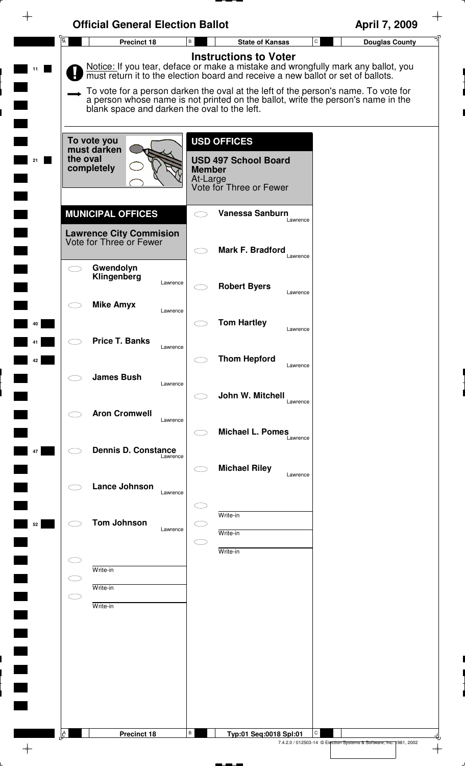# Official General Election Ballot

**April 7, 2009**

**Precinct 18** | **State of Kansas** | **Douglas County**

## Instructions to Voter

Notice: If you tear, deface or make a mistake and wrongfully mark any ballot, you must return it to the election board and receive a new ballot or set of ballots.

To vote for a person darken the oval at the left of the person's name. To vote for a person whose name is not printed on the ballot, write the person's name in the blank space and darken the oval to the left.

To vote you must darken the oval completely

## MUNICIPAL OFFICES

### Lawrence City Commision

Vote for Three or Fewer

- Gwendolyn Klingenberg — Lawrence
- Mike Amyx — Lawrence
- Price T. Banks — Lawrence
- James Bush — Lawrence
- Aron Cromwell — Lawrence
- Dennis D. Constance — Lawrence
- Lance Johnson — Lawrence
- Tom Johnson — Lawrence
- Write-in
- Write-in
- Write-in

## USD OFFICES

### USD 497 School Board Member

At-Large

Vote for Three or Fewer

- Vanessa Sanburn — Lawrence
- Mark F. Bradford — Lawrence
- Robert Byers — Lawrence
- Tom Hartley — Lawrence
- Thom Hepford — Lawrence
- John W. Mitchell — Lawrence
- Michael L. Pomes — Lawrence
- Michael Riley — Lawrence
- Write-in
- Write-in
- Write-in

Precinct 18 | Typ:01 Seq:0018 Spl:01

7.4.2.0 / 012503-14 © Election Systems & Software, Inc. 1981, 2002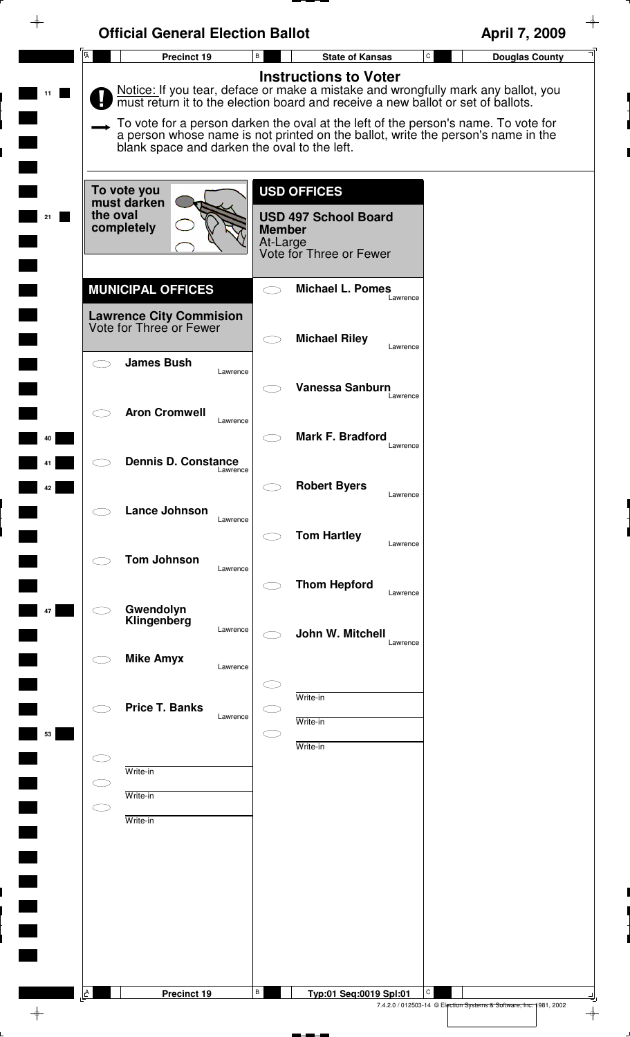# Official General Election Ballot

**April 7, 2009**

**Precinct 19** | **State of Kansas** | **Douglas County**

## Instructions to Voter

Notice: If you tear, deface or make a mistake and wrongfully mark any ballot, you must return it to the election board and receive a new ballot or set of ballots.

To vote for a person darken the oval at the left of the person's name. To vote for a person whose name is not printed on the ballot, write the person's name in the blank space and darken the oval to the left.

To vote you must darken the oval completely

## MUNICIPAL OFFICES

### Lawrence City Commision
Vote for Three or Fewer

- **James Bush** — Lawrence
- **Aron Cromwell** — Lawrence
- **Dennis D. Constance** — Lawrence
- **Lance Johnson** — Lawrence
- **Tom Johnson** — Lawrence
- **Gwendolyn Klingenberg** — Lawrence
- **Mike Amyx** — Lawrence
- **Price T. Banks** — Lawrence
- Write-in
- Write-in
- Write-in

## USD OFFICES

### USD 497 School Board Member
At-Large
Vote for Three or Fewer

- **Michael L. Pomes** — Lawrence
- **Michael Riley** — Lawrence
- **Vanessa Sanburn** — Lawrence
- **Mark F. Bradford** — Lawrence
- **Robert Byers** — Lawrence
- **Tom Hartley** — Lawrence
- **Thom Hepford** — Lawrence
- **John W. Mitchell** — Lawrence
- Write-in
- Write-in
- Write-in

Precinct 19 | Typ:01 Seq:0019 Spl:01

7.4.2.0 / 012503-14 © Election Systems & Software, Inc. 1981, 2002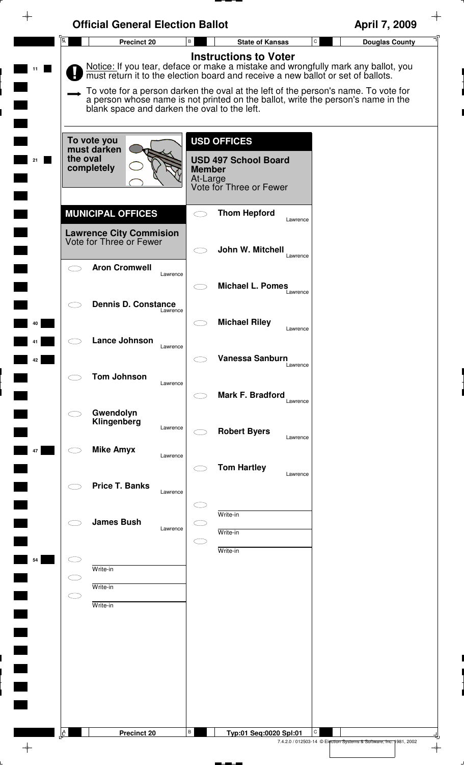# Official General Election Ballot

**April 7, 2009**

**Precinct 20** | **State of Kansas** | **Douglas County**

## Instructions to Voter

Notice: If you tear, deface or make a mistake and wrongfully mark any ballot, you must return it to the election board and receive a new ballot or set of ballots.

To vote for a person darken the oval at the left of the person's name. To vote for a person whose name is not printed on the ballot, write the person's name in the blank space and darken the oval to the left.

To vote you must darken the oval completely

## MUNICIPAL OFFICES

### Lawrence City Commision

Vote for Three or Fewer

- Aron Cromwell — Lawrence
- Dennis D. Constance — Lawrence
- Lance Johnson — Lawrence
- Tom Johnson — Lawrence
- Gwendolyn Klingenberg — Lawrence
- Mike Amyx — Lawrence
- Price T. Banks — Lawrence
- James Bush — Lawrence
- Write-in
- Write-in
- Write-in

## USD OFFICES

### USD 497 School Board Member

At-Large

Vote for Three or Fewer

- Thom Hepford — Lawrence
- John W. Mitchell — Lawrence
- Michael L. Pomes — Lawrence
- Michael Riley — Lawrence
- Vanessa Sanburn — Lawrence
- Mark F. Bradford — Lawrence
- Robert Byers — Lawrence
- Tom Hartley — Lawrence
- Write-in
- Write-in
- Write-in

Precinct 20 | Typ:01 Seq:0020 Spl:01

7.4.2.0 / 012503-14 © Election Systems & Software, Inc. 1981, 2002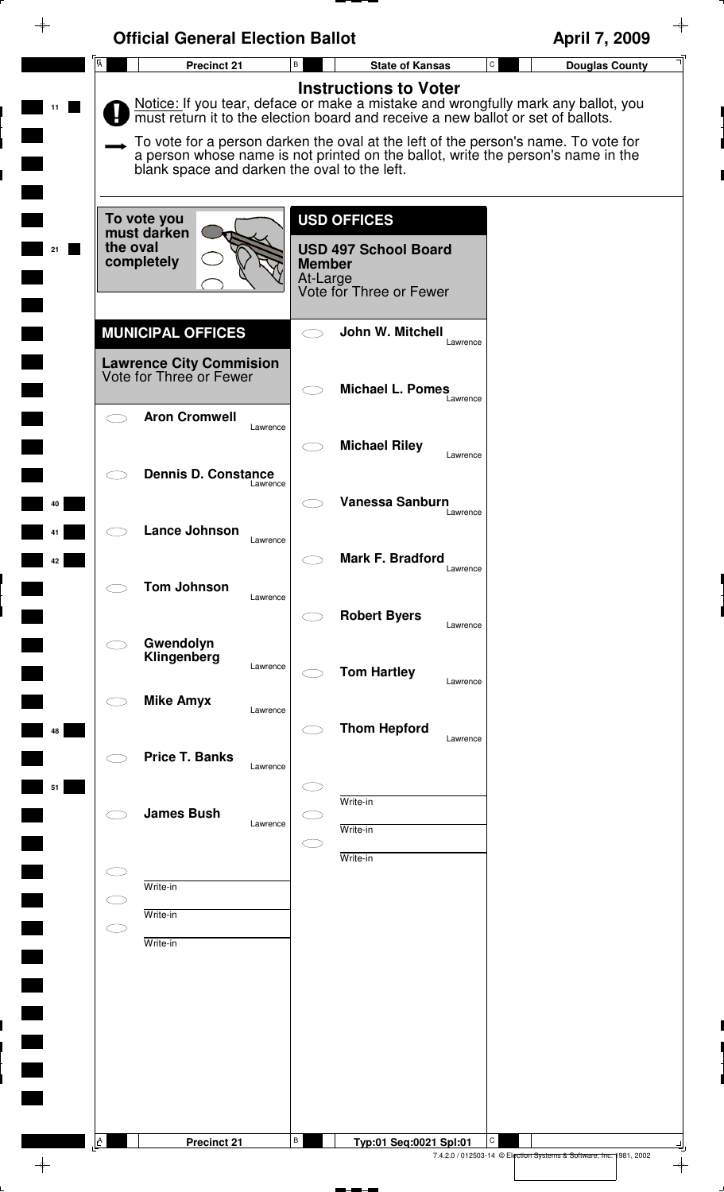# Official General Election Ballot

April 7, 2009

Precinct 21 | State of Kansas | Douglas County

## Instructions to Voter

**Notice:** If you tear, deface or make a mistake and wrongfully mark any ballot, you must return it to the election board and receive a new ballot or set of ballots.

To vote for a person darken the oval at the left of the person's name. To vote for a person whose name is not printed on the ballot, write the person's name in the blank space and darken the oval to the left.

**To vote you must darken the oval completely**

## MUNICIPAL OFFICES

### Lawrence City Commision

Vote for Three or Fewer

- ⬭ **Aron Cromwell** — Lawrence
- ⬭ **Dennis D. Constance** — Lawrence
- ⬭ **Lance Johnson** — Lawrence
- ⬭ **Tom Johnson** — Lawrence
- ⬭ **Gwendolyn Klingenberg** — Lawrence
- ⬭ **Mike Amyx** — Lawrence
- ⬭ **Price T. Banks** — Lawrence
- ⬭ **James Bush** — Lawrence
- ⬭ Write-in
- ⬭ Write-in
- ⬭ Write-in

## USD OFFICES

### USD 497 School Board Member

At-Large

Vote for Three or Fewer

- ⬭ **John W. Mitchell** — Lawrence
- ⬭ **Michael L. Pomes** — Lawrence
- ⬭ **Michael Riley** — Lawrence
- ⬭ **Vanessa Sanburn** — Lawrence
- ⬭ **Mark F. Bradford** — Lawrence
- ⬭ **Robert Byers** — Lawrence
- ⬭ **Tom Hartley** — Lawrence
- ⬭ **Thom Hepford** — Lawrence
- ⬭ Write-in
- ⬭ Write-in
- ⬭ Write-in

Precinct 21 | Typ:01 Seq:0021 Spl:01

7.4.2.0 / 012503-14 © Election Systems & Software, Inc. 1981, 2002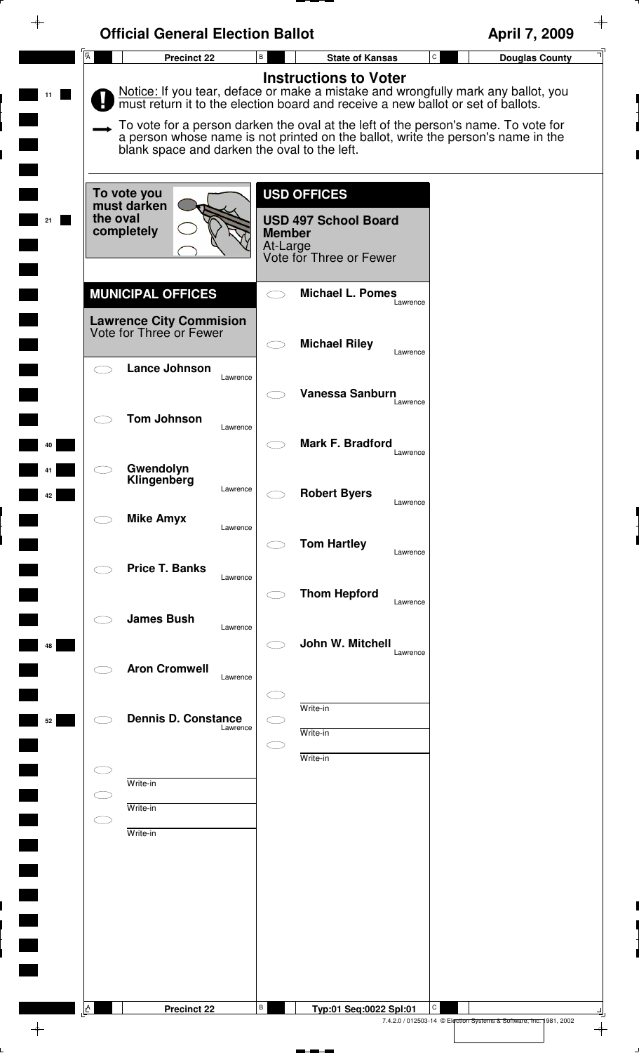# Official General Election Ballot

**April 7, 2009**

| Precinct 22 | State of Kansas | Douglas County |
|---|---|---|

## Instructions to Voter

Notice: If you tear, deface or make a mistake and wrongfully mark any ballot, you must return it to the election board and receive a new ballot or set of ballots.

To vote for a person darken the oval at the left of the person's name. To vote for a person whose name is not printed on the ballot, write the person's name in the blank space and darken the oval to the left.

To vote you must darken the oval completely

## MUNICIPAL OFFICES

### Lawrence City Commision
Vote for Three or Fewer

- Lance Johnson — Lawrence
- Tom Johnson — Lawrence
- Gwendolyn Klingenberg — Lawrence
- Mike Amyx — Lawrence
- Price T. Banks — Lawrence
- James Bush — Lawrence
- Aron Cromwell — Lawrence
- Dennis D. Constance — Lawrence
- Write-in
- Write-in
- Write-in

## USD OFFICES

### USD 497 School Board Member
At-Large
Vote for Three or Fewer

- Michael L. Pomes — Lawrence
- Michael Riley — Lawrence
- Vanessa Sanburn — Lawrence
- Mark F. Bradford — Lawrence
- Robert Byers — Lawrence
- Tom Hartley — Lawrence
- Thom Hepford — Lawrence
- John W. Mitchell — Lawrence
- Write-in
- Write-in
- Write-in

Precinct 22 | Typ:01 Seq:0022 Spl:01

7.4.2.0 / 012503-14 © Election Systems & Software, Inc. 1981, 2002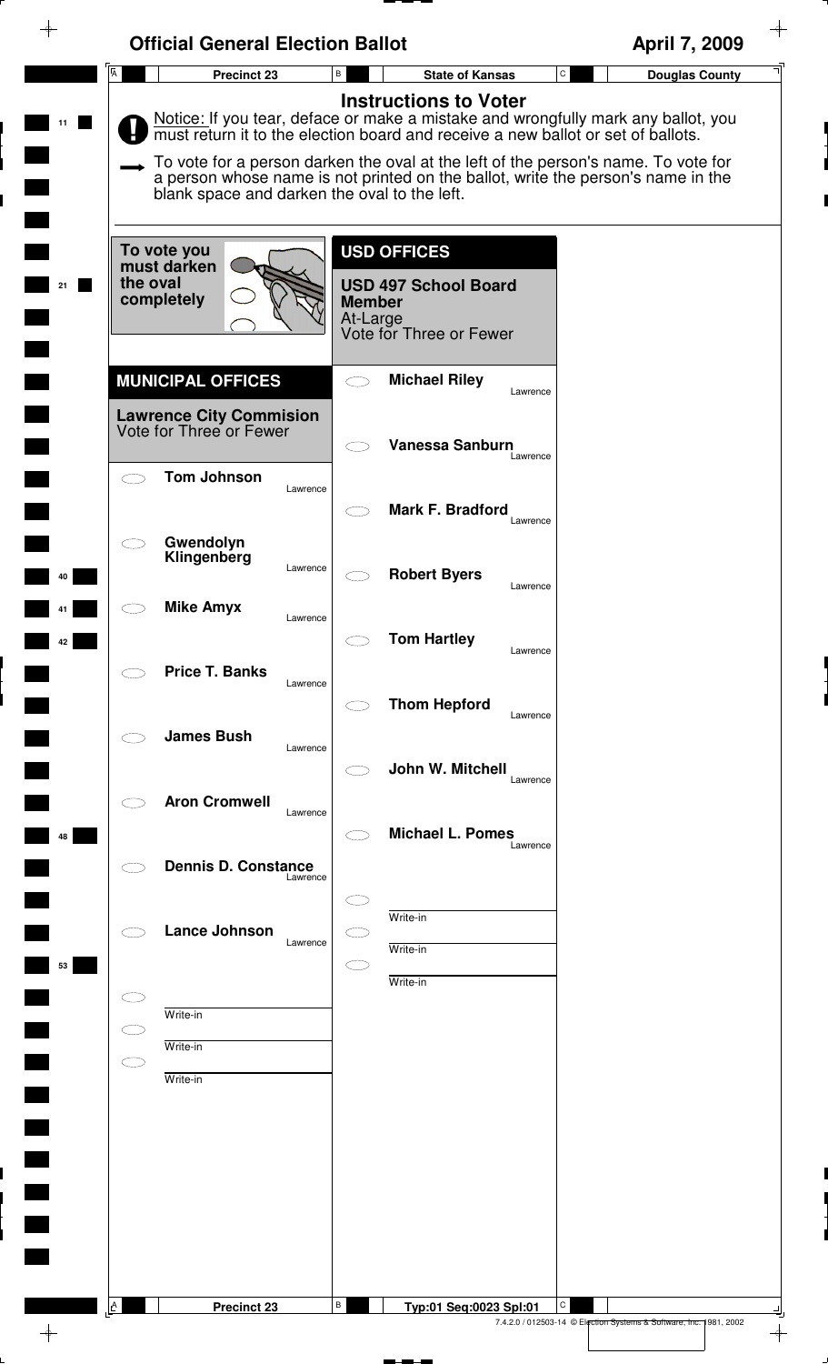# Official General Election Ballot

**April 7, 2009**

| Precinct 23 | State of Kansas | Douglas County |
|---|---|---|

## Instructions to Voter

Notice: If you tear, deface or make a mistake and wrongfully mark any ballot, you must return it to the election board and receive a new ballot or set of ballots.

To vote for a person darken the oval at the left of the person's name. To vote for a person whose name is not printed on the ballot, write the person's name in the blank space and darken the oval to the left.

To vote you must darken the oval completely

## MUNICIPAL OFFICES

### Lawrence City Commision
Vote for Three or Fewer

- Tom Johnson — Lawrence
- Gwendolyn Klingenberg — Lawrence
- Mike Amyx — Lawrence
- Price T. Banks — Lawrence
- James Bush — Lawrence
- Aron Cromwell — Lawrence
- Dennis D. Constance — Lawrence
- Lance Johnson — Lawrence
- Write-in
- Write-in
- Write-in

## USD OFFICES

### USD 497 School Board Member
At-Large
Vote for Three or Fewer

- Michael Riley — Lawrence
- Vanessa Sanburn — Lawrence
- Mark F. Bradford — Lawrence
- Robert Byers — Lawrence
- Tom Hartley — Lawrence
- Thom Hepford — Lawrence
- John W. Mitchell — Lawrence
- Michael L. Pomes — Lawrence
- Write-in
- Write-in
- Write-in

Precinct 23 | Typ:01 Seq:0023 Spl:01

7.4.2.0 / 012503-14 © Election Systems & Software, Inc. 1981, 2002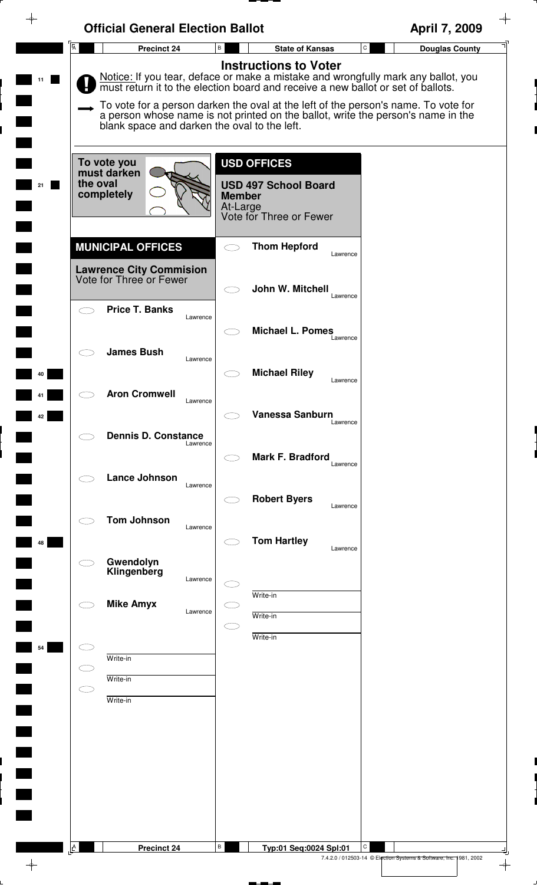# Official General Election Ballot

April 7, 2009

Precinct 24 | State of Kansas | Douglas County

## Instructions to Voter

Notice: If you tear, deface or make a mistake and wrongfully mark any ballot, you must return it to the election board and receive a new ballot or set of ballots.

To vote for a person darken the oval at the left of the person's name. To vote for a person whose name is not printed on the ballot, write the person's name in the blank space and darken the oval to the left.

To vote you must darken the oval completely

## MUNICIPAL OFFICES

### Lawrence City Commision
Vote for Three or Fewer

- ◯ **Price T. Banks** — Lawrence
- ◯ **James Bush** — Lawrence
- ◯ **Aron Cromwell** — Lawrence
- ◯ **Dennis D. Constance** — Lawrence
- ◯ **Lance Johnson** — Lawrence
- ◯ **Tom Johnson** — Lawrence
- ◯ **Gwendolyn Klingenberg** — Lawrence
- ◯ **Mike Amyx** — Lawrence
- ◯ Write-in
- ◯ Write-in
- ◯ Write-in

## USD OFFICES

### USD 497 School Board Member
At-Large
Vote for Three or Fewer

- ◯ **Thom Hepford** — Lawrence
- ◯ **John W. Mitchell** — Lawrence
- ◯ **Michael L. Pomes** — Lawrence
- ◯ **Michael Riley** — Lawrence
- ◯ **Vanessa Sanburn** — Lawrence
- ◯ **Mark F. Bradford** — Lawrence
- ◯ **Robert Byers** — Lawrence
- ◯ **Tom Hartley** — Lawrence
- ◯ Write-in
- ◯ Write-in
- ◯ Write-in

Precinct 24 | Typ:01 Seq:0024 Spl:01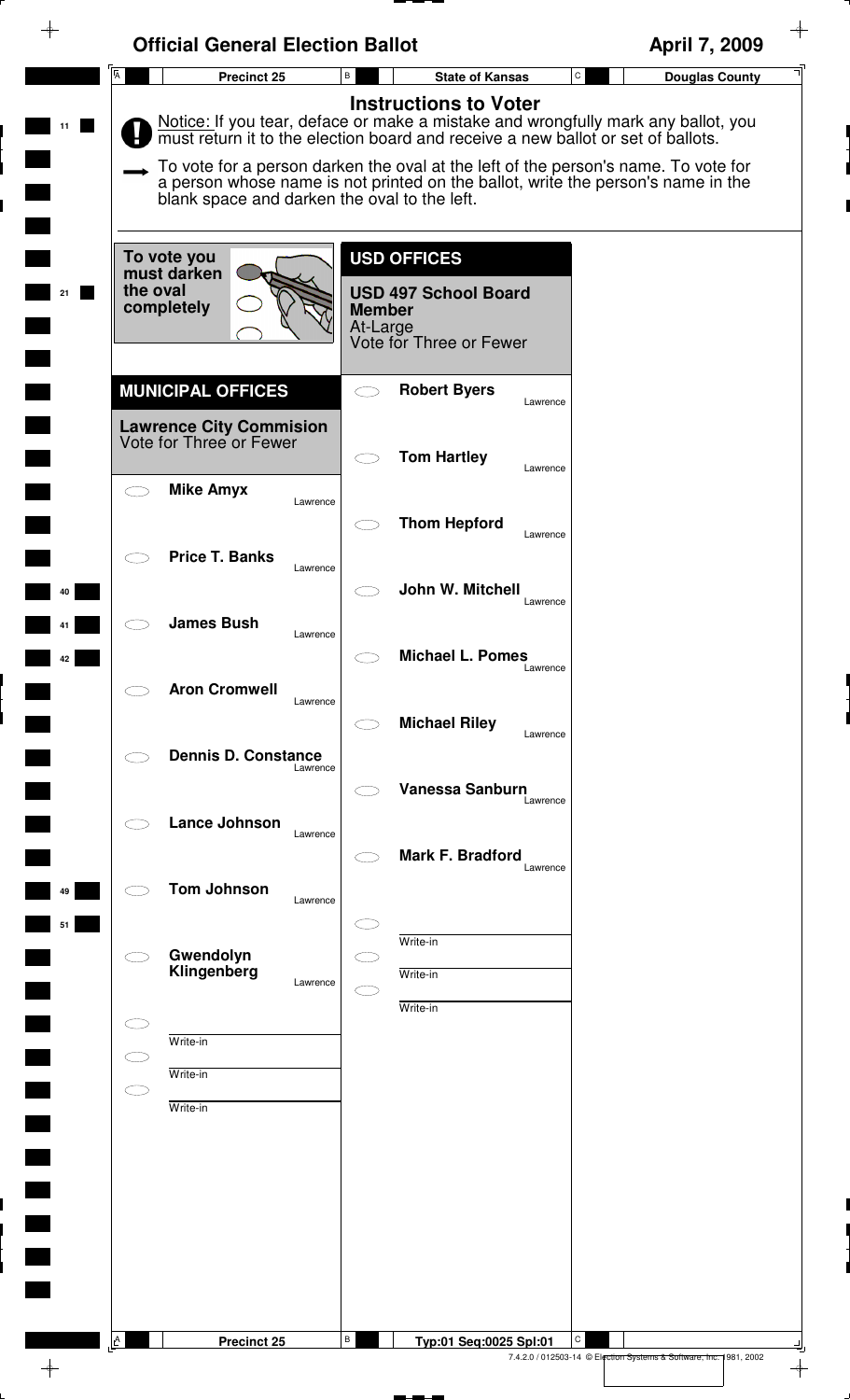# Official General Election Ballot

**April 7, 2009**

**Precinct 25** | **State of Kansas** | **Douglas County**

## Instructions to Voter

Notice: If you tear, deface or make a mistake and wrongfully mark any ballot, you must return it to the election board and receive a new ballot or set of ballots.

To vote for a person darken the oval at the left of the person's name. To vote for a person whose name is not printed on the ballot, write the person's name in the blank space and darken the oval to the left.

To vote you must darken the oval completely

## MUNICIPAL OFFICES

### Lawrence City Commision

Vote for Three or Fewer

- Mike Amyx — Lawrence
- Price T. Banks — Lawrence
- James Bush — Lawrence
- Aron Cromwell — Lawrence
- Dennis D. Constance — Lawrence
- Lance Johnson — Lawrence
- Tom Johnson — Lawrence
- Gwendolyn Klingenberg — Lawrence
- Write-in
- Write-in
- Write-in

## USD OFFICES

### USD 497 School Board Member

At-Large

Vote for Three or Fewer

- Robert Byers — Lawrence
- Tom Hartley — Lawrence
- Thom Hepford — Lawrence
- John W. Mitchell — Lawrence
- Michael L. Pomes — Lawrence
- Michael Riley — Lawrence
- Vanessa Sanburn — Lawrence
- Mark F. Bradford — Lawrence
- Write-in
- Write-in
- Write-in

Precinct 25 | Typ:01 Seq:0025 Spl:01

7.4.2.0 / 012503-14 © Election Systems & Software, Inc. 1981, 2002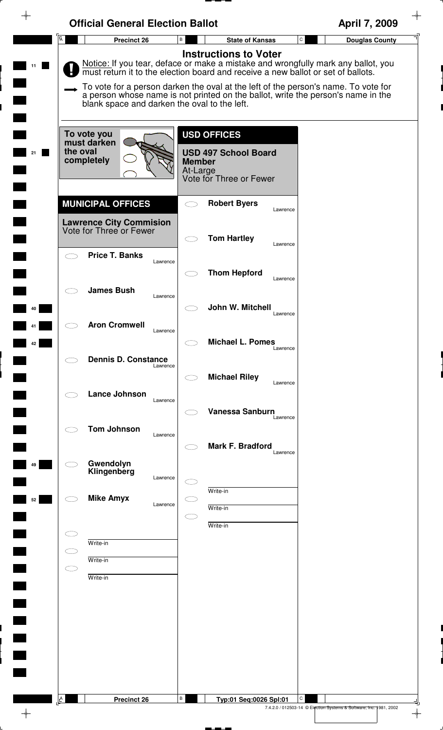# Official General Election Ballot

**April 7, 2009**

| Precinct 26 | State of Kansas | Douglas County |
|---|---|---|

## Instructions to Voter

Notice: If you tear, deface or make a mistake and wrongfully mark any ballot, you must return it to the election board and receive a new ballot or set of ballots.

To vote for a person darken the oval at the left of the person's name. To vote for a person whose name is not printed on the ballot, write the person's name in the blank space and darken the oval to the left.

To vote you must darken the oval completely

## MUNICIPAL OFFICES

### Lawrence City Commision

Vote for Three or Fewer

- Price T. Banks — Lawrence
- James Bush — Lawrence
- Aron Cromwell — Lawrence
- Dennis D. Constance — Lawrence
- Lance Johnson — Lawrence
- Tom Johnson — Lawrence
- Gwendolyn Klingenberg — Lawrence
- Mike Amyx — Lawrence
- Write-in
- Write-in
- Write-in

## USD OFFICES

### USD 497 School Board Member

At-Large

Vote for Three or Fewer

- Robert Byers — Lawrence
- Tom Hartley — Lawrence
- Thom Hepford — Lawrence
- John W. Mitchell — Lawrence
- Michael L. Pomes — Lawrence
- Michael Riley — Lawrence
- Vanessa Sanburn — Lawrence
- Mark F. Bradford — Lawrence
- Write-in
- Write-in
- Write-in

Precinct 26 | Typ:01 Seq:0026 Spl:01

7.4.2.0 / 012503-14 © Election Systems & Software, Inc. 1981, 2002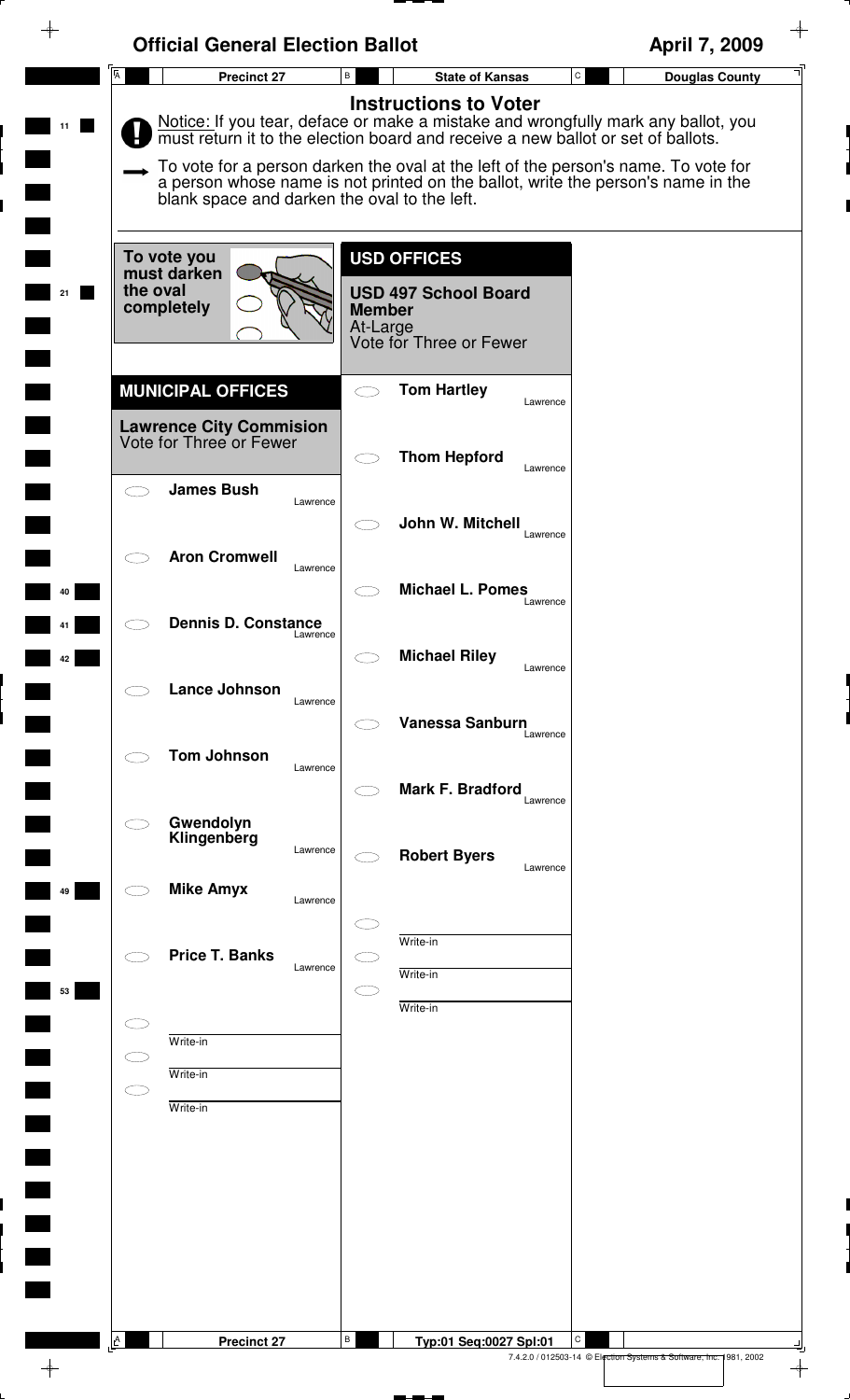# Official General Election Ballot

**April 7, 2009**

| Precinct 27 | State of Kansas | Douglas County |
| --- | --- | --- |

## Instructions to Voter

Notice: If you tear, deface or make a mistake and wrongfully mark any ballot, you must return it to the election board and receive a new ballot or set of ballots.

To vote for a person darken the oval at the left of the person's name. To vote for a person whose name is not printed on the ballot, write the person's name in the blank space and darken the oval to the left.

To vote you must darken the oval completely

## MUNICIPAL OFFICES

### Lawrence City Commision
Vote for Three or Fewer

- James Bush — Lawrence
- Aron Cromwell — Lawrence
- Dennis D. Constance — Lawrence
- Lance Johnson — Lawrence
- Tom Johnson — Lawrence
- Gwendolyn Klingenberg — Lawrence
- Mike Amyx — Lawrence
- Price T. Banks — Lawrence
- Write-in
- Write-in
- Write-in

## USD OFFICES

### USD 497 School Board Member
At-Large
Vote for Three or Fewer

- Tom Hartley — Lawrence
- Thom Hepford — Lawrence
- John W. Mitchell — Lawrence
- Michael L. Pomes — Lawrence
- Michael Riley — Lawrence
- Vanessa Sanburn — Lawrence
- Mark F. Bradford — Lawrence
- Robert Byers — Lawrence
- Write-in
- Write-in
- Write-in

Precinct 27 — Typ:01 Seq:0027 Spl:01

7.4.2.0 / 012503-14 © Election Systems & Software, Inc. 1981, 2002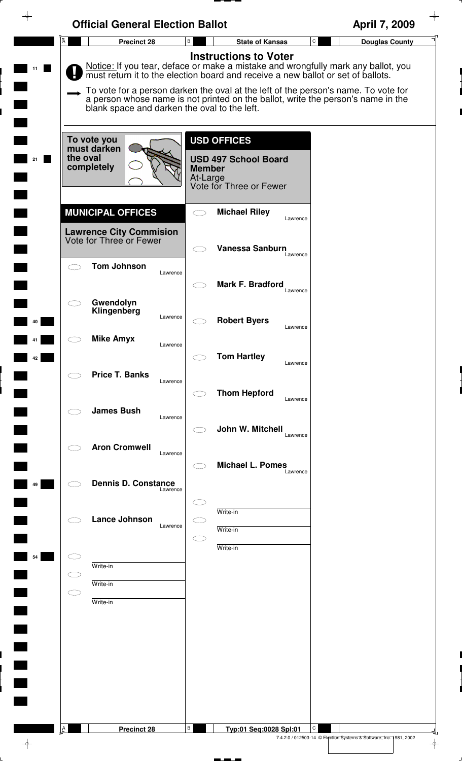# Official General Election Ballot

**April 7, 2009**

**Precinct 28** | **State of Kansas** | **Douglas County**

## Instructions to Voter

Notice: If you tear, deface or make a mistake and wrongfully mark any ballot, you must return it to the election board and receive a new ballot or set of ballots.

To vote for a person darken the oval at the left of the person's name. To vote for a person whose name is not printed on the ballot, write the person's name in the blank space and darken the oval to the left.

To vote you must darken the oval completely

## MUNICIPAL OFFICES

### Lawrence City Commision
Vote for Three or Fewer

- ○ **Tom Johnson** — Lawrence
- ○ **Gwendolyn Klingenberg** — Lawrence
- ○ **Mike Amyx** — Lawrence
- ○ **Price T. Banks** — Lawrence
- ○ **James Bush** — Lawrence
- ○ **Aron Cromwell** — Lawrence
- ○ **Dennis D. Constance** — Lawrence
- ○ **Lance Johnson** — Lawrence
- ○ Write-in
- ○ Write-in
- ○ Write-in

## USD OFFICES

### USD 497 School Board Member
At-Large
Vote for Three or Fewer

- ○ **Michael Riley** — Lawrence
- ○ **Vanessa Sanburn** — Lawrence
- ○ **Mark F. Bradford** — Lawrence
- ○ **Robert Byers** — Lawrence
- ○ **Tom Hartley** — Lawrence
- ○ **Thom Hepford** — Lawrence
- ○ **John W. Mitchell** — Lawrence
- ○ **Michael L. Pomes** — Lawrence
- ○ Write-in
- ○ Write-in
- ○ Write-in

**Precinct 28** | **Typ:01 Seq:0028 Spl:01**

7.4.2.0 / 012503-14 © Election Systems & Software, Inc. 1981, 2002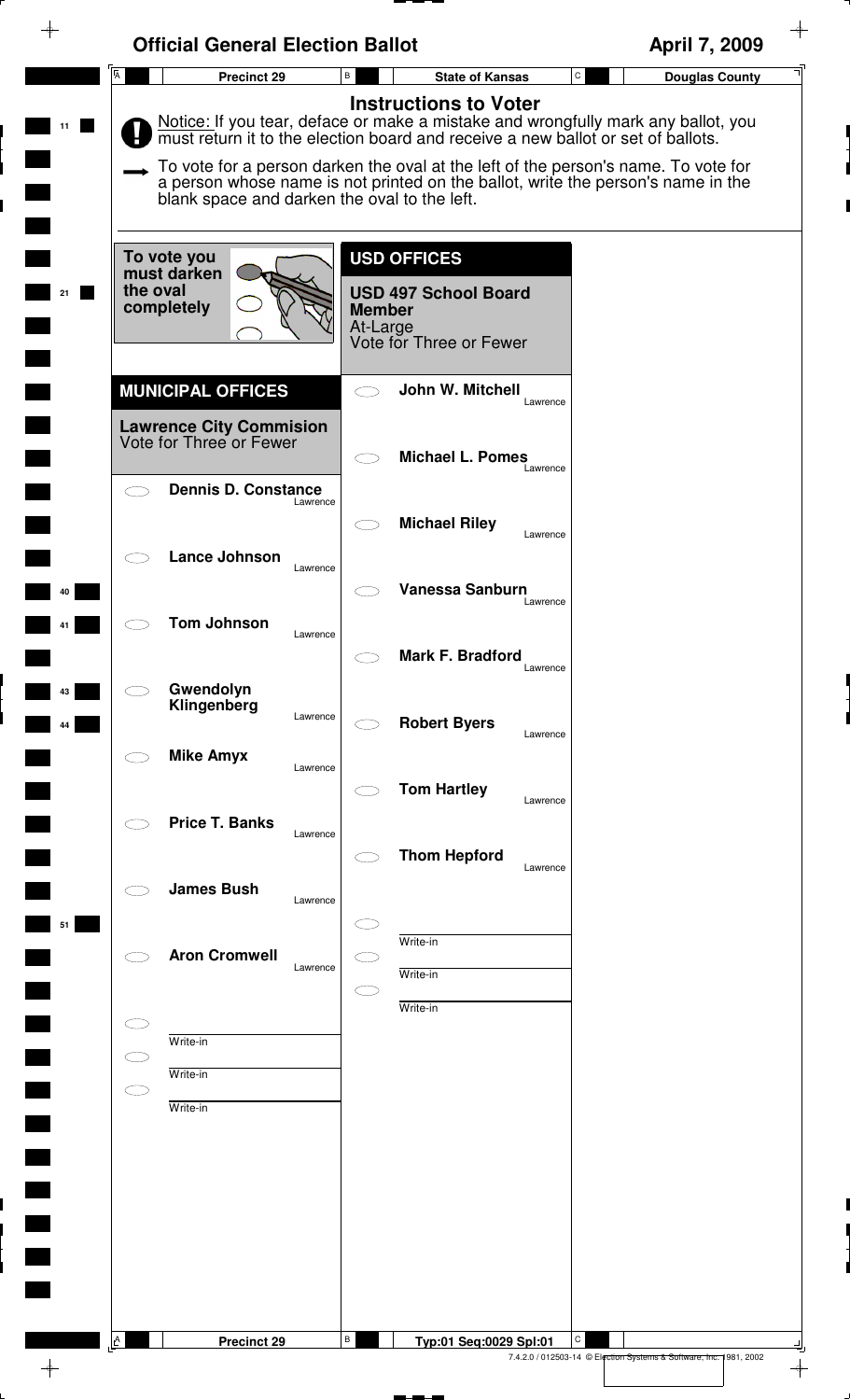# Official General Election Ballot

April 7, 2009

Precinct 29 | State of Kansas | Douglas County

## Instructions to Voter

**Notice:** If you tear, deface or make a mistake and wrongfully mark any ballot, you must return it to the election board and receive a new ballot or set of ballots.

To vote for a person darken the oval at the left of the person's name. To vote for a person whose name is not printed on the ballot, write the person's name in the blank space and darken the oval to the left.

**To vote you must darken the oval completely**

## MUNICIPAL OFFICES

### Lawrence City Commision
Vote for Three or Fewer

- Dennis D. Constance — Lawrence
- Lance Johnson — Lawrence
- Tom Johnson — Lawrence
- Gwendolyn Klingenberg — Lawrence
- Mike Amyx — Lawrence
- Price T. Banks — Lawrence
- James Bush — Lawrence
- Aron Cromwell — Lawrence
- Write-in
- Write-in
- Write-in

## USD OFFICES

### USD 497 School Board Member
At-Large
Vote for Three or Fewer

- John W. Mitchell — Lawrence
- Michael L. Pomes — Lawrence
- Michael Riley — Lawrence
- Vanessa Sanburn — Lawrence
- Mark F. Bradford — Lawrence
- Robert Byers — Lawrence
- Tom Hartley — Lawrence
- Thom Hepford — Lawrence
- Write-in
- Write-in
- Write-in

Precinct 29 | Typ:01 Seq:0029 Spl:01

7.4.2.0 / 012503-14 © Election Systems & Software, Inc. 1981, 2002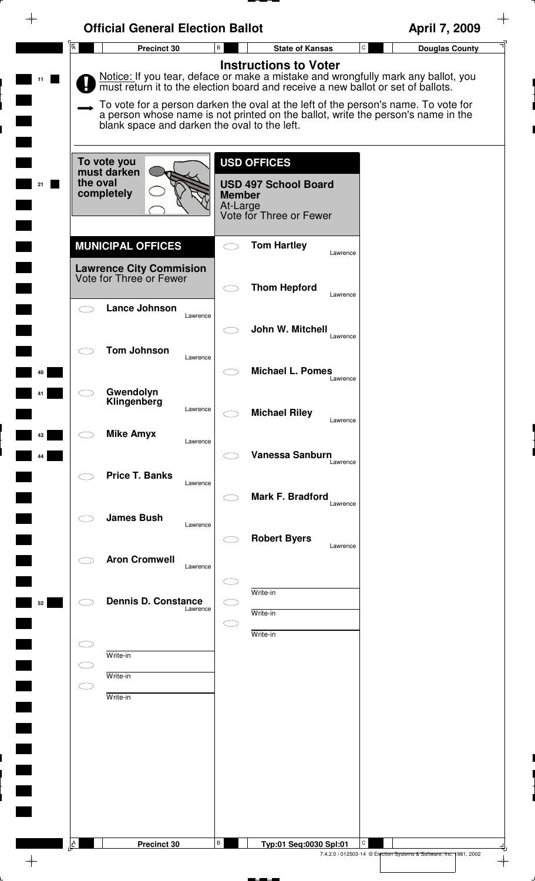# Official General Election Ballot

**April 7, 2009**

| Precinct 30 | State of Kansas | Douglas County |
|---|---|---|

## Instructions to Voter

Notice: If you tear, deface or make a mistake and wrongfully mark any ballot, you must return it to the election board and receive a new ballot or set of ballots.

To vote for a person darken the oval at the left of the person's name. To vote for a person whose name is not printed on the ballot, write the person's name in the blank space and darken the oval to the left.

To vote you must darken the oval completely

## MUNICIPAL OFFICES

### Lawrence City Commision
Vote for Three or Fewer

- Lance Johnson — Lawrence
- Tom Johnson — Lawrence
- Gwendolyn Klingenberg — Lawrence
- Mike Amyx — Lawrence
- Price T. Banks — Lawrence
- James Bush — Lawrence
- Aron Cromwell — Lawrence
- Dennis D. Constance — Lawrence
- Write-in
- Write-in
- Write-in

## USD OFFICES

### USD 497 School Board Member
At-Large
Vote for Three or Fewer

- Tom Hartley — Lawrence
- Thom Hepford — Lawrence
- John W. Mitchell — Lawrence
- Michael L. Pomes — Lawrence
- Michael Riley — Lawrence
- Vanessa Sanburn — Lawrence
- Mark F. Bradford — Lawrence
- Robert Byers — Lawrence
- Write-in
- Write-in
- Write-in

Precinct 30 | Typ:01 Seq:0030 Spl:01

7.4.2.0 / 012503-14 © Election Systems & Software, Inc. 1981, 2002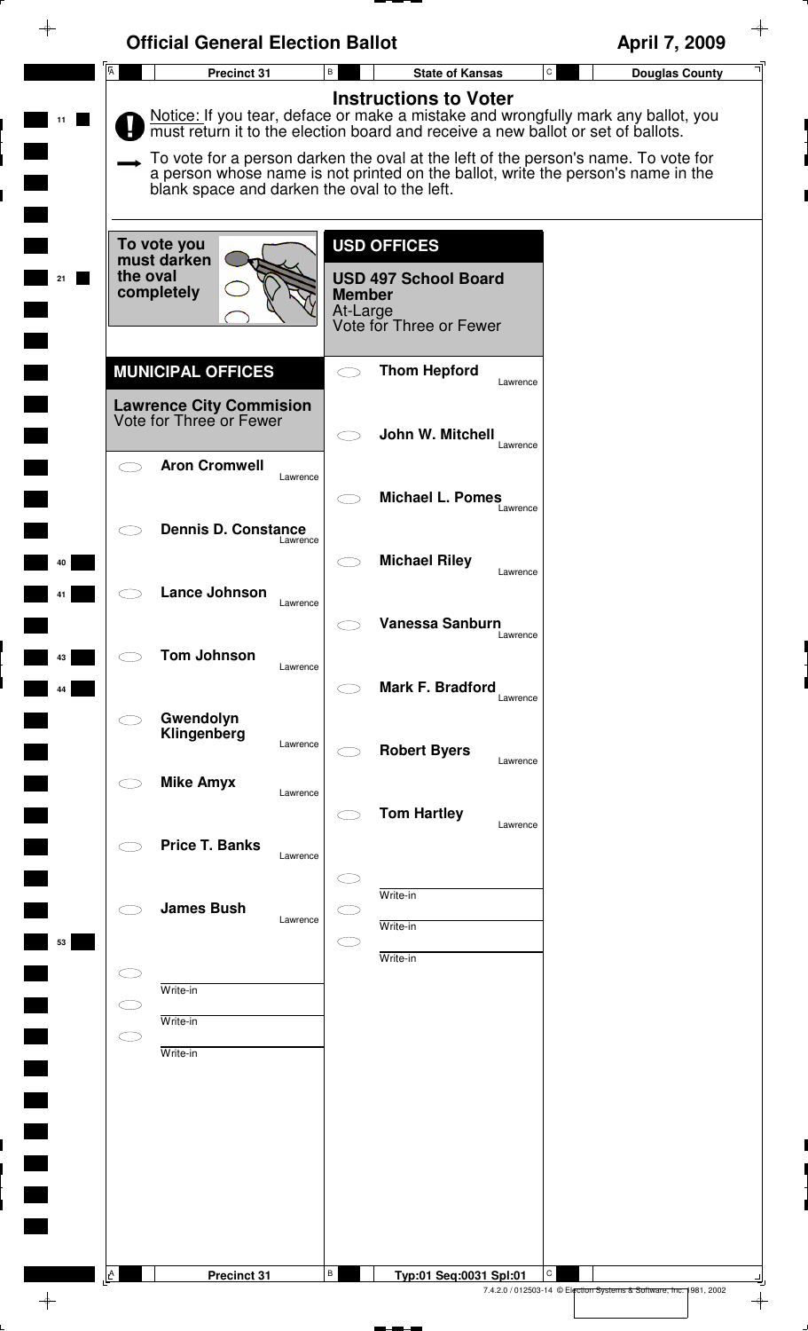# Official General Election Ballot

April 7, 2009

Precinct 31 | State of Kansas | Douglas County

## Instructions to Voter

Notice: If you tear, deface or make a mistake and wrongfully mark any ballot, you must return it to the election board and receive a new ballot or set of ballots.

To vote for a person darken the oval at the left of the person's name. To vote for a person whose name is not printed on the ballot, write the person's name in the blank space and darken the oval to the left.

To vote you must darken the oval completely

## MUNICIPAL OFFICES

### Lawrence City Commision
Vote for Three or Fewer

- Aron Cromwell — Lawrence
- Dennis D. Constance — Lawrence
- Lance Johnson — Lawrence
- Tom Johnson — Lawrence
- Gwendolyn Klingenberg — Lawrence
- Mike Amyx — Lawrence
- Price T. Banks — Lawrence
- James Bush — Lawrence
- Write-in
- Write-in
- Write-in

## USD OFFICES

### USD 497 School Board Member
At-Large
Vote for Three or Fewer

- Thom Hepford — Lawrence
- John W. Mitchell — Lawrence
- Michael L. Pomes — Lawrence
- Michael Riley — Lawrence
- Vanessa Sanburn — Lawrence
- Mark F. Bradford — Lawrence
- Robert Byers — Lawrence
- Tom Hartley — Lawrence
- Write-in
- Write-in
- Write-in

Precinct 31 | Typ:01 Seq:0031 Spl:01

7.4.2.0 / 012503-14 © Election Systems & Software, Inc. 1981, 2002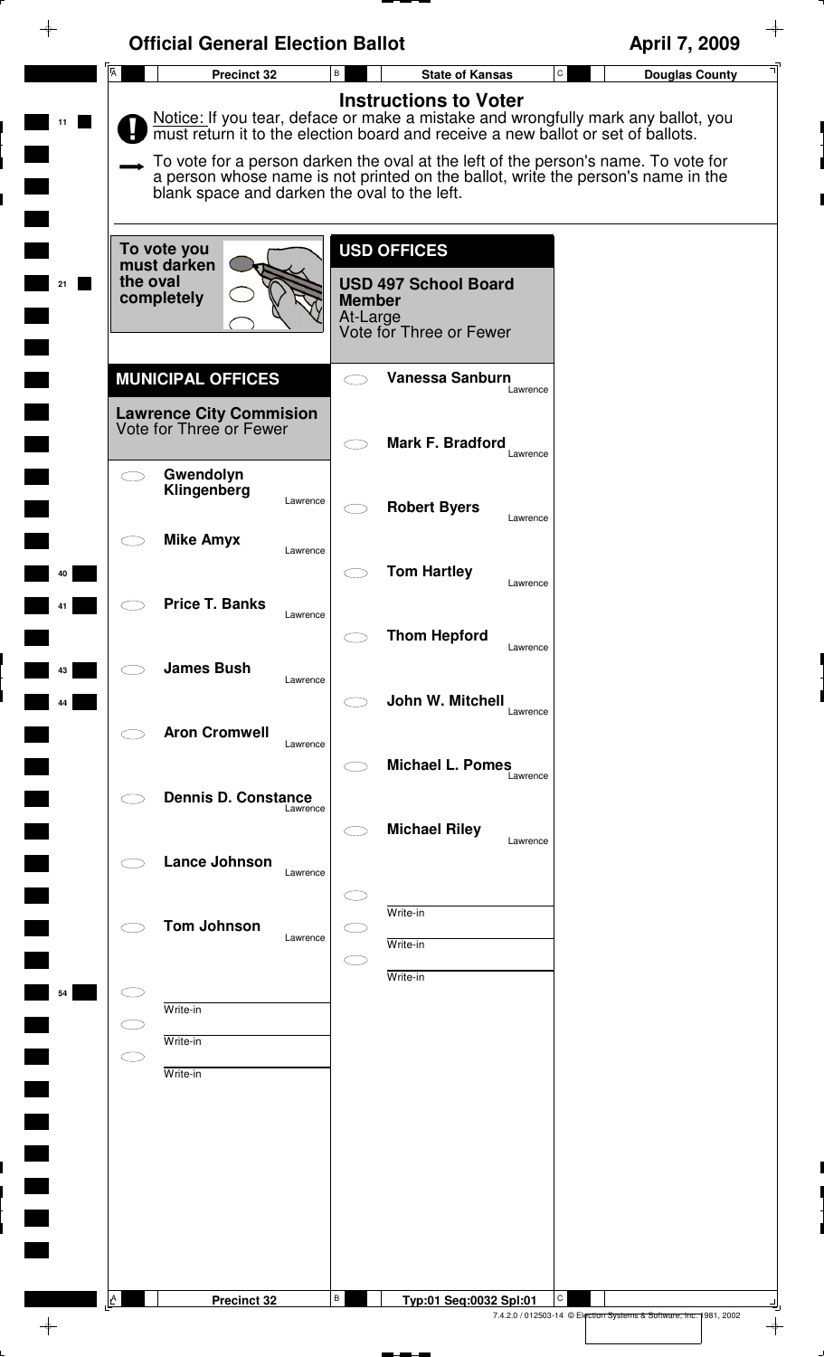# Official General Election Ballot

**April 7, 2009**

**Precinct 32** | **State of Kansas** | **Douglas County**

## Instructions to Voter

Notice: If you tear, deface or make a mistake and wrongfully mark any ballot, you must return it to the election board and receive a new ballot or set of ballots.

To vote for a person darken the oval at the left of the person's name. To vote for a person whose name is not printed on the ballot, write the person's name in the blank space and darken the oval to the left.

To vote you must darken the oval completely

## MUNICIPAL OFFICES

### Lawrence City Commision
Vote for Three or Fewer

- Gwendolyn Klingenberg — Lawrence
- Mike Amyx — Lawrence
- Price T. Banks — Lawrence
- James Bush — Lawrence
- Aron Cromwell — Lawrence
- Dennis D. Constance — Lawrence
- Lance Johnson — Lawrence
- Tom Johnson — Lawrence
- Write-in
- Write-in
- Write-in

## USD OFFICES

### USD 497 School Board Member
At-Large
Vote for Three or Fewer

- Vanessa Sanburn — Lawrence
- Mark F. Bradford — Lawrence
- Robert Byers — Lawrence
- Tom Hartley — Lawrence
- Thom Hepford — Lawrence
- John W. Mitchell — Lawrence
- Michael L. Pomes — Lawrence
- Michael Riley — Lawrence
- Write-in
- Write-in
- Write-in

Precinct 32 | Typ:01 Seq:0032 Spl:01

7.4.2.0 / 012503-14 © Election Systems & Software, Inc. 1981, 2002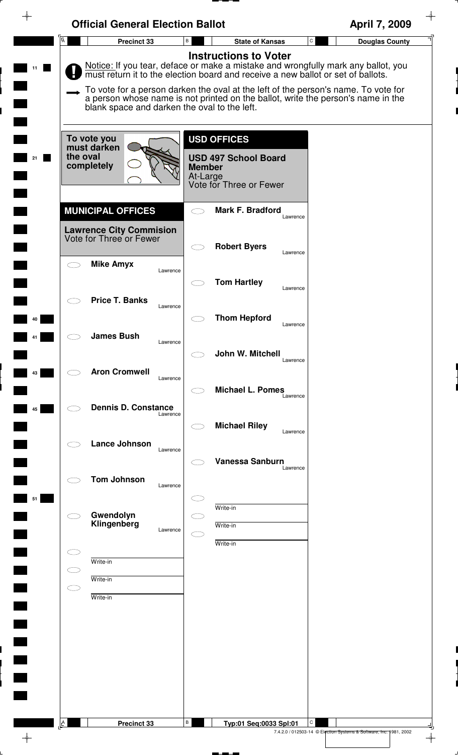# Official General Election Ballot

April 7, 2009

Precinct 33 | State of Kansas | Douglas County

## Instructions to Voter

Notice: If you tear, deface or make a mistake and wrongfully mark any ballot, you must return it to the election board and receive a new ballot or set of ballots.

To vote for a person darken the oval at the left of the person's name. To vote for a person whose name is not printed on the ballot, write the person's name in the blank space and darken the oval to the left.

To vote you must darken the oval completely

## MUNICIPAL OFFICES

### Lawrence City Commision

Vote for Three or Fewer

- Mike Amyx — Lawrence
- Price T. Banks — Lawrence
- James Bush — Lawrence
- Aron Cromwell — Lawrence
- Dennis D. Constance — Lawrence
- Lance Johnson — Lawrence
- Tom Johnson — Lawrence
- Gwendolyn Klingenberg — Lawrence
- Write-in
- Write-in
- Write-in

## USD OFFICES

### USD 497 School Board Member

At-Large

Vote for Three or Fewer

- Mark F. Bradford — Lawrence
- Robert Byers — Lawrence
- Tom Hartley — Lawrence
- Thom Hepford — Lawrence
- John W. Mitchell — Lawrence
- Michael L. Pomes — Lawrence
- Michael Riley — Lawrence
- Vanessa Sanburn — Lawrence
- Write-in
- Write-in
- Write-in

Precinct 33 | Typ:01 Seq:0033 Spl:01

7.4.2.0 / 012503-14 © Election Systems & Software, Inc. 1981, 2002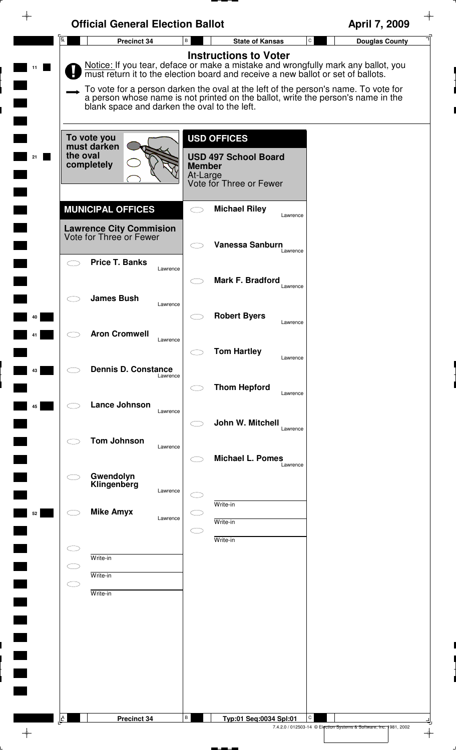# Official General Election Ballot

April 7, 2009

Precinct 34 | State of Kansas | Douglas County

## Instructions to Voter

**Notice:** If you tear, deface or make a mistake and wrongfully mark any ballot, you must return it to the election board and receive a new ballot or set of ballots.

To vote for a person darken the oval at the left of the person's name. To vote for a person whose name is not printed on the ballot, write the person's name in the blank space and darken the oval to the left.

To vote you must darken the oval completely

## MUNICIPAL OFFICES

### Lawrence City Commision
Vote for Three or Fewer

- Price T. Banks — Lawrence
- James Bush — Lawrence
- Aron Cromwell — Lawrence
- Dennis D. Constance — Lawrence
- Lance Johnson — Lawrence
- Tom Johnson — Lawrence
- Gwendolyn Klingenberg — Lawrence
- Mike Amyx — Lawrence
- Write-in
- Write-in
- Write-in

## USD OFFICES

### USD 497 School Board Member
At-Large
Vote for Three or Fewer

- Michael Riley — Lawrence
- Vanessa Sanburn — Lawrence
- Mark F. Bradford — Lawrence
- Robert Byers — Lawrence
- Tom Hartley — Lawrence
- Thom Hepford — Lawrence
- John W. Mitchell — Lawrence
- Michael L. Pomes — Lawrence
- Write-in
- Write-in
- Write-in

Precinct 34 | Typ:01 Seq:0034 Spl:01

7.4.2.0 / 012503-14 © Election Systems & Software, Inc. 1981, 2002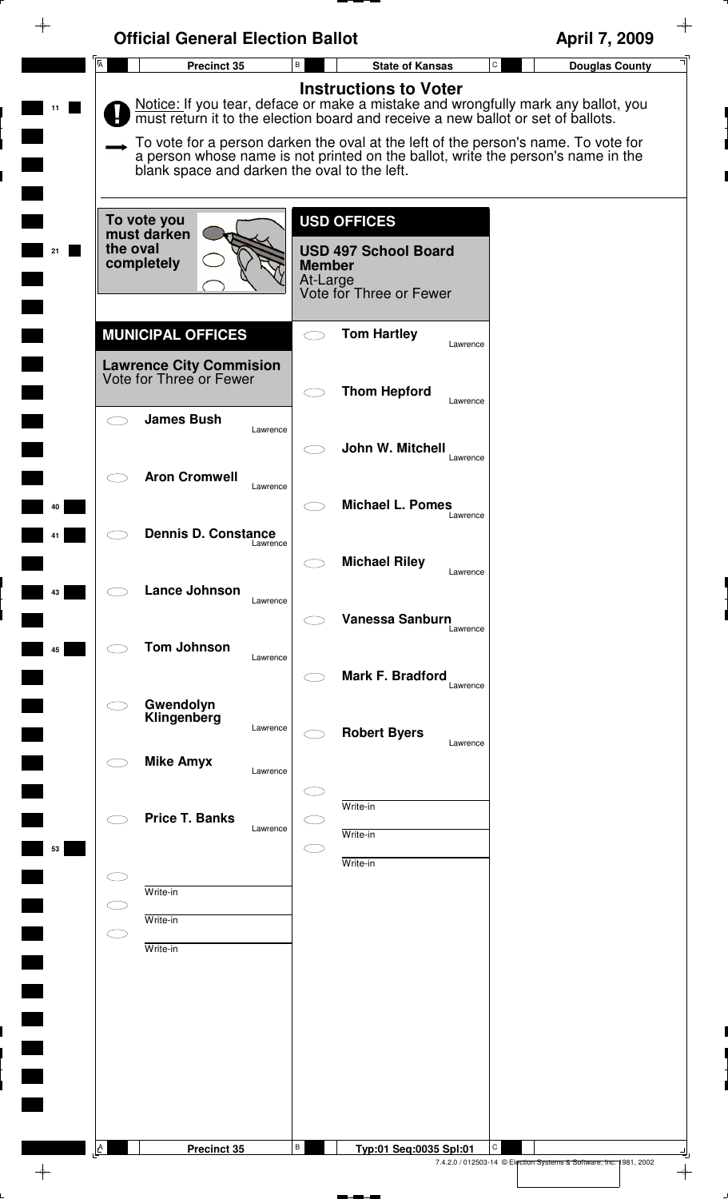# Official General Election Ballot

**April 7, 2009**

**Precinct 35** | **State of Kansas** | **Douglas County**

## Instructions to Voter

Notice: If you tear, deface or make a mistake and wrongfully mark any ballot, you must return it to the election board and receive a new ballot or set of ballots.

To vote for a person darken the oval at the left of the person's name. To vote for a person whose name is not printed on the ballot, write the person's name in the blank space and darken the oval to the left.

**To vote you must darken the oval completely**

## MUNICIPAL OFFICES

### Lawrence City Commision
Vote for Three or Fewer

- James Bush — Lawrence
- Aron Cromwell — Lawrence
- Dennis D. Constance — Lawrence
- Lance Johnson — Lawrence
- Tom Johnson — Lawrence
- Gwendolyn Klingenberg — Lawrence
- Mike Amyx — Lawrence
- Price T. Banks — Lawrence
- Write-in
- Write-in
- Write-in

## USD OFFICES

### USD 497 School Board Member
At-Large
Vote for Three or Fewer

- Tom Hartley — Lawrence
- Thom Hepford — Lawrence
- John W. Mitchell — Lawrence
- Michael L. Pomes — Lawrence
- Michael Riley — Lawrence
- Vanessa Sanburn — Lawrence
- Mark F. Bradford — Lawrence
- Robert Byers — Lawrence
- Write-in
- Write-in
- Write-in

Precinct 35 | Typ:01 Seq:0035 Spl:01

7.4.2.0 / 012503-14 © Election Systems & Software, Inc. 1981, 2002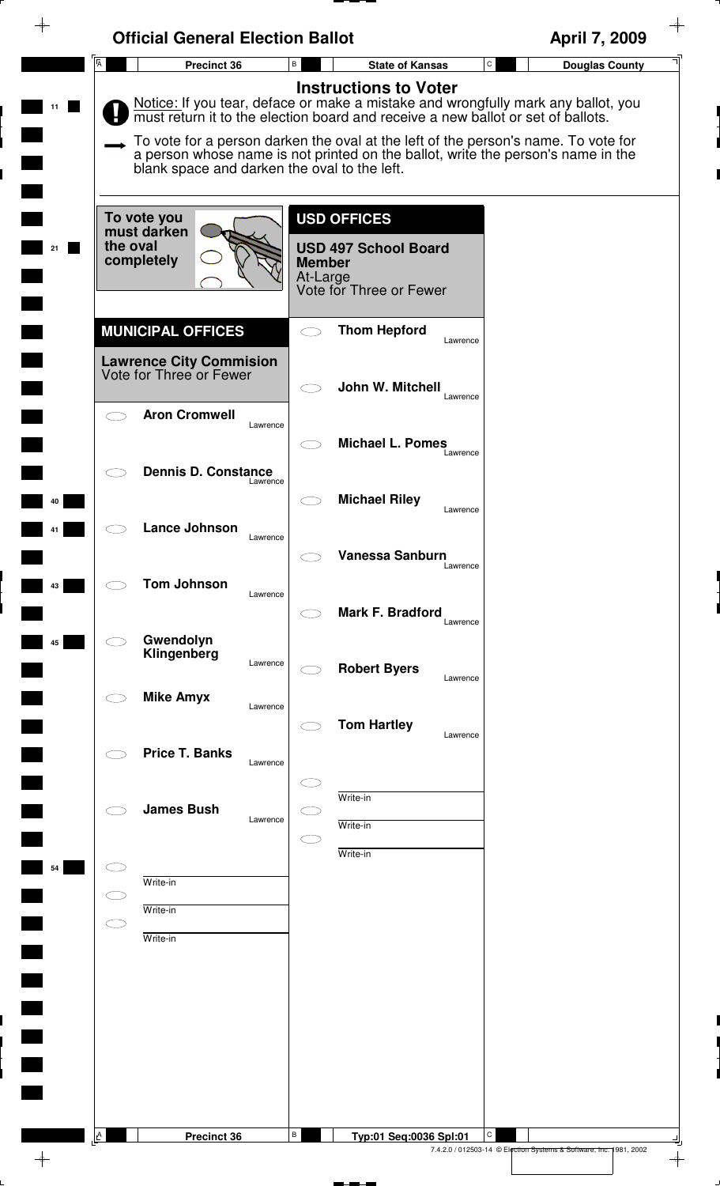# Official General Election Ballot

**April 7, 2009**

**Precinct 36** | **State of Kansas** | **Douglas County**

## Instructions to Voter

Notice: If you tear, deface or make a mistake and wrongfully mark any ballot, you must return it to the election board and receive a new ballot or set of ballots.

To vote for a person darken the oval at the left of the person's name. To vote for a person whose name is not printed on the ballot, write the person's name in the blank space and darken the oval to the left.

To vote you must darken the oval completely

## MUNICIPAL OFFICES

### Lawrence City Commision
Vote for Three or Fewer

- Aron Cromwell — Lawrence
- Dennis D. Constance — Lawrence
- Lance Johnson — Lawrence
- Tom Johnson — Lawrence
- Gwendolyn Klingenberg — Lawrence
- Mike Amyx — Lawrence
- Price T. Banks — Lawrence
- James Bush — Lawrence
- Write-in
- Write-in
- Write-in

## USD OFFICES

### USD 497 School Board Member
At-Large
Vote for Three or Fewer

- Thom Hepford — Lawrence
- John W. Mitchell — Lawrence
- Michael L. Pomes — Lawrence
- Michael Riley — Lawrence
- Vanessa Sanburn — Lawrence
- Mark F. Bradford — Lawrence
- Robert Byers — Lawrence
- Tom Hartley — Lawrence
- Write-in
- Write-in
- Write-in

Precinct 36 | Typ:01 Seq:0036 Spl:01

7.4.2.0 / 012503-14 © Election Systems & Software, Inc. 1981, 2002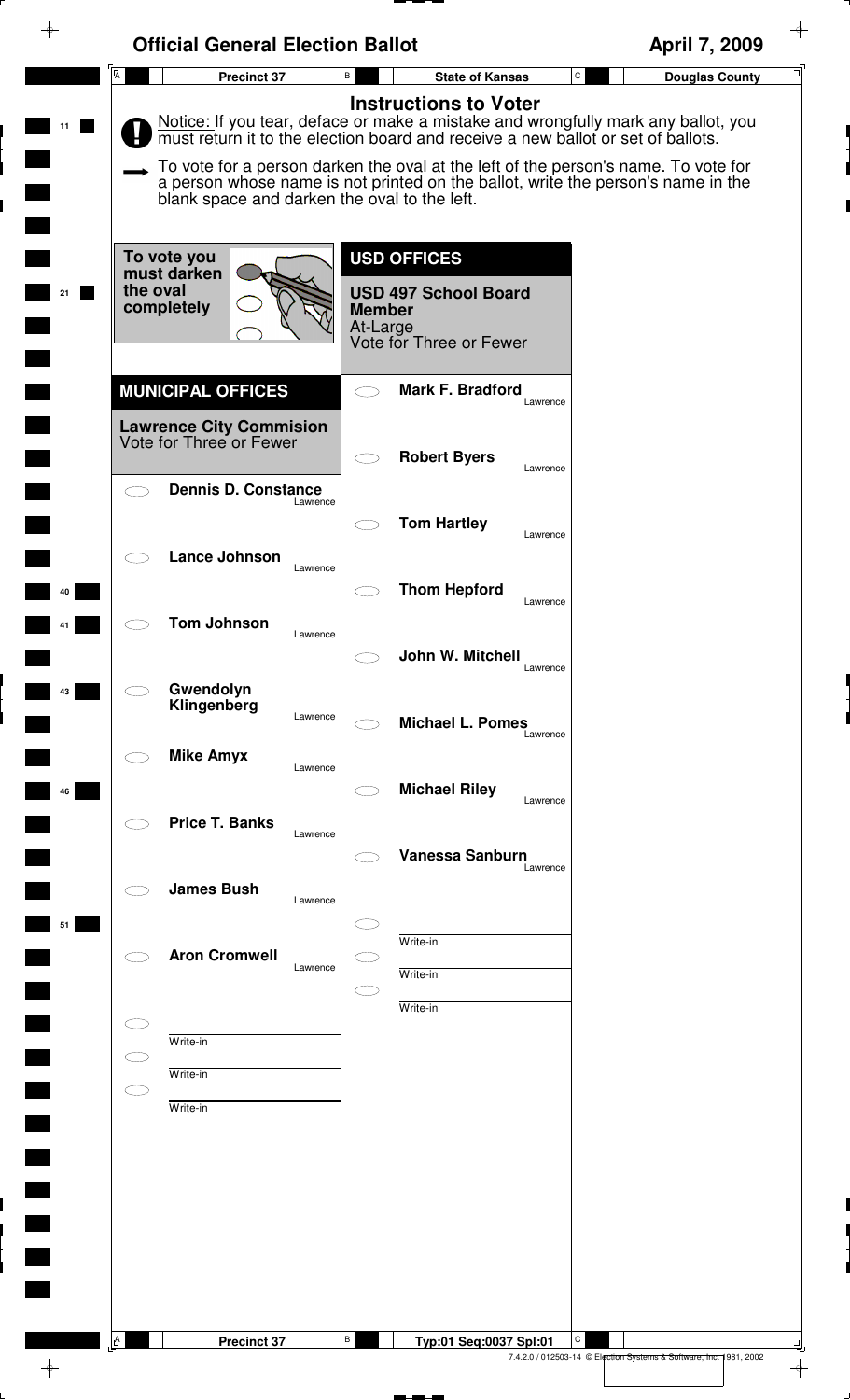# Official General Election Ballot

**April 7, 2009**

| Precinct 37 | State of Kansas | Douglas County |
|---|---|---|

## Instructions to Voter

Notice: If you tear, deface or make a mistake and wrongfully mark any ballot, you must return it to the election board and receive a new ballot or set of ballots.

To vote for a person darken the oval at the left of the person's name. To vote for a person whose name is not printed on the ballot, write the person's name in the blank space and darken the oval to the left.

To vote you must darken the oval completely

## MUNICIPAL OFFICES

### Lawrence City Commision
Vote for Three or Fewer

- Dennis D. Constance — Lawrence
- Lance Johnson — Lawrence
- Tom Johnson — Lawrence
- Gwendolyn Klingenberg — Lawrence
- Mike Amyx — Lawrence
- Price T. Banks — Lawrence
- James Bush — Lawrence
- Aron Cromwell — Lawrence
- Write-in
- Write-in
- Write-in

## USD OFFICES

### USD 497 School Board Member
At-Large
Vote for Three or Fewer

- Mark F. Bradford — Lawrence
- Robert Byers — Lawrence
- Tom Hartley — Lawrence
- Thom Hepford — Lawrence
- John W. Mitchell — Lawrence
- Michael L. Pomes — Lawrence
- Michael Riley — Lawrence
- Vanessa Sanburn — Lawrence
- Write-in
- Write-in
- Write-in

Precinct 37 — Typ:01 Seq:0037 Spl:01

7.4.2.0 / 012503-14 © Election Systems & Software, Inc. 1981, 2002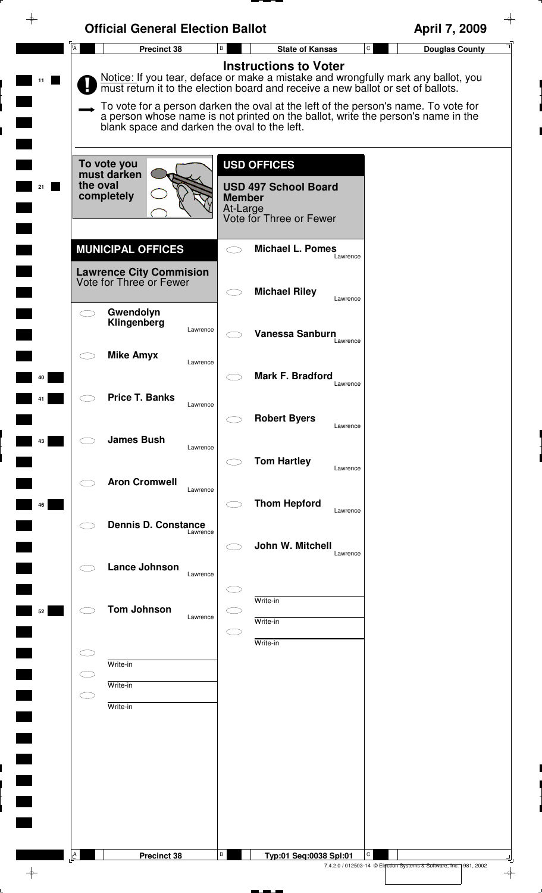# Official General Election Ballot

**April 7, 2009**

**Precinct 38** | **State of Kansas** | **Douglas County**

## Instructions to Voter

Notice: If you tear, deface or make a mistake and wrongfully mark any ballot, you must return it to the election board and receive a new ballot or set of ballots.

To vote for a person darken the oval at the left of the person's name. To vote for a person whose name is not printed on the ballot, write the person's name in the blank space and darken the oval to the left.

To vote you must darken the oval completely

## MUNICIPAL OFFICES

### Lawrence City Commision

Vote for Three or Fewer

- ⬭ Gwendolyn Klingenberg — Lawrence
- ⬭ Mike Amyx — Lawrence
- ⬭ Price T. Banks — Lawrence
- ⬭ James Bush — Lawrence
- ⬭ Aron Cromwell — Lawrence
- ⬭ Dennis D. Constance — Lawrence
- ⬭ Lance Johnson — Lawrence
- ⬭ Tom Johnson — Lawrence
- ⬭ Write-in
- ⬭ Write-in
- ⬭ Write-in

## USD OFFICES

### USD 497 School Board Member

At-Large

Vote for Three or Fewer

- ⬭ Michael L. Pomes — Lawrence
- ⬭ Michael Riley — Lawrence
- ⬭ Vanessa Sanburn — Lawrence
- ⬭ Mark F. Bradford — Lawrence
- ⬭ Robert Byers — Lawrence
- ⬭ Tom Hartley — Lawrence
- ⬭ Thom Hepford — Lawrence
- ⬭ John W. Mitchell — Lawrence
- ⬭ Write-in
- ⬭ Write-in
- ⬭ Write-in

Precinct 38 | Typ:01 Seq:0038 Spl:01

7.4.2.0 / 012503-14 © Election Systems & Software, Inc. 1981, 2002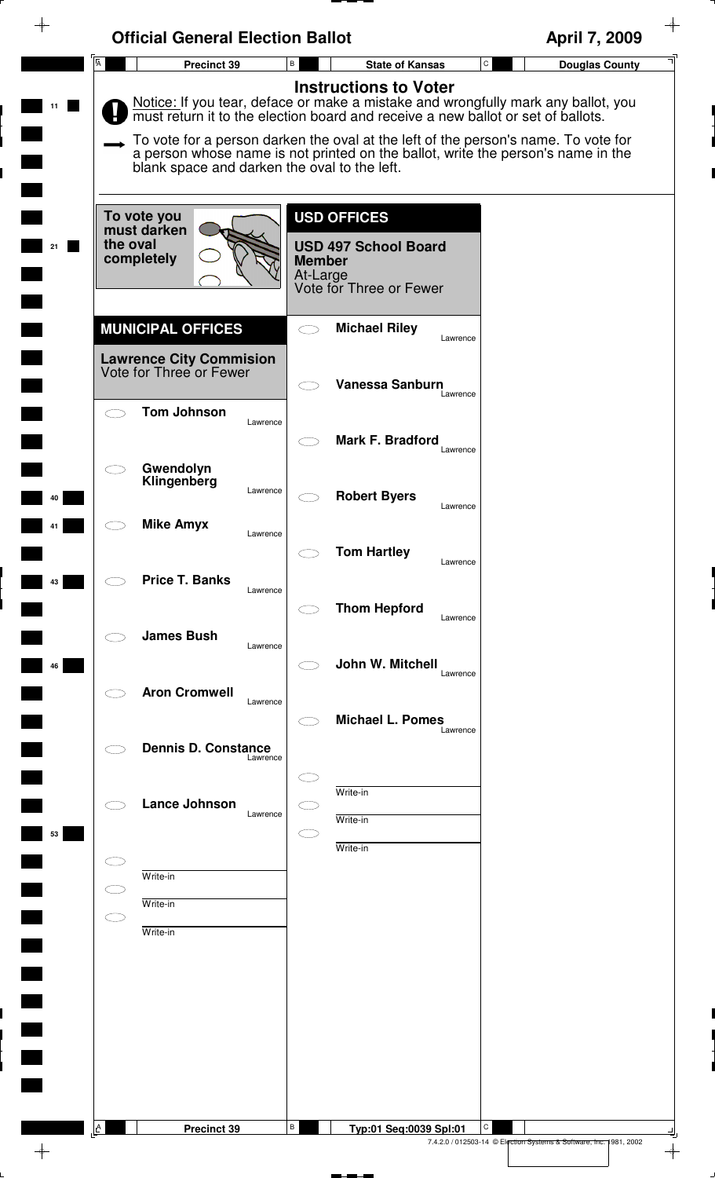# Official General Election Ballot

**April 7, 2009**

**Precinct 39** | **State of Kansas** | **Douglas County**

## Instructions to Voter

Notice: If you tear, deface or make a mistake and wrongfully mark any ballot, you must return it to the election board and receive a new ballot or set of ballots.

To vote for a person darken the oval at the left of the person's name. To vote for a person whose name is not printed on the ballot, write the person's name in the blank space and darken the oval to the left.

To vote you must darken the oval completely

## MUNICIPAL OFFICES

### Lawrence City Commision
Vote for Three or Fewer

- Tom Johnson — Lawrence
- Gwendolyn Klingenberg — Lawrence
- Mike Amyx — Lawrence
- Price T. Banks — Lawrence
- James Bush — Lawrence
- Aron Cromwell — Lawrence
- Dennis D. Constance — Lawrence
- Lance Johnson — Lawrence
- Write-in
- Write-in
- Write-in

## USD OFFICES

### USD 497 School Board Member
At-Large
Vote for Three or Fewer

- Michael Riley — Lawrence
- Vanessa Sanburn — Lawrence
- Mark F. Bradford — Lawrence
- Robert Byers — Lawrence
- Tom Hartley — Lawrence
- Thom Hepford — Lawrence
- John W. Mitchell — Lawrence
- Michael L. Pomes — Lawrence
- Write-in
- Write-in
- Write-in

Precinct 39 | Typ:01 Seq:0039 Spl:01

7.4.2.0 / 012503-14 © Election Systems & Software, Inc. 1981, 2002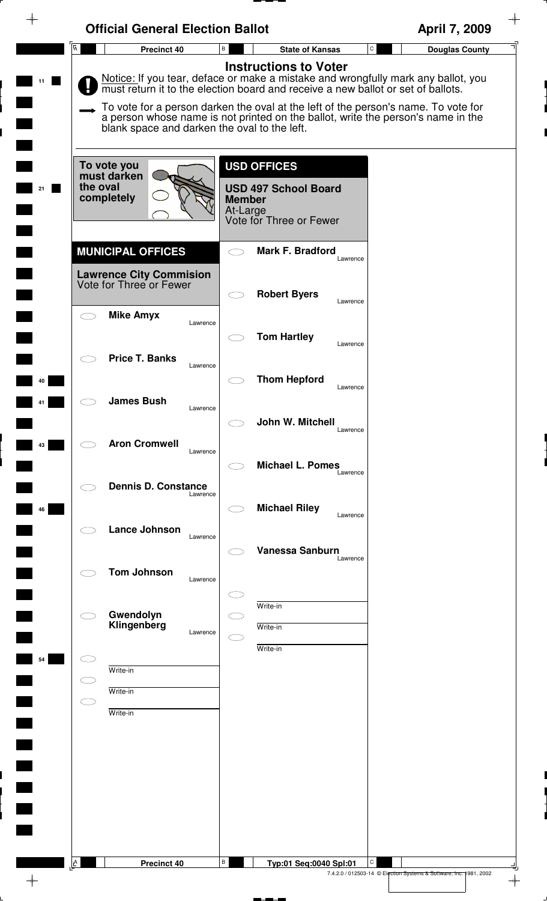# Official General Election Ballot

April 7, 2009

Precinct 40 | State of Kansas | Douglas County

## Instructions to Voter

Notice: If you tear, deface or make a mistake and wrongfully mark any ballot, you must return it to the election board and receive a new ballot or set of ballots.

To vote for a person darken the oval at the left of the person's name. To vote for a person whose name is not printed on the ballot, write the person's name in the blank space and darken the oval to the left.

To vote you must darken the oval completely

## MUNICIPAL OFFICES

### Lawrence City Commision

Vote for Three or Fewer

- Mike Amyx — Lawrence
- Price T. Banks — Lawrence
- James Bush — Lawrence
- Aron Cromwell — Lawrence
- Dennis D. Constance — Lawrence
- Lance Johnson — Lawrence
- Tom Johnson — Lawrence
- Gwendolyn Klingenberg — Lawrence
- Write-in
- Write-in
- Write-in

## USD OFFICES

### USD 497 School Board Member

At-Large

Vote for Three or Fewer

- Mark F. Bradford — Lawrence
- Robert Byers — Lawrence
- Tom Hartley — Lawrence
- Thom Hepford — Lawrence
- John W. Mitchell — Lawrence
- Michael L. Pomes — Lawrence
- Michael Riley — Lawrence
- Vanessa Sanburn — Lawrence
- Write-in
- Write-in
- Write-in

Precinct 40 | Typ:01 Seq:0040 Spl:01

7.4.2.0 / 012503-14 © Election Systems & Software, Inc. 1981, 2002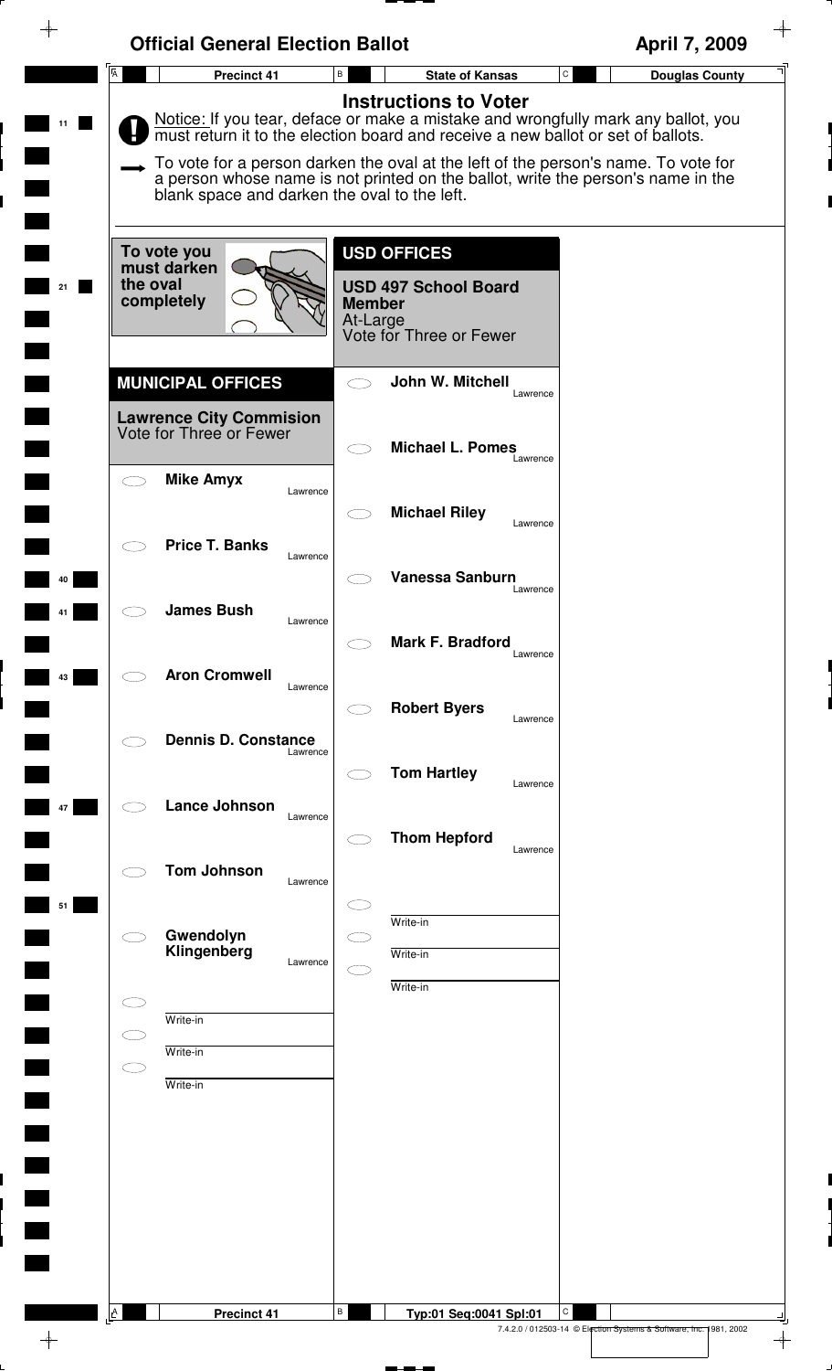# Official General Election Ballot

April 7, 2009

Precinct 41 | State of Kansas | Douglas County

## Instructions to Voter

**Notice:** If you tear, deface or make a mistake and wrongfully mark any ballot, you must return it to the election board and receive a new ballot or set of ballots.

To vote for a person darken the oval at the left of the person's name. To vote for a person whose name is not printed on the ballot, write the person's name in the blank space and darken the oval to the left.

**To vote you must darken the oval completely**

## MUNICIPAL OFFICES

### Lawrence City Commision

Vote for Three or Fewer

- ◯ **Mike Amyx** — Lawrence
- ◯ **Price T. Banks** — Lawrence
- ◯ **James Bush** — Lawrence
- ◯ **Aron Cromwell** — Lawrence
- ◯ **Dennis D. Constance** — Lawrence
- ◯ **Lance Johnson** — Lawrence
- ◯ **Tom Johnson** — Lawrence
- ◯ **Gwendolyn Klingenberg** — Lawrence
- ◯ ______ Write-in
- ◯ ______ Write-in
- ◯ ______ Write-in

## USD OFFICES

### USD 497 School Board Member

At-Large

Vote for Three or Fewer

- ◯ **John W. Mitchell** — Lawrence
- ◯ **Michael L. Pomes** — Lawrence
- ◯ **Michael Riley** — Lawrence
- ◯ **Vanessa Sanburn** — Lawrence
- ◯ **Mark F. Bradford** — Lawrence
- ◯ **Robert Byers** — Lawrence
- ◯ **Tom Hartley** — Lawrence
- ◯ **Thom Hepford** — Lawrence
- ◯ ______ Write-in
- ◯ ______ Write-in
- ◯ ______ Write-in

Precinct 41 | Typ:01 Seq:0041 Spl:01

7.4.2.0 / 012503-14 © Election Systems & Software, Inc. 1981, 2002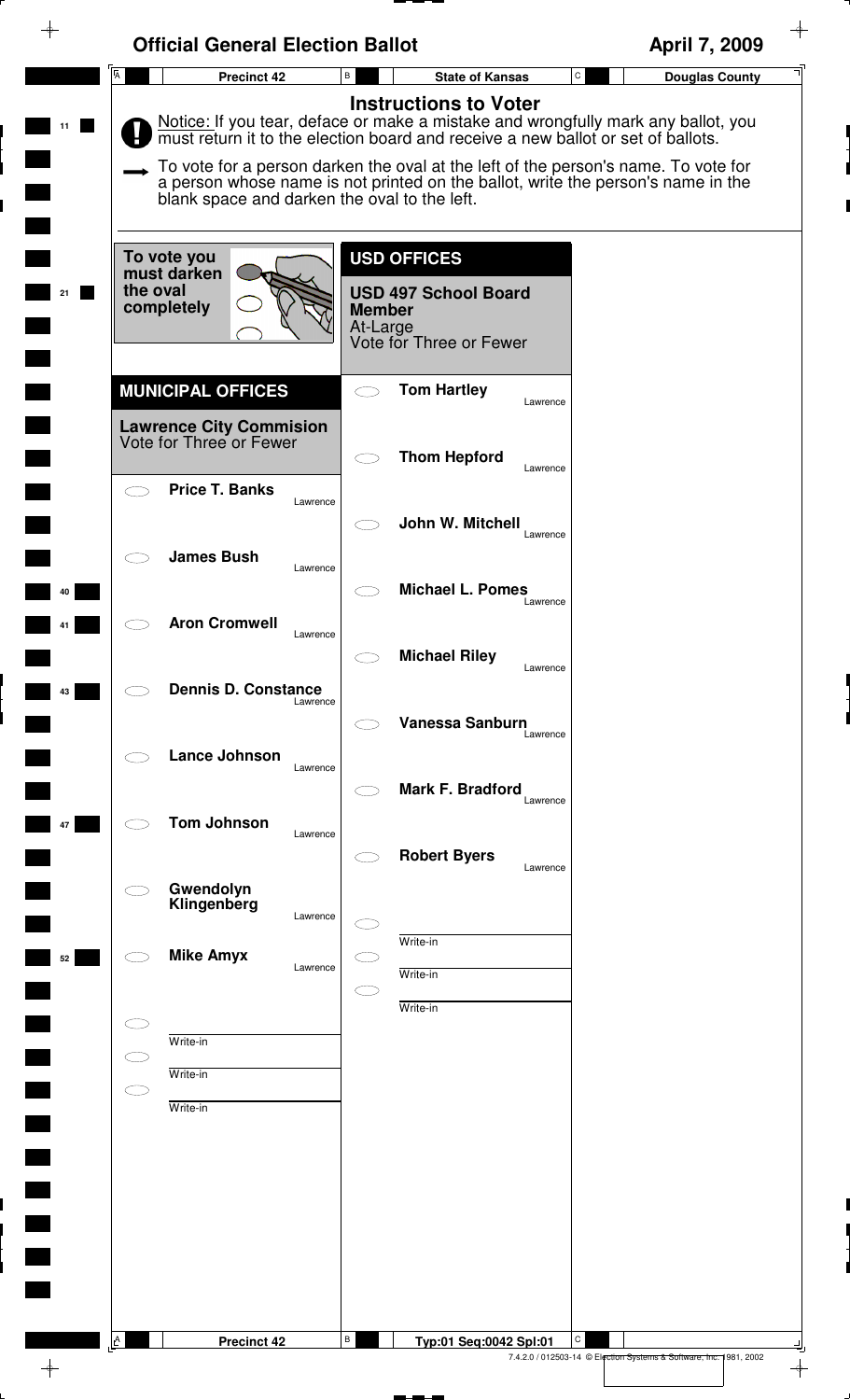# Official General Election Ballot

April 7, 2009

Precinct 42 | State of Kansas | Douglas County

## Instructions to Voter

**Notice:** If you tear, deface or make a mistake and wrongfully mark any ballot, you must return it to the election board and receive a new ballot or set of ballots.

To vote for a person darken the oval at the left of the person's name. To vote for a person whose name is not printed on the ballot, write the person's name in the blank space and darken the oval to the left.

**To vote you must darken the oval completely**

## MUNICIPAL OFFICES

### Lawrence City Commision
Vote for Three or Fewer

- Price T. Banks — Lawrence
- James Bush — Lawrence
- Aron Cromwell — Lawrence
- Dennis D. Constance — Lawrence
- Lance Johnson — Lawrence
- Tom Johnson — Lawrence
- Gwendolyn Klingenberg — Lawrence
- Mike Amyx — Lawrence
- Write-in
- Write-in
- Write-in

## USD OFFICES

### USD 497 School Board Member
At-Large
Vote for Three or Fewer

- Tom Hartley — Lawrence
- Thom Hepford — Lawrence
- John W. Mitchell — Lawrence
- Michael L. Pomes — Lawrence
- Michael Riley — Lawrence
- Vanessa Sanburn — Lawrence
- Mark F. Bradford — Lawrence
- Robert Byers — Lawrence
- Write-in
- Write-in
- Write-in

Precinct 42 | Typ:01 Seq:0042 Spl:01

7.4.2.0 / 012503-14 © Election Systems & Software, Inc. 1981, 2002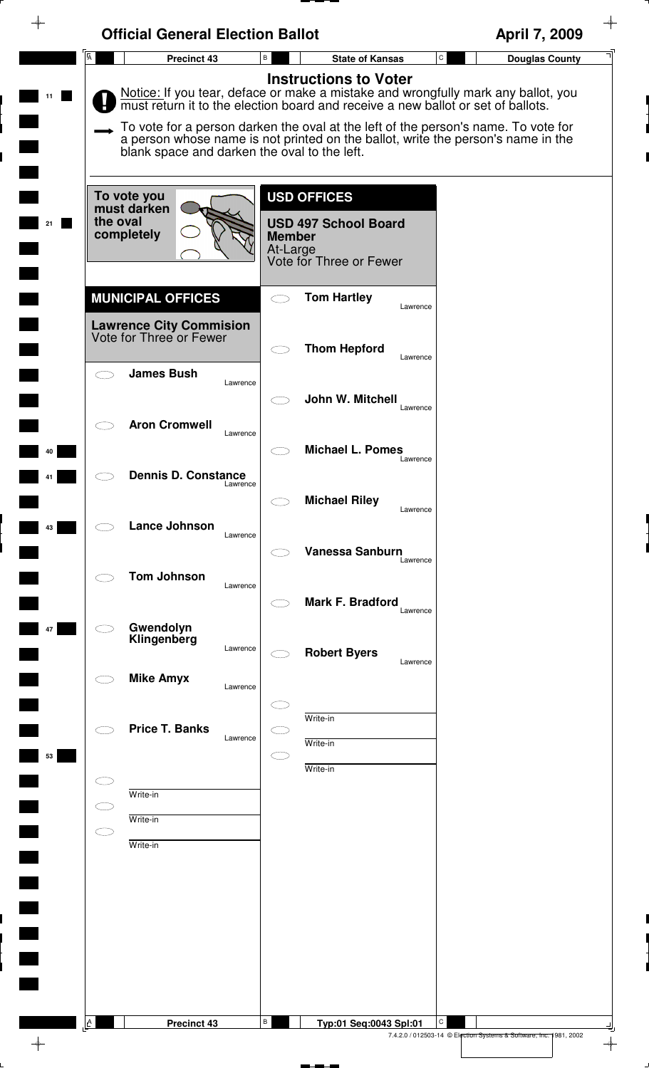# Official General Election Ballot

**April 7, 2009**

**Precinct 43** | **State of Kansas** | **Douglas County**

## Instructions to Voter

Notice: If you tear, deface or make a mistake and wrongfully mark any ballot, you must return it to the election board and receive a new ballot or set of ballots.

To vote for a person darken the oval at the left of the person's name. To vote for a person whose name is not printed on the ballot, write the person's name in the blank space and darken the oval to the left.

**To vote you must darken the oval completely**

## MUNICIPAL OFFICES

### Lawrence City Commision
Vote for Three or Fewer

- ◯ **James Bush** — Lawrence
- ◯ **Aron Cromwell** — Lawrence
- ◯ **Dennis D. Constance** — Lawrence
- ◯ **Lance Johnson** — Lawrence
- ◯ **Tom Johnson** — Lawrence
- ◯ **Gwendolyn Klingenberg** — Lawrence
- ◯ **Mike Amyx** — Lawrence
- ◯ **Price T. Banks** — Lawrence
- ◯ Write-in
- ◯ Write-in
- ◯ Write-in

## USD OFFICES

### USD 497 School Board Member
At-Large
Vote for Three or Fewer

- ◯ **Tom Hartley** — Lawrence
- ◯ **Thom Hepford** — Lawrence
- ◯ **John W. Mitchell** — Lawrence
- ◯ **Michael L. Pomes** — Lawrence
- ◯ **Michael Riley** — Lawrence
- ◯ **Vanessa Sanburn** — Lawrence
- ◯ **Mark F. Bradford** — Lawrence
- ◯ **Robert Byers** — Lawrence
- ◯ Write-in
- ◯ Write-in
- ◯ Write-in

Precinct 43 | Typ:01 Seq:0043 Spl:01

7.4.2.0 / 012503-14 © Election Systems & Software, Inc. 1981, 2002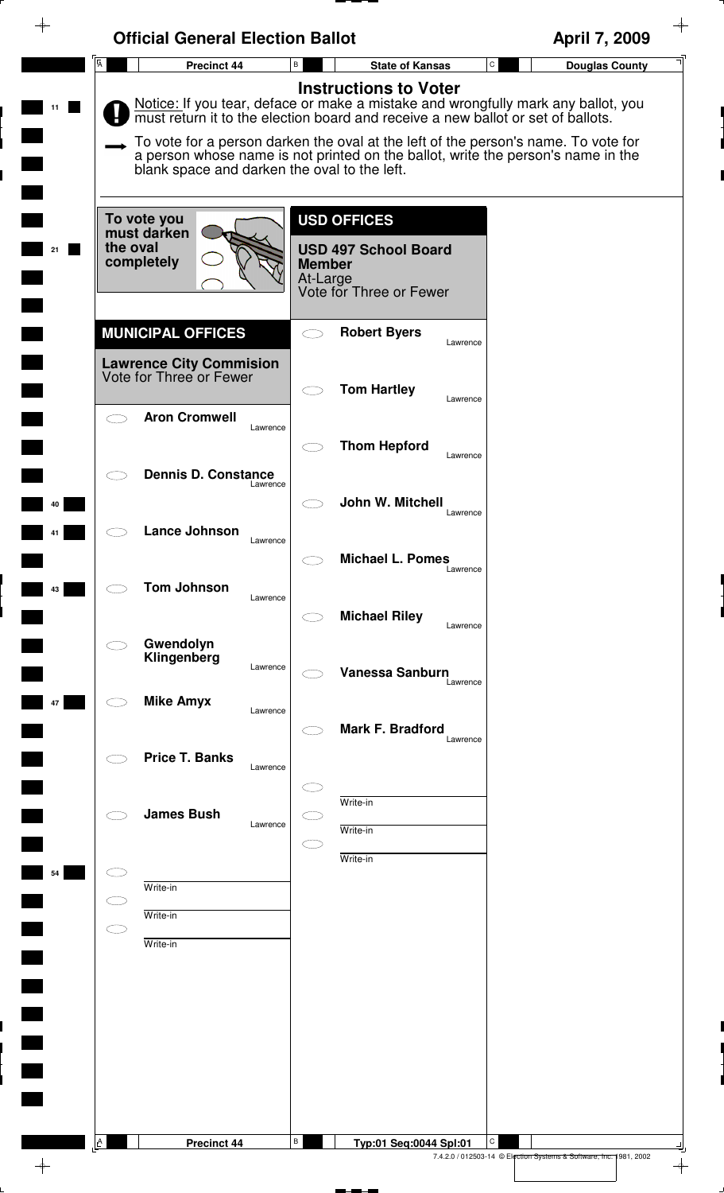# Official General Election Ballot

April 7, 2009

Precinct 44 | State of Kansas | Douglas County

## Instructions to Voter

Notice: If you tear, deface or make a mistake and wrongfully mark any ballot, you must return it to the election board and receive a new ballot or set of ballots.

To vote for a person darken the oval at the left of the person's name. To vote for a person whose name is not printed on the ballot, write the person's name in the blank space and darken the oval to the left.

To vote you must darken the oval completely

## MUNICIPAL OFFICES

### Lawrence City Commision

Vote for Three or Fewer

- ◯ Aron Cromwell — Lawrence
- ◯ Dennis D. Constance — Lawrence
- ◯ Lance Johnson — Lawrence
- ◯ Tom Johnson — Lawrence
- ◯ Gwendolyn Klingenberg — Lawrence
- ◯ Mike Amyx — Lawrence
- ◯ Price T. Banks — Lawrence
- ◯ James Bush — Lawrence
- ◯ Write-in
- ◯ Write-in
- ◯ Write-in

## USD OFFICES

### USD 497 School Board Member

At-Large

Vote for Three or Fewer

- ◯ Robert Byers — Lawrence
- ◯ Tom Hartley — Lawrence
- ◯ Thom Hepford — Lawrence
- ◯ John W. Mitchell — Lawrence
- ◯ Michael L. Pomes — Lawrence
- ◯ Michael Riley — Lawrence
- ◯ Vanessa Sanburn — Lawrence
- ◯ Mark F. Bradford — Lawrence
- ◯ Write-in
- ◯ Write-in
- ◯ Write-in

Precinct 44 | Typ:01 Seq:0044 Spl:01

7.4.2.0 / 012503-14 © Election Systems & Software, Inc. 1981, 2002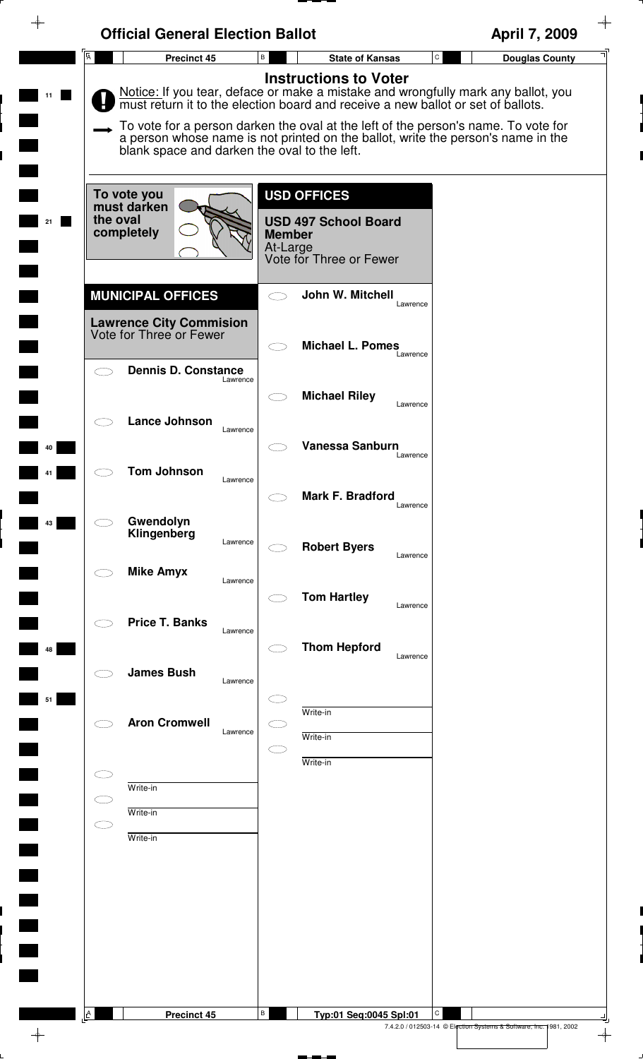# Official General Election Ballot

**April 7, 2009**

**Precinct 45** | **State of Kansas** | **Douglas County**

## Instructions to Voter

Notice: If you tear, deface or make a mistake and wrongfully mark any ballot, you must return it to the election board and receive a new ballot or set of ballots.

To vote for a person darken the oval at the left of the person's name. To vote for a person whose name is not printed on the ballot, write the person's name in the blank space and darken the oval to the left.

To vote you must darken the oval completely

## MUNICIPAL OFFICES

### Lawrence City Commision
Vote for Three or Fewer

- ◯ Dennis D. Constance — Lawrence
- ◯ Lance Johnson — Lawrence
- ◯ Tom Johnson — Lawrence
- ◯ Gwendolyn Klingenberg — Lawrence
- ◯ Mike Amyx — Lawrence
- ◯ Price T. Banks — Lawrence
- ◯ James Bush — Lawrence
- ◯ Aron Cromwell — Lawrence
- ◯ Write-in
- ◯ Write-in
- ◯ Write-in

## USD OFFICES

### USD 497 School Board Member
At-Large
Vote for Three or Fewer

- ◯ John W. Mitchell — Lawrence
- ◯ Michael L. Pomes — Lawrence
- ◯ Michael Riley — Lawrence
- ◯ Vanessa Sanburn — Lawrence
- ◯ Mark F. Bradford — Lawrence
- ◯ Robert Byers — Lawrence
- ◯ Tom Hartley — Lawrence
- ◯ Thom Hepford — Lawrence
- ◯ Write-in
- ◯ Write-in
- ◯ Write-in

Precinct 45 | Typ:01 Seq:0045 Spl:01

7.4.2.0 / 012503-14 © Election Systems & Software, Inc. 1981, 2002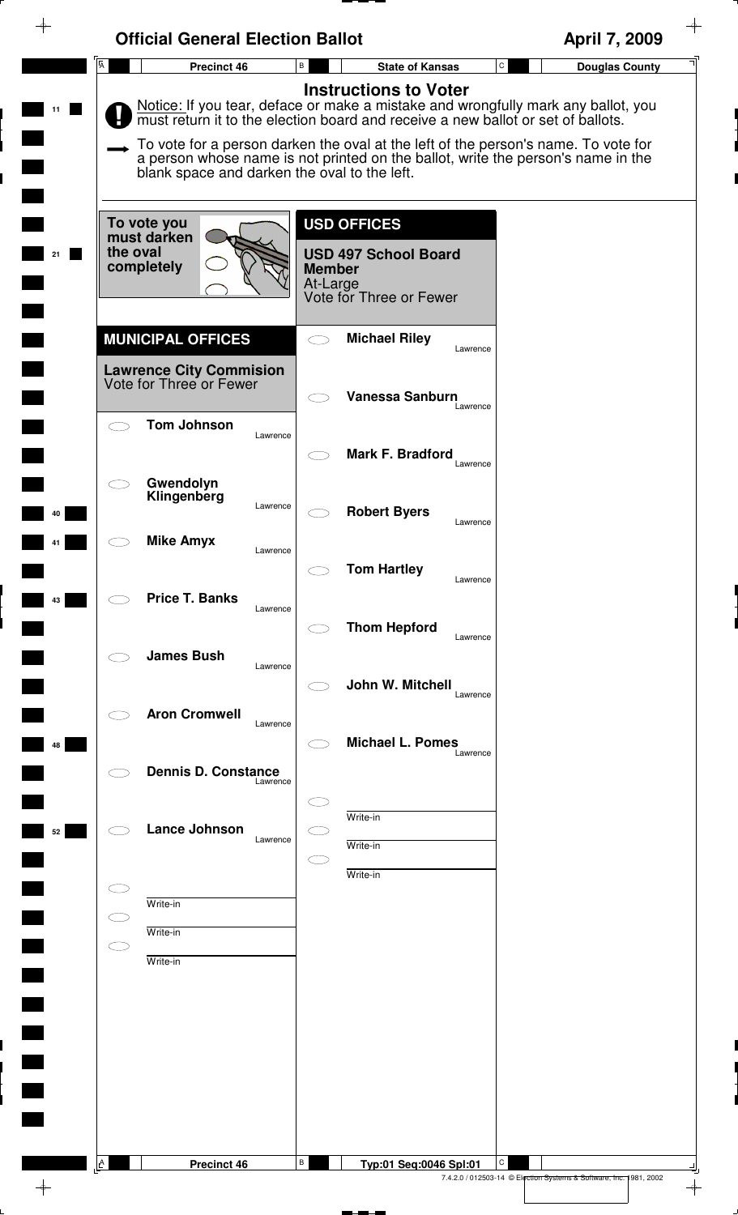# Official General Election Ballot

**April 7, 2009**

**Precinct 46** | **State of Kansas** | **Douglas County**

## Instructions to Voter

Notice: If you tear, deface or make a mistake and wrongfully mark any ballot, you must return it to the election board and receive a new ballot or set of ballots.

To vote for a person darken the oval at the left of the person's name. To vote for a person whose name is not printed on the ballot, write the person's name in the blank space and darken the oval to the left.

To vote you must darken the oval completely

## MUNICIPAL OFFICES

### Lawrence City Commision
Vote for Three or Fewer

- Tom Johnson — Lawrence
- Gwendolyn Klingenberg — Lawrence
- Mike Amyx — Lawrence
- Price T. Banks — Lawrence
- James Bush — Lawrence
- Aron Cromwell — Lawrence
- Dennis D. Constance — Lawrence
- Lance Johnson — Lawrence
- Write-in
- Write-in
- Write-in

## USD OFFICES

### USD 497 School Board Member
At-Large
Vote for Three or Fewer

- Michael Riley — Lawrence
- Vanessa Sanburn — Lawrence
- Mark F. Bradford — Lawrence
- Robert Byers — Lawrence
- Tom Hartley — Lawrence
- Thom Hepford — Lawrence
- John W. Mitchell — Lawrence
- Michael L. Pomes — Lawrence
- Write-in
- Write-in
- Write-in

Precinct 46 | Typ:01 Seq:0046 Spl:01

7.4.2.0 / 012503-14 © Election Systems & Software, Inc. 1981, 2002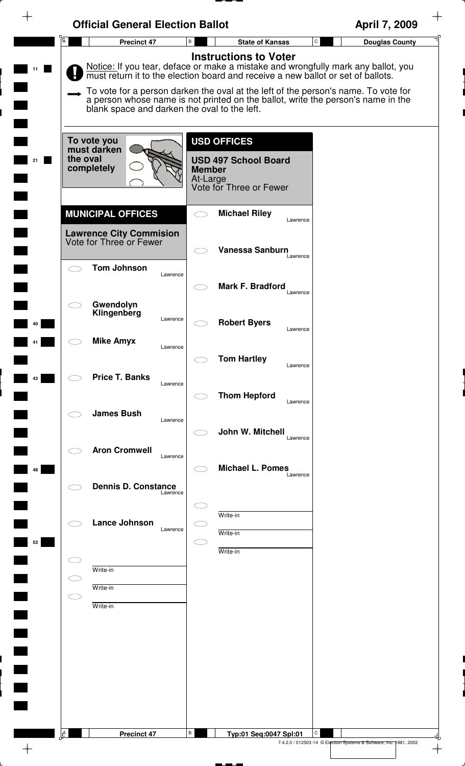# Official General Election Ballot

April 7, 2009

Precinct 47 | State of Kansas | Douglas County

## Instructions to Voter

Notice: If you tear, deface or make a mistake and wrongfully mark any ballot, you must return it to the election board and receive a new ballot or set of ballots.

To vote for a person darken the oval at the left of the person's name. To vote for a person whose name is not printed on the ballot, write the person's name in the blank space and darken the oval to the left.

To vote you must darken the oval completely

## MUNICIPAL OFFICES

### Lawrence City Commision
Vote for Three or Fewer

- Tom Johnson — Lawrence
- Gwendolyn Klingenberg — Lawrence
- Mike Amyx — Lawrence
- Price T. Banks — Lawrence
- James Bush — Lawrence
- Aron Cromwell — Lawrence
- Dennis D. Constance — Lawrence
- Lance Johnson — Lawrence
- Write-in
- Write-in
- Write-in

## USD OFFICES

### USD 497 School Board Member
At-Large
Vote for Three or Fewer

- Michael Riley — Lawrence
- Vanessa Sanburn — Lawrence
- Mark F. Bradford — Lawrence
- Robert Byers — Lawrence
- Tom Hartley — Lawrence
- Thom Hepford — Lawrence
- John W. Mitchell — Lawrence
- Michael L. Pomes — Lawrence
- Write-in
- Write-in
- Write-in

Precinct 47 | Typ:01 Seq:0047 Spl:01

7.4.2.0 / 012503-14 © Election Systems & Software, Inc. 1981, 2002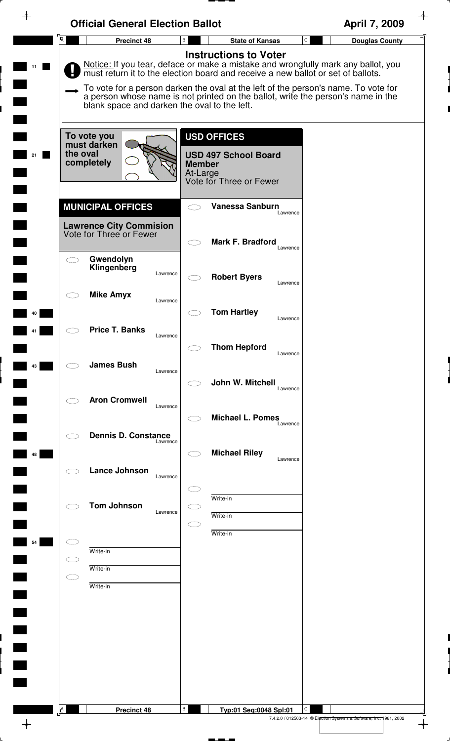# Official General Election Ballot

April 7, 2009

| Precinct 48 | State of Kansas | Douglas County |
|---|---|---|

## Instructions to Voter

Notice: If you tear, deface or make a mistake and wrongfully mark any ballot, you must return it to the election board and receive a new ballot or set of ballots.

To vote for a person darken the oval at the left of the person's name. To vote for a person whose name is not printed on the ballot, write the person's name in the blank space and darken the oval to the left.

To vote you must darken the oval completely

## MUNICIPAL OFFICES

### Lawrence City Commision

Vote for Three or Fewer

- Gwendolyn Klingenberg — Lawrence
- Mike Amyx — Lawrence
- Price T. Banks — Lawrence
- James Bush — Lawrence
- Aron Cromwell — Lawrence
- Dennis D. Constance — Lawrence
- Lance Johnson — Lawrence
- Tom Johnson — Lawrence
- Write-in
- Write-in
- Write-in

## USD OFFICES

### USD 497 School Board Member

At-Large

Vote for Three or Fewer

- Vanessa Sanburn — Lawrence
- Mark F. Bradford — Lawrence
- Robert Byers — Lawrence
- Tom Hartley — Lawrence
- Thom Hepford — Lawrence
- John W. Mitchell — Lawrence
- Michael L. Pomes — Lawrence
- Michael Riley — Lawrence
- Write-in
- Write-in
- Write-in

Precinct 48 — Typ:01 Seq:0048 Spl:01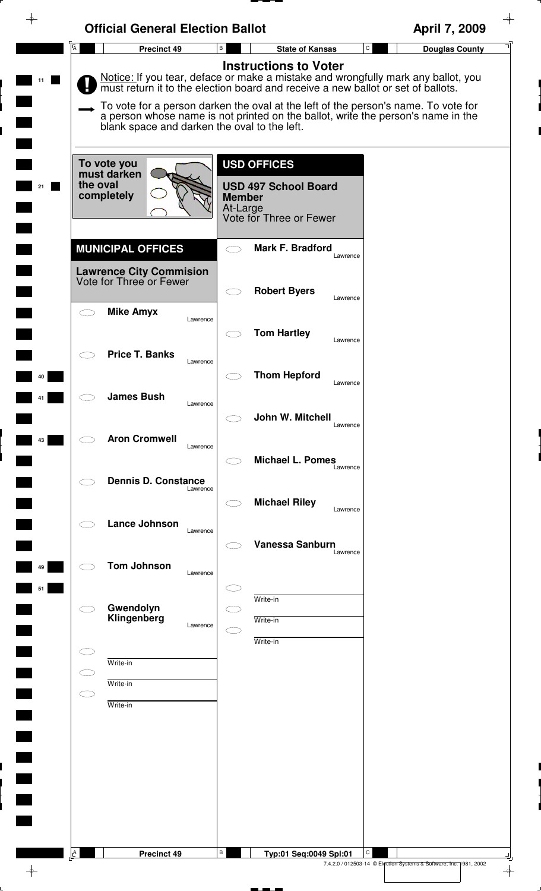# Official General Election Ballot

**April 7, 2009**

**Precinct 49** | **State of Kansas** | **Douglas County**

## Instructions to Voter

Notice: If you tear, deface or make a mistake and wrongfully mark any ballot, you must return it to the election board and receive a new ballot or set of ballots.

To vote for a person darken the oval at the left of the person's name. To vote for a person whose name is not printed on the ballot, write the person's name in the blank space and darken the oval to the left.

To vote you must darken the oval completely

## MUNICIPAL OFFICES

### Lawrence City Commision
Vote for Three or Fewer

- ⬭ **Mike Amyx** — Lawrence
- ⬭ **Price T. Banks** — Lawrence
- ⬭ **James Bush** — Lawrence
- ⬭ **Aron Cromwell** — Lawrence
- ⬭ **Dennis D. Constance** — Lawrence
- ⬭ **Lance Johnson** — Lawrence
- ⬭ **Tom Johnson** — Lawrence
- ⬭ **Gwendolyn Klingenberg** — Lawrence
- ⬭ Write-in
- ⬭ Write-in
- ⬭ Write-in

## USD OFFICES

### USD 497 School Board Member
At-Large
Vote for Three or Fewer

- ⬭ **Mark F. Bradford** — Lawrence
- ⬭ **Robert Byers** — Lawrence
- ⬭ **Tom Hartley** — Lawrence
- ⬭ **Thom Hepford** — Lawrence
- ⬭ **John W. Mitchell** — Lawrence
- ⬭ **Michael L. Pomes** — Lawrence
- ⬭ **Michael Riley** — Lawrence
- ⬭ **Vanessa Sanburn** — Lawrence
- ⬭ Write-in
- ⬭ Write-in
- ⬭ Write-in

Precinct 49 | Typ:01 Seq:0049 Spl:01

7.4.2.0 / 012503-14 © Election Systems & Software, Inc. 1981, 2002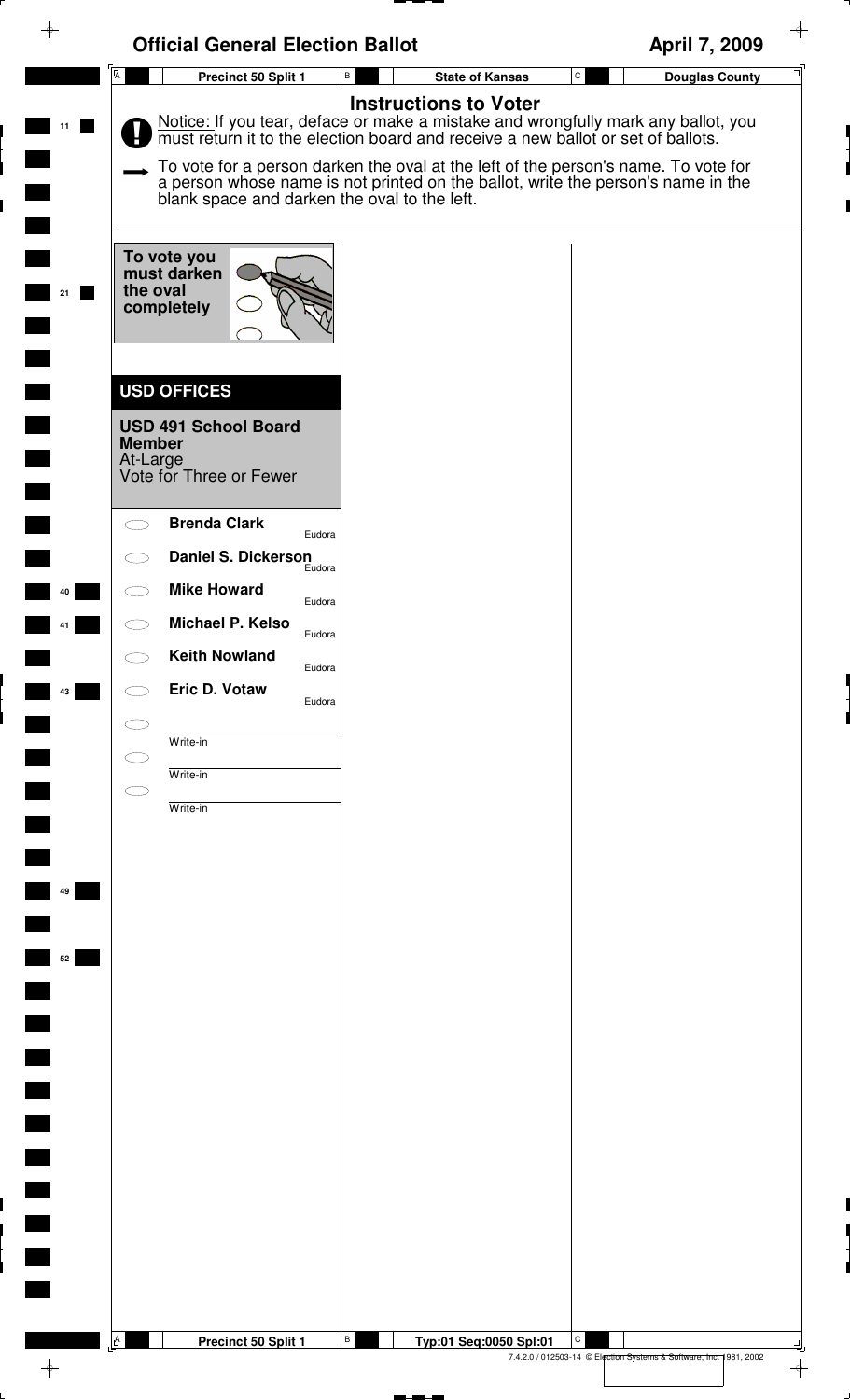# Official General Election Ballot

**April 7, 2009**

| Precinct 50 Split 1 | State of Kansas | Douglas County |
|---|---|---|

## Instructions to Voter

Notice: If you tear, deface or make a mistake and wrongfully mark any ballot, you must return it to the election board and receive a new ballot or set of ballots.

To vote for a person darken the oval at the left of the person's name. To vote for a person whose name is not printed on the ballot, write the person's name in the blank space and darken the oval to the left.

**To vote you must darken the oval completely**

## USD OFFICES

### USD 491 School Board Member

At-Large

Vote for Three or Fewer

- ⬭ **Brenda Clark** — Eudora
- ⬭ **Daniel S. Dickerson** — Eudora
- ⬭ **Mike Howard** — Eudora
- ⬭ **Michael P. Kelso** — Eudora
- ⬭ **Keith Nowland** — Eudora
- ⬭ **Eric D. Votaw** — Eudora
- ⬭ ____________ Write-in
- ⬭ ____________ Write-in
- ⬭ ____________ Write-in

| Precinct 50 Split 1 | Typ:01 Seq:0050 Spl:01 | |
|---|---|---|

7.4.2.0 / 012503-14 © Election Systems & Software, Inc. 1981, 2002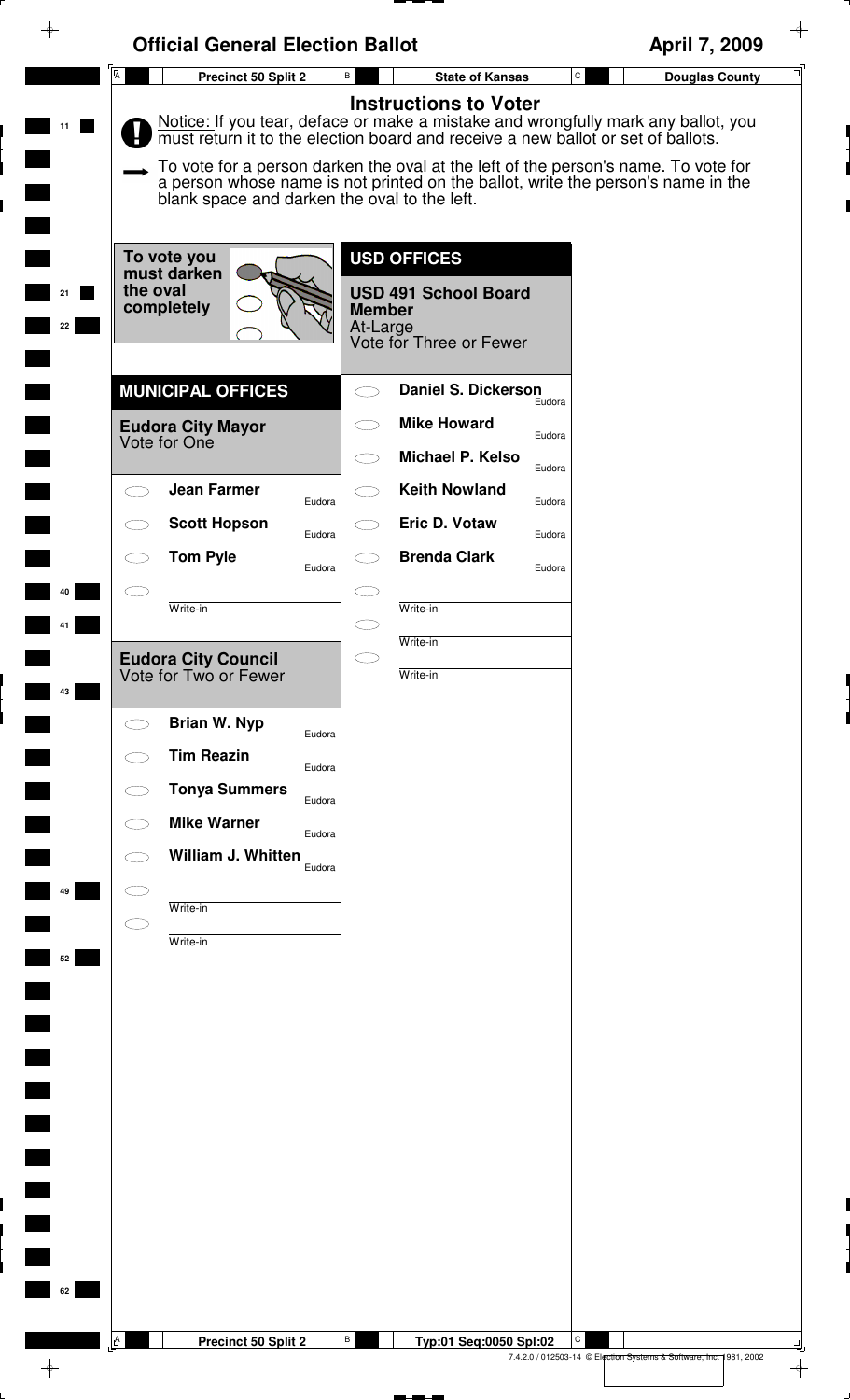# Official General Election Ballot

April 7, 2009

Precinct 50 Split 2 | State of Kansas | Douglas County

## Instructions to Voter

Notice: If you tear, deface or make a mistake and wrongfully mark any ballot, you must return it to the election board and receive a new ballot or set of ballots.

To vote for a person darken the oval at the left of the person's name. To vote for a person whose name is not printed on the ballot, write the person's name in the blank space and darken the oval to the left.

To vote you must darken the oval completely

## MUNICIPAL OFFICES

### Eudora City Mayor
Vote for One

- Jean Farmer — Eudora
- Scott Hopson — Eudora
- Tom Pyle — Eudora
- Write-in

### Eudora City Council
Vote for Two or Fewer

- Brian W. Nyp — Eudora
- Tim Reazin — Eudora
- Tonya Summers — Eudora
- Mike Warner — Eudora
- William J. Whitten — Eudora
- Write-in
- Write-in

## USD OFFICES

### USD 491 School Board Member
At-Large
Vote for Three or Fewer

- Daniel S. Dickerson — Eudora
- Mike Howard — Eudora
- Michael P. Kelso — Eudora
- Keith Nowland — Eudora
- Eric D. Votaw — Eudora
- Brenda Clark — Eudora
- Write-in
- Write-in
- Write-in

Precinct 50 Split 2 | Typ:01 Seq:0050 Spl:02

7.4.2.0 / 012503-14 © Election Systems & Software, Inc. 1981, 2002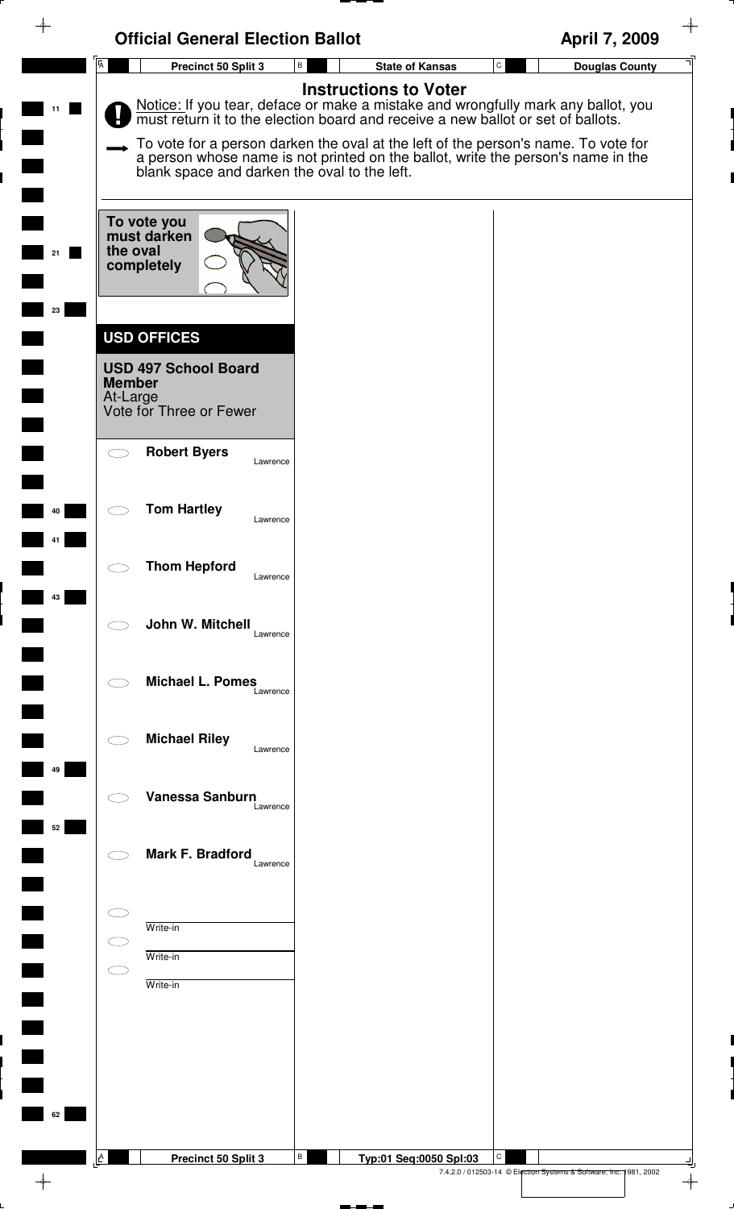# Official General Election Ballot

**April 7, 2009**

| Precinct 50 Split 3 | State of Kansas | Douglas County |
|---|---|---|

## Instructions to Voter

Notice: If you tear, deface or make a mistake and wrongfully mark any ballot, you must return it to the election board and receive a new ballot or set of ballots.

To vote for a person darken the oval at the left of the person's name. To vote for a person whose name is not printed on the ballot, write the person's name in the blank space and darken the oval to the left.

To vote you must darken the oval completely

## USD OFFICES

### USD 497 School Board Member

At-Large
Vote for Three or Fewer

- ⬭ **Robert Byers** — Lawrence
- ⬭ **Tom Hartley** — Lawrence
- ⬭ **Thom Hepford** — Lawrence
- ⬭ **John W. Mitchell** — Lawrence
- ⬭ **Michael L. Pomes** — Lawrence
- ⬭ **Michael Riley** — Lawrence
- ⬭ **Vanessa Sanburn** — Lawrence
- ⬭ **Mark F. Bradford** — Lawrence
- ⬭ ________ Write-in
- ⬭ ________ Write-in
- ⬭ ________ Write-in

| Precinct 50 Split 3 | Typ:01 Seq:0050 Spl:03 | |
|---|---|---|

7.4.2.0 / 012503-14 © Election Systems & Software, Inc. 1981, 2002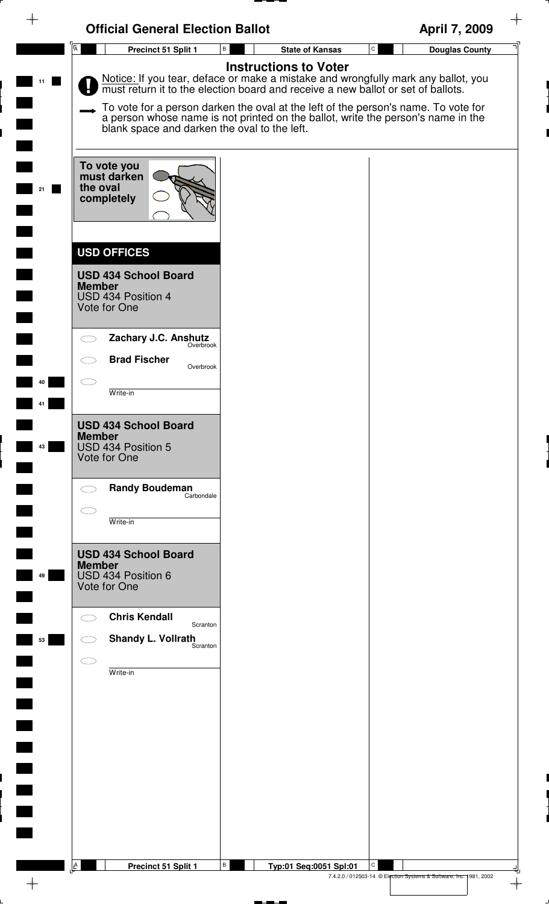# Official General Election Ballot

April 7, 2009

Precinct 51 Split 1 | State of Kansas | Douglas County

## Instructions to Voter

**Notice:** If you tear, deface or make a mistake and wrongfully mark any ballot, you must return it to the election board and receive a new ballot or set of ballots.

To vote for a person darken the oval at the left of the person's name. To vote for a person whose name is not printed on the ballot, write the person's name in the blank space and darken the oval to the left.

**To vote you must darken the oval completely**

## USD OFFICES

### USD 434 School Board Member
USD 434 Position 4
Vote for One

- **Zachary J.C. Anshutz** — Overbrook
- **Brad Fischer** — Overbrook
- ______ Write-in

### USD 434 School Board Member
USD 434 Position 5
Vote for One

- **Randy Boudeman** — Carbondale
- ______ Write-in

### USD 434 School Board Member
USD 434 Position 6
Vote for One

- **Chris Kendall** — Scranton
- **Shandy L. Vollrath** — Scranton
- ______ Write-in

Precinct 51 Split 1 | Typ:01 Seq:0051 Spl:01

7.4.2.0 / 012503-14 © Election Systems & Software, Inc. 1981, 2002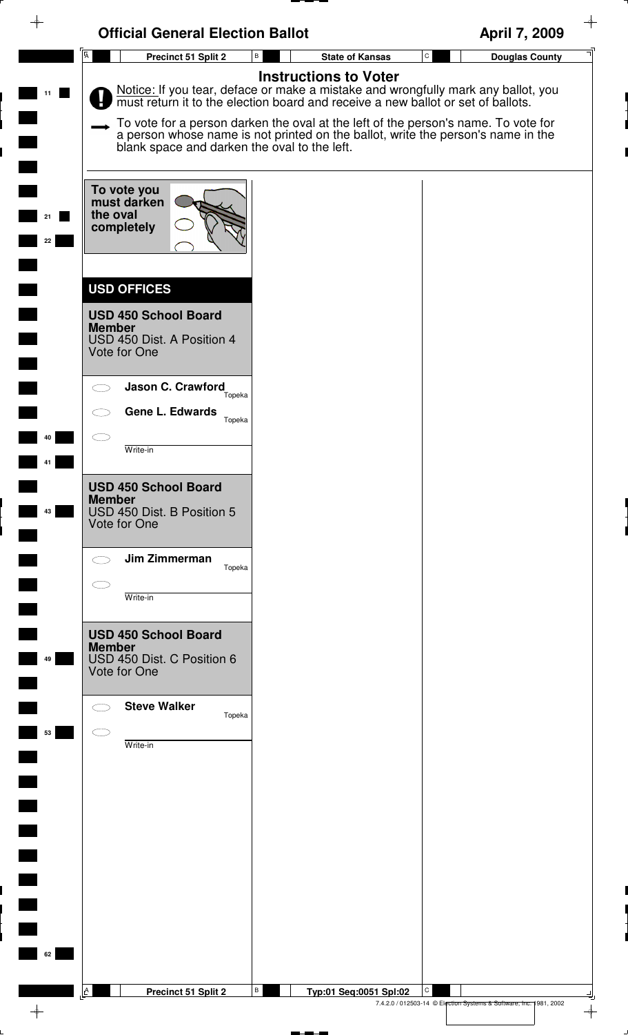# Official General Election Ballot

April 7, 2009

Precinct 51 Split 2 | State of Kansas | Douglas County

## Instructions to Voter

Notice: If you tear, deface or make a mistake and wrongfully mark any ballot, you must return it to the election board and receive a new ballot or set of ballots.

To vote for a person darken the oval at the left of the person's name. To vote for a person whose name is not printed on the ballot, write the person's name in the blank space and darken the oval to the left.

**To vote you must darken the oval completely**

## USD OFFICES

### USD 450 School Board Member

USD 450 Dist. A Position 4
Vote for One

- ⬭ **Jason C. Crawford** — Topeka
- ⬭ **Gene L. Edwards** — Topeka
- ⬭ ____________ Write-in

### USD 450 School Board Member

USD 450 Dist. B Position 5
Vote for One

- ⬭ **Jim Zimmerman** — Topeka
- ⬭ ____________ Write-in

### USD 450 School Board Member

USD 450 Dist. C Position 6
Vote for One

- ⬭ **Steve Walker** — Topeka
- ⬭ ____________ Write-in

Precinct 51 Split 2 | Typ:01 Seq:0051 Spl:02

7.4.2.0 / 012503-14 © Election Systems & Software, Inc. 1981, 2002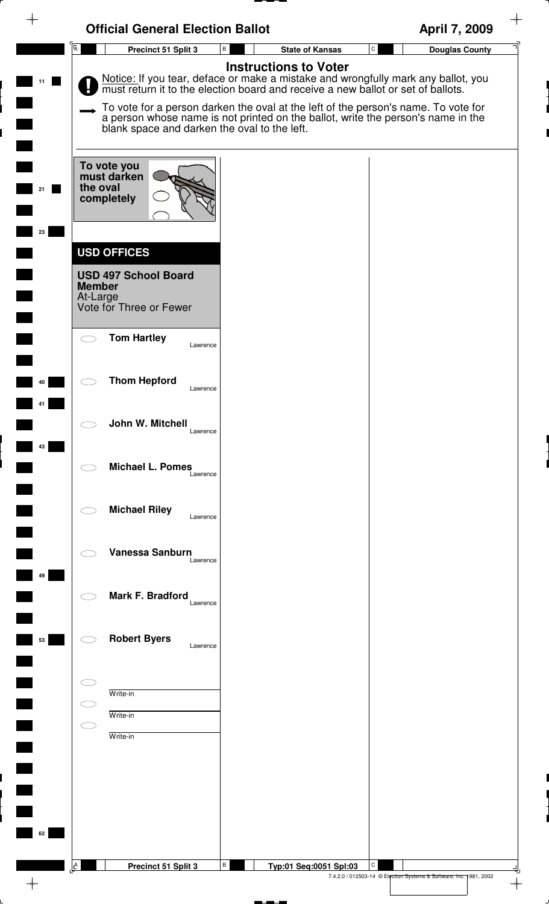# Official General Election Ballot

April 7, 2009

Precinct 51 Split 3 | State of Kansas | Douglas County

## Instructions to Voter

Notice: If you tear, deface or make a mistake and wrongfully mark any ballot, you must return it to the election board and receive a new ballot or set of ballots.

To vote for a person darken the oval at the left of the person's name. To vote for a person whose name is not printed on the ballot, write the person's name in the blank space and darken the oval to the left.

To vote you must darken the oval completely

## USD OFFICES

### USD 497 School Board Member

At-Large

Vote for Three or Fewer

- ⬭ **Tom Hartley** — Lawrence
- ⬭ **Thom Hepford** — Lawrence
- ⬭ **John W. Mitchell** — Lawrence
- ⬭ **Michael L. Pomes** — Lawrence
- ⬭ **Michael Riley** — Lawrence
- ⬭ **Vanessa Sanburn** — Lawrence
- ⬭ **Mark F. Bradford** — Lawrence
- ⬭ **Robert Byers** — Lawrence
- ⬭ Write-in
- ⬭ Write-in
- ⬭ Write-in

Precinct 51 Split 3 | Typ:01 Seq:0051 Spl:03

7.4.2.0 / 012503-14 © Election Systems & Software, Inc. 1981, 2002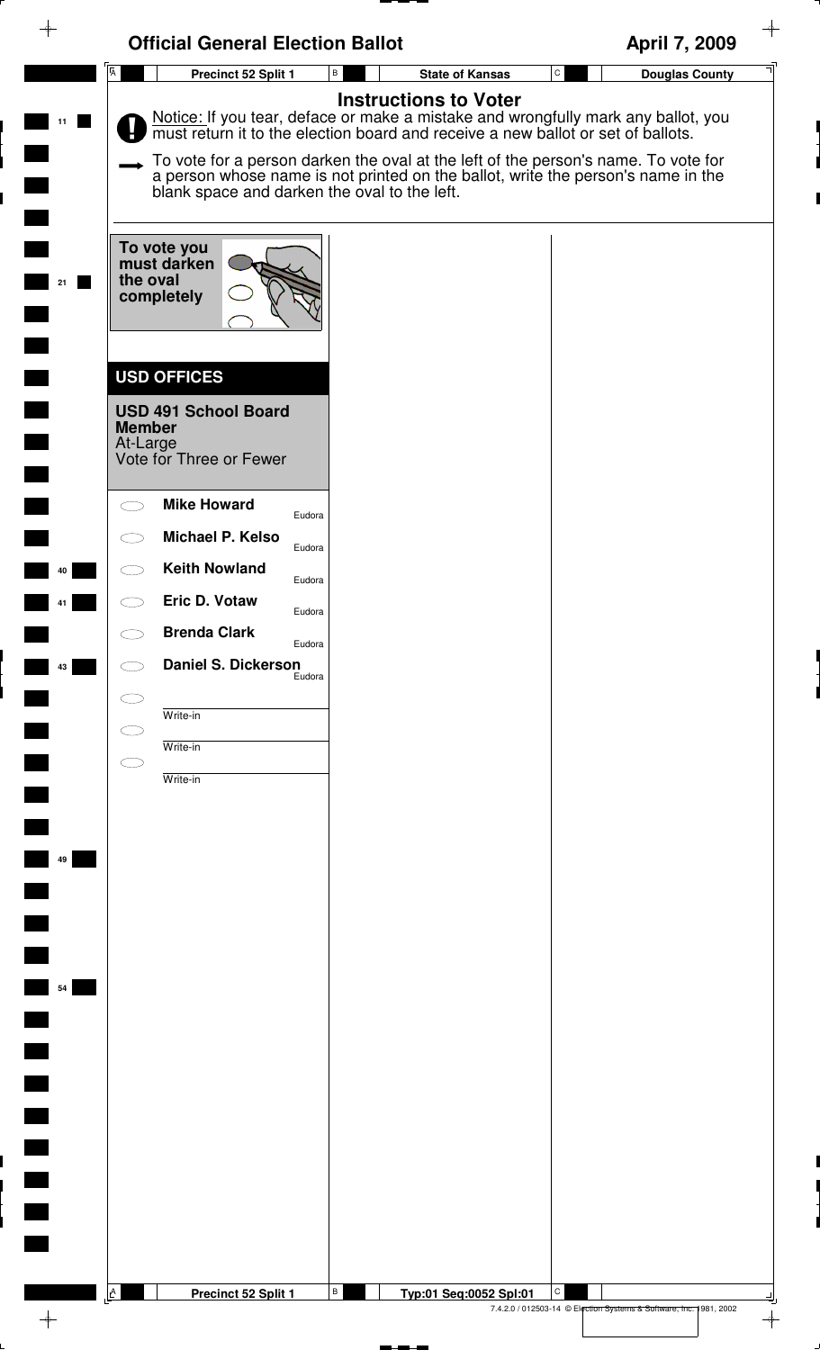# Official General Election Ballot

April 7, 2009

Precinct 52 Split 1 | State of Kansas | Douglas County

## Instructions to Voter

Notice: If you tear, deface or make a mistake and wrongfully mark any ballot, you must return it to the election board and receive a new ballot or set of ballots.

To vote for a person darken the oval at the left of the person's name. To vote for a person whose name is not printed on the ballot, write the person's name in the blank space and darken the oval to the left.

**To vote you must darken the oval completely**

## USD OFFICES

### USD 491 School Board Member
At-Large
Vote for Three or Fewer

- ⬭ **Mike Howard** — Eudora
- ⬭ **Michael P. Kelso** — Eudora
- ⬭ **Keith Nowland** — Eudora
- ⬭ **Eric D. Votaw** — Eudora
- ⬭ **Brenda Clark** — Eudora
- ⬭ **Daniel S. Dickerson** — Eudora
- ⬭ ________ Write-in
- ⬭ ________ Write-in
- ⬭ ________ Write-in

Precinct 52 Split 1 | Typ:01 Seq:0052 Spl:01

7.4.2.0 / 012503-14 © Election Systems & Software, Inc. 1981, 2002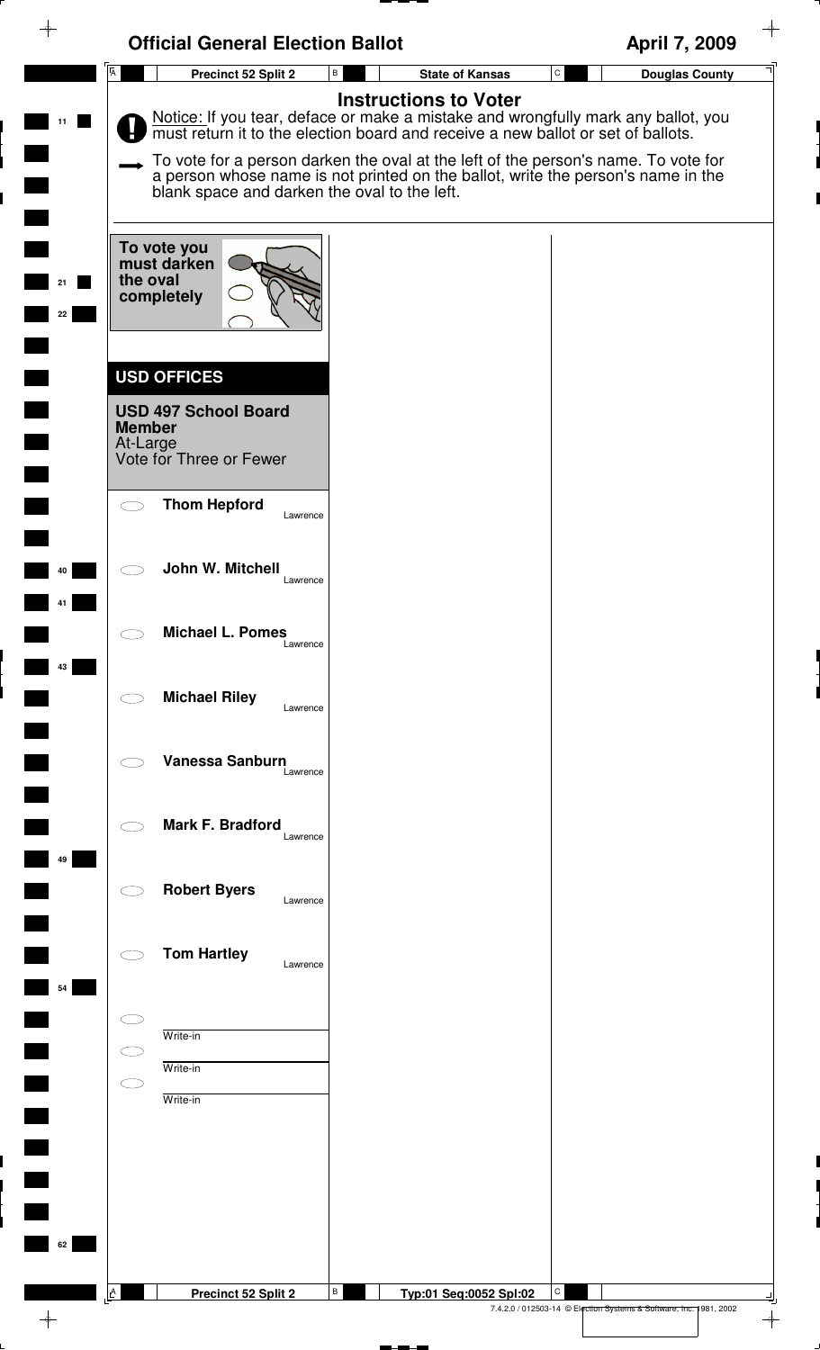# Official General Election Ballot

**April 7, 2009**

| Precinct 52 Split 2 | State of Kansas | Douglas County |
|---|---|---|

## Instructions to Voter

Notice: If you tear, deface or make a mistake and wrongfully mark any ballot, you must return it to the election board and receive a new ballot or set of ballots.

To vote for a person darken the oval at the left of the person's name. To vote for a person whose name is not printed on the ballot, write the person's name in the blank space and darken the oval to the left.

**To vote you must darken the oval completely**

## USD OFFICES

### USD 497 School Board Member

At-Large

Vote for Three or Fewer

- **Thom Hepford** — Lawrence
- **John W. Mitchell** — Lawrence
- **Michael L. Pomes** — Lawrence
- **Michael Riley** — Lawrence
- **Vanessa Sanburn** — Lawrence
- **Mark F. Bradford** — Lawrence
- **Robert Byers** — Lawrence
- **Tom Hartley** — Lawrence
- Write-in
- Write-in
- Write-in

| Precinct 52 Split 2 | Typ:01 Seq:0052 Spl:02 |
|---|---|

7.4.2.0 / 012503-14 © Election Systems & Software, Inc. 1981, 2002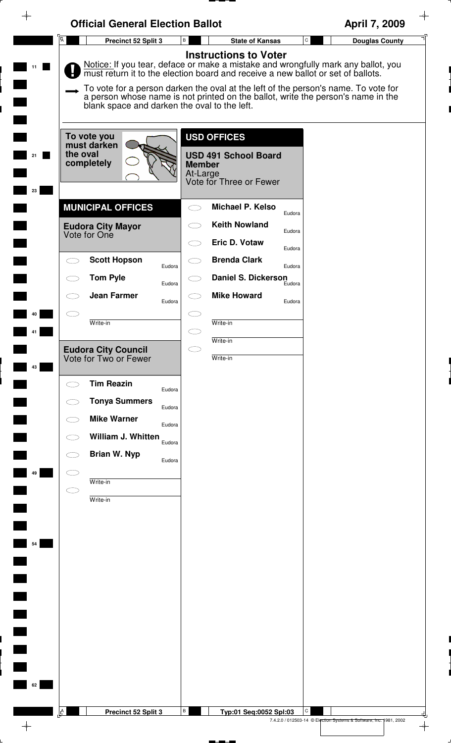# Official General Election Ballot

April 7, 2009

Precinct 52 Split 3 | State of Kansas | Douglas County

## Instructions to Voter

Notice: If you tear, deface or make a mistake and wrongfully mark any ballot, you must return it to the election board and receive a new ballot or set of ballots.

To vote for a person darken the oval at the left of the person's name. To vote for a person whose name is not printed on the ballot, write the person's name in the blank space and darken the oval to the left.

To vote you must darken the oval completely

## MUNICIPAL OFFICES

### Eudora City Mayor
Vote for One

- Scott Hopson — Eudora
- Tom Pyle — Eudora
- Jean Farmer — Eudora
- Write-in

### Eudora City Council
Vote for Two or Fewer

- Tim Reazin — Eudora
- Tonya Summers — Eudora
- Mike Warner — Eudora
- William J. Whitten — Eudora
- Brian W. Nyp — Eudora
- Write-in
- Write-in

## USD OFFICES

### USD 491 School Board Member
At-Large
Vote for Three or Fewer

- Michael P. Kelso — Eudora
- Keith Nowland — Eudora
- Eric D. Votaw — Eudora
- Brenda Clark — Eudora
- Daniel S. Dickerson — Eudora
- Mike Howard — Eudora
- Write-in
- Write-in
- Write-in

Precinct 52 Split 3 | Typ:01 Seq:0052 Spl:03

7.4.2.0 / 012503-14 © Election Systems & Software, Inc. 1981, 2002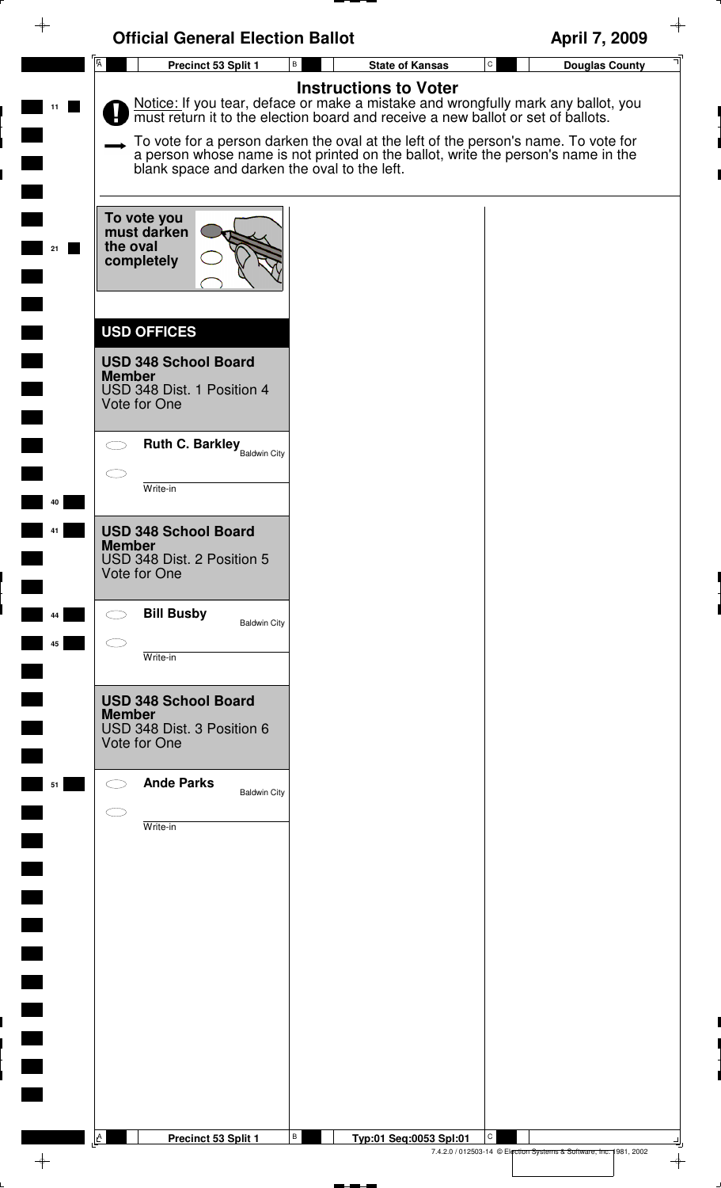# Official General Election Ballot

April 7, 2009

Precinct 53 Split 1 | State of Kansas | Douglas County

## Instructions to Voter

Notice: If you tear, deface or make a mistake and wrongfully mark any ballot, you must return it to the election board and receive a new ballot or set of ballots.

To vote for a person darken the oval at the left of the person's name. To vote for a person whose name is not printed on the ballot, write the person's name in the blank space and darken the oval to the left.

**To vote you must darken the oval completely**

## USD OFFICES

### USD 348 School Board Member
USD 348 Dist. 1 Position 4
Vote for One

- ◯ **Ruth C. Barkley** Baldwin City
- ◯ ____________ Write-in

### USD 348 School Board Member
USD 348 Dist. 2 Position 5
Vote for One

- ◯ **Bill Busby** Baldwin City
- ◯ ____________ Write-in

### USD 348 School Board Member
USD 348 Dist. 3 Position 6
Vote for One

- ◯ **Ande Parks** Baldwin City
- ◯ ____________ Write-in

Precinct 53 Split 1 | Typ:01 Seq:0053 Spl:01

7.4.2.0 / 012503-14 © Election Systems & Software, Inc. 1981, 2002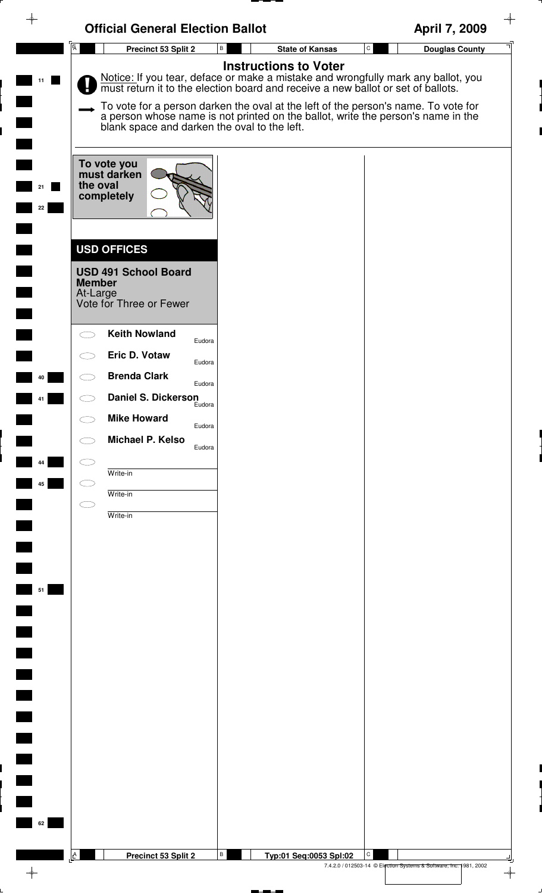# Official General Election Ballot

**April 7, 2009**

**Precinct 53 Split 2** | **State of Kansas** | **Douglas County**

## Instructions to Voter

Notice: If you tear, deface or make a mistake and wrongfully mark any ballot, you must return it to the election board and receive a new ballot or set of ballots.

To vote for a person darken the oval at the left of the person's name. To vote for a person whose name is not printed on the ballot, write the person's name in the blank space and darken the oval to the left.

**To vote you must darken the oval completely**

## USD OFFICES

### USD 491 School Board Member

At-Large
Vote for Three or Fewer

- ◯ **Keith Nowland** — Eudora
- ◯ **Eric D. Votaw** — Eudora
- ◯ **Brenda Clark** — Eudora
- ◯ **Daniel S. Dickerson** — Eudora
- ◯ **Mike Howard** — Eudora
- ◯ **Michael P. Kelso** — Eudora
- ◯ ________ Write-in
- ◯ ________ Write-in
- ◯ ________ Write-in

**Precinct 53 Split 2** | **Typ:01 Seq:0053 Spl:02**

7.4.2.0 / 012503-14 © Election Systems & Software, Inc. 1981, 2002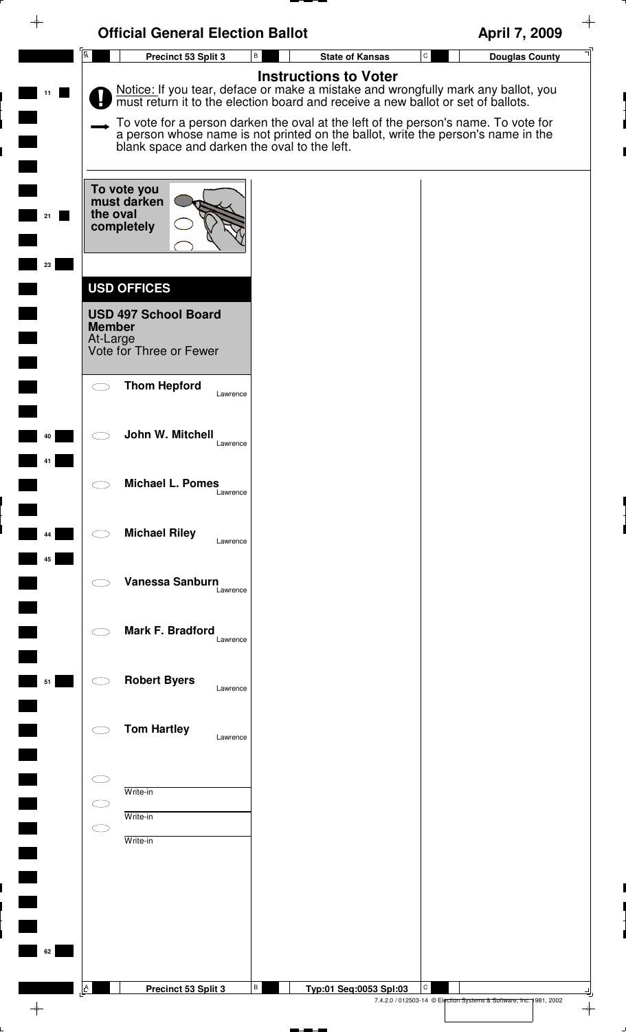# Official General Election Ballot

**April 7, 2009**

| Precinct 53 Split 3 | State of Kansas | Douglas County |
| --- | --- | --- |

## Instructions to Voter

Notice: If you tear, deface or make a mistake and wrongfully mark any ballot, you must return it to the election board and receive a new ballot or set of ballots.

To vote for a person darken the oval at the left of the person's name. To vote for a person whose name is not printed on the ballot, write the person's name in the blank space and darken the oval to the left.

To vote you must darken the oval completely

## USD OFFICES

### USD 497 School Board Member

At-Large

Vote for Three or Fewer

- **Thom Hepford** Lawrence
- **John W. Mitchell** Lawrence
- **Michael L. Pomes** Lawrence
- **Michael Riley** Lawrence
- **Vanessa Sanburn** Lawrence
- **Mark F. Bradford** Lawrence
- **Robert Byers** Lawrence
- **Tom Hartley** Lawrence
- Write-in
- Write-in
- Write-in

| Precinct 53 Split 3 | Typ:01 Seq:0053 Spl:03 |
| --- | --- |

7.4.2.0 / 012503-14 © Election Systems & Software, Inc. 1981, 2002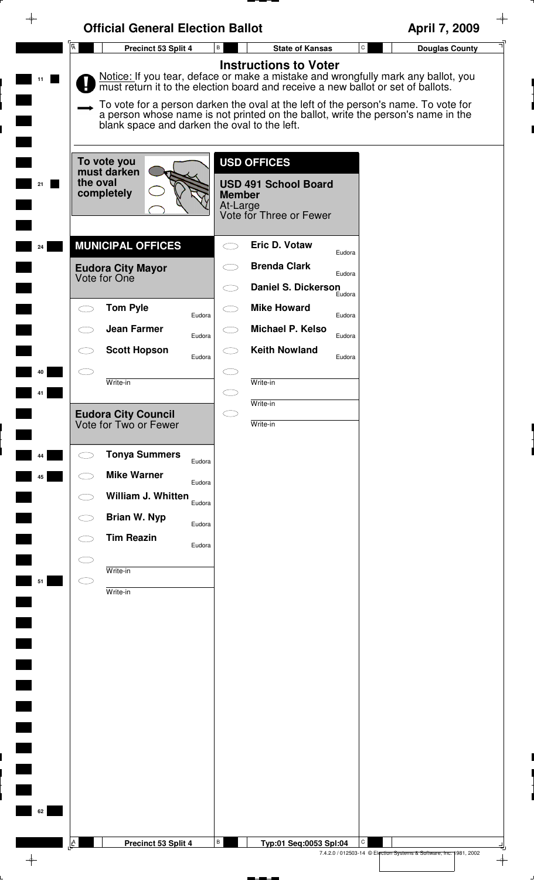# Official General Election Ballot

**April 7, 2009**

| Precinct 53 Split 4 | State of Kansas | Douglas County |
|---|---|---|

## Instructions to Voter

Notice: If you tear, deface or make a mistake and wrongfully mark any ballot, you must return it to the election board and receive a new ballot or set of ballots.

To vote for a person darken the oval at the left of the person's name. To vote for a person whose name is not printed on the ballot, write the person's name in the blank space and darken the oval to the left.

To vote you must darken the oval completely

## MUNICIPAL OFFICES

### Eudora City Mayor
Vote for One

- ○ **Tom Pyle** — Eudora
- ○ **Jean Farmer** — Eudora
- ○ **Scott Hopson** — Eudora
- ○ Write-in

### Eudora City Council
Vote for Two or Fewer

- ○ **Tonya Summers** — Eudora
- ○ **Mike Warner** — Eudora
- ○ **William J. Whitten** — Eudora
- ○ **Brian W. Nyp** — Eudora
- ○ **Tim Reazin** — Eudora
- ○ Write-in
- ○ Write-in

## USD OFFICES

### USD 491 School Board Member
At-Large
Vote for Three or Fewer

- ○ **Eric D. Votaw** — Eudora
- ○ **Brenda Clark** — Eudora
- ○ **Daniel S. Dickerson** — Eudora
- ○ **Mike Howard** — Eudora
- ○ **Michael P. Kelso** — Eudora
- ○ **Keith Nowland** — Eudora
- ○ Write-in
- ○ Write-in
- ○ Write-in

| Precinct 53 Split 4 | Typ:01 Seq:0053 Spl:04 |
|---|---|

7.4.2.0 / 012503-14 © Election Systems & Software, Inc. 1981, 2002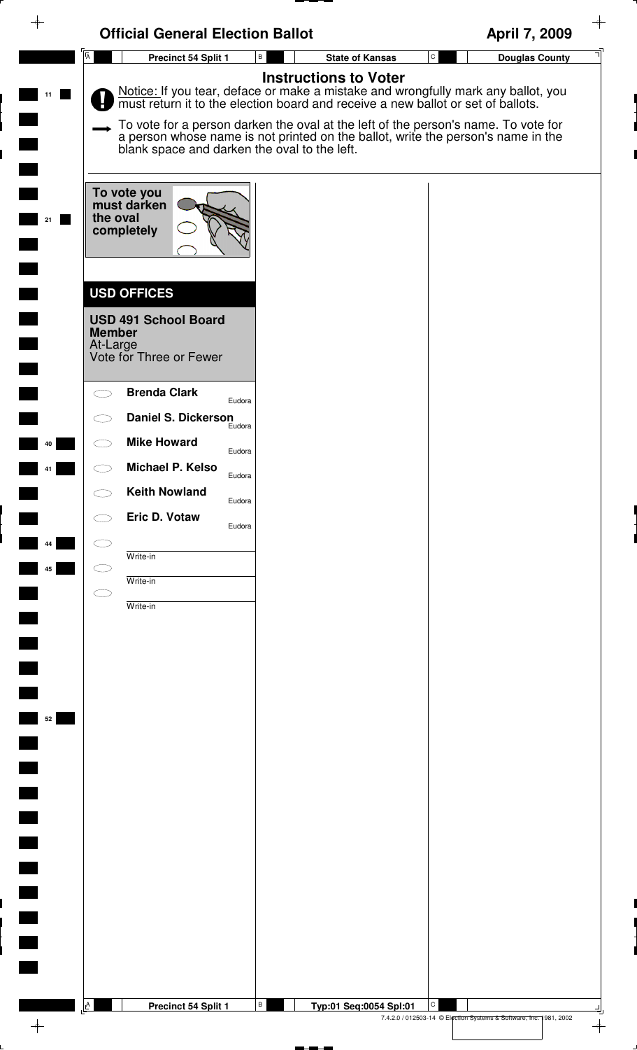# Official General Election Ballot

**April 7, 2009**

| Precinct 54 Split 1 | State of Kansas | Douglas County |
|---|---|---|

## Instructions to Voter

Notice: If you tear, deface or make a mistake and wrongfully mark any ballot, you must return it to the election board and receive a new ballot or set of ballots.

To vote for a person darken the oval at the left of the person's name. To vote for a person whose name is not printed on the ballot, write the person's name in the blank space and darken the oval to the left.

**To vote you must darken the oval completely**

## USD OFFICES

### USD 491 School Board Member

At-Large
Vote for Three or Fewer

- ⬭ **Brenda Clark** — Eudora
- ⬭ **Daniel S. Dickerson** — Eudora
- ⬭ **Mike Howard** — Eudora
- ⬭ **Michael P. Kelso** — Eudora
- ⬭ **Keith Nowland** — Eudora
- ⬭ **Eric D. Votaw** — Eudora
- ⬭ ________ Write-in
- ⬭ ________ Write-in
- ⬭ ________ Write-in

| Precinct 54 Split 1 | Typ:01 Seq:0054 Spl:01 | |
|---|---|---|

7.4.2.0 / 012503-14 © Election Systems & Software, Inc. 1981, 2002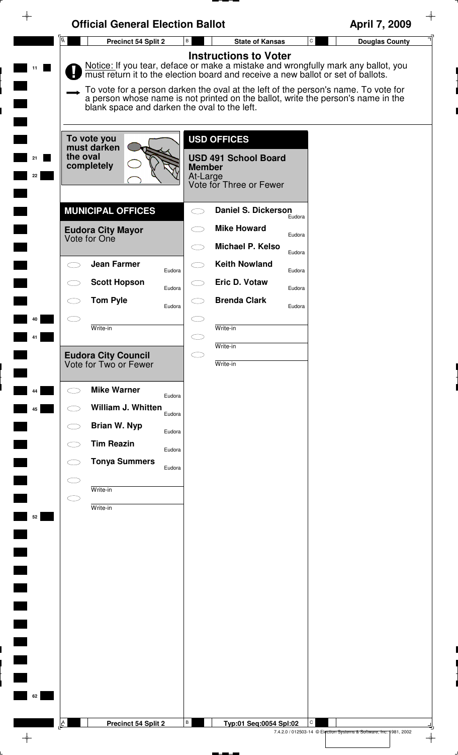# Official General Election Ballot

**April 7, 2009**

**Precinct 54 Split 2** | **State of Kansas** | **Douglas County**

## Instructions to Voter

Notice: If you tear, deface or make a mistake and wrongfully mark any ballot, you must return it to the election board and receive a new ballot or set of ballots.

To vote for a person darken the oval at the left of the person's name. To vote for a person whose name is not printed on the ballot, write the person's name in the blank space and darken the oval to the left.

To vote you must darken the oval completely

## MUNICIPAL OFFICES

### Eudora City Mayor
Vote for One

- ⬭ **Jean Farmer** — Eudora
- ⬭ **Scott Hopson** — Eudora
- ⬭ **Tom Pyle** — Eudora
- ⬭ ______ Write-in

### Eudora City Council
Vote for Two or Fewer

- ⬭ **Mike Warner** — Eudora
- ⬭ **William J. Whitten** — Eudora
- ⬭ **Brian W. Nyp** — Eudora
- ⬭ **Tim Reazin** — Eudora
- ⬭ **Tonya Summers** — Eudora
- ⬭ ______ Write-in
- ⬭ ______ Write-in

## USD OFFICES

### USD 491 School Board Member
At-Large
Vote for Three or Fewer

- ⬭ **Daniel S. Dickerson** — Eudora
- ⬭ **Mike Howard** — Eudora
- ⬭ **Michael P. Kelso** — Eudora
- ⬭ **Keith Nowland** — Eudora
- ⬭ **Eric D. Votaw** — Eudora
- ⬭ **Brenda Clark** — Eudora
- ⬭ ______ Write-in
- ⬭ ______ Write-in
- ⬭ ______ Write-in

**Precinct 54 Split 2** | **Typ:01 Seq:0054 Spl:02**

7.4.2.0 / 012503-14 © Election Systems & Software, Inc. 1981, 2002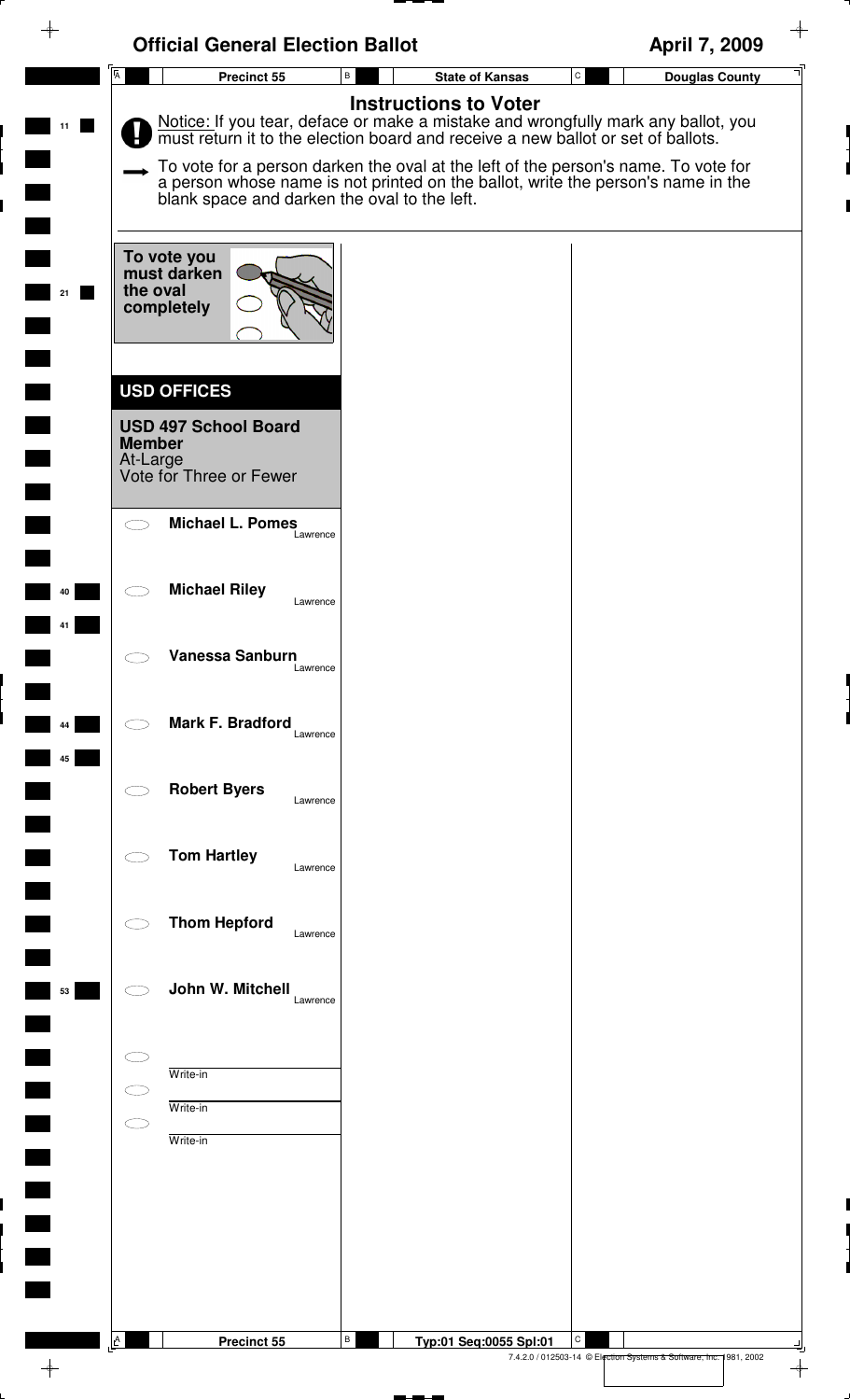# Official General Election Ballot

**April 7, 2009**

| Precinct 55 | State of Kansas | Douglas County |
| --- | --- | --- |

## Instructions to Voter

Notice: If you tear, deface or make a mistake and wrongfully mark any ballot, you must return it to the election board and receive a new ballot or set of ballots.

To vote for a person darken the oval at the left of the person's name. To vote for a person whose name is not printed on the ballot, write the person's name in the blank space and darken the oval to the left.

To vote you must darken the oval completely

## USD OFFICES

### USD 497 School Board Member
At-Large
Vote for Three or Fewer

- Michael L. Pomes — Lawrence
- Michael Riley — Lawrence
- Vanessa Sanburn — Lawrence
- Mark F. Bradford — Lawrence
- Robert Byers — Lawrence
- Tom Hartley — Lawrence
- Thom Hepford — Lawrence
- John W. Mitchell — Lawrence
- Write-in
- Write-in
- Write-in

Precinct 55 | Typ:01 Seq:0055 Spl:01

7.4.2.0 / 012503-14 © Election Systems & Software, Inc. 1981, 2002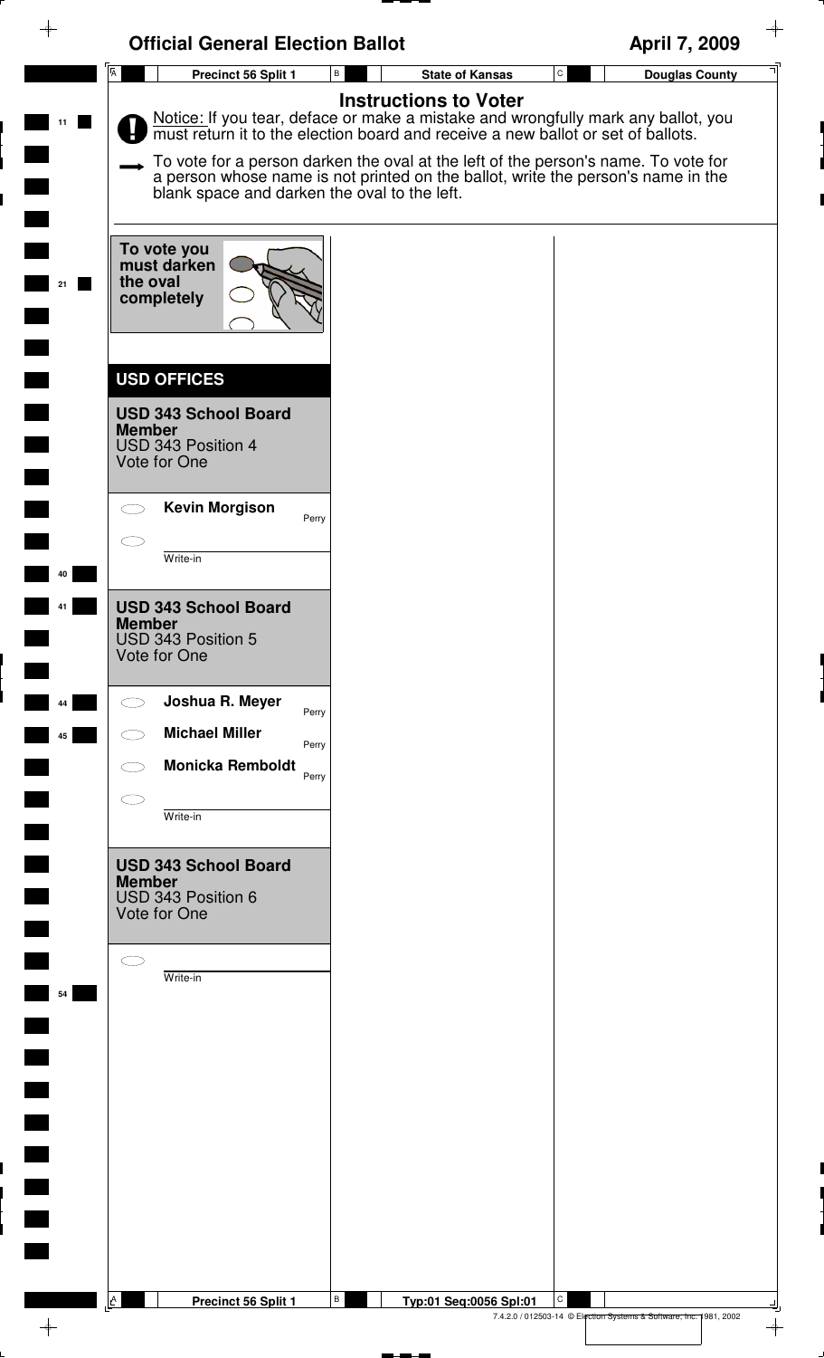# Official General Election Ballot

April 7, 2009

Precinct 56 Split 1 | State of Kansas | Douglas County

## Instructions to Voter

Notice: If you tear, deface or make a mistake and wrongfully mark any ballot, you must return it to the election board and receive a new ballot or set of ballots.

To vote for a person darken the oval at the left of the person's name. To vote for a person whose name is not printed on the ballot, write the person's name in the blank space and darken the oval to the left.

**To vote you must darken the oval completely**

## USD OFFICES

### USD 343 School Board Member
USD 343 Position 4
Vote for One

- ⬭ **Kevin Morgison** — Perry
- ⬭ ____________ Write-in

### USD 343 School Board Member
USD 343 Position 5
Vote for One

- ⬭ **Joshua R. Meyer** — Perry
- ⬭ **Michael Miller** — Perry
- ⬭ **Monicka Remboldt** — Perry
- ⬭ ____________ Write-in

### USD 343 School Board Member
USD 343 Position 6
Vote for One

- ⬭ ____________ Write-in

Precinct 56 Split 1 | Typ:01 Seq:0056 Spl:01

7.4.2.0 / 012503-14 © Election Systems & Software, Inc. 1981, 2002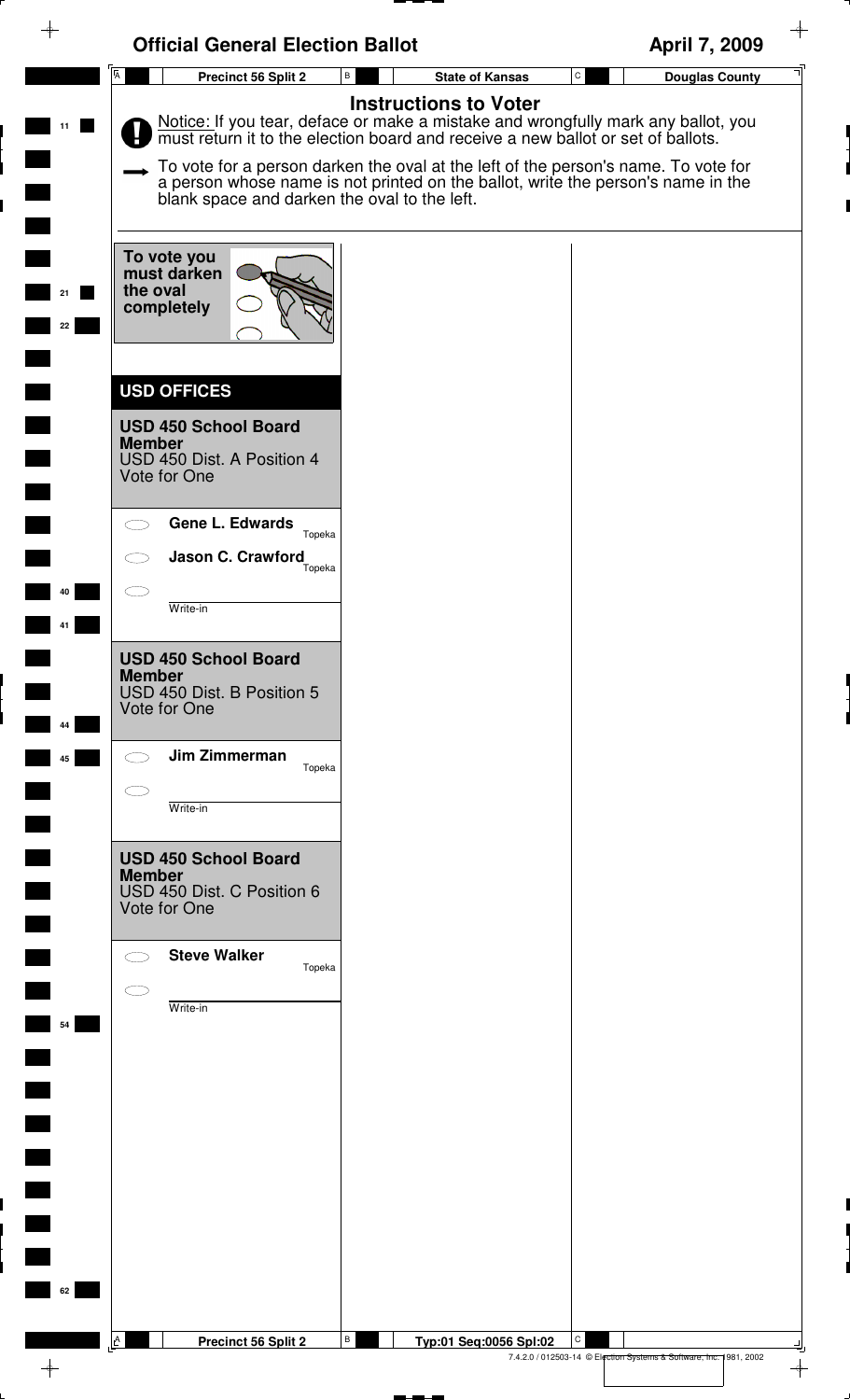# Official General Election Ballot

April 7, 2009

Precinct 56 Split 2 | State of Kansas | Douglas County

## Instructions to Voter

Notice: If you tear, deface or make a mistake and wrongfully mark any ballot, you must return it to the election board and receive a new ballot or set of ballots.

To vote for a person darken the oval at the left of the person's name. To vote for a person whose name is not printed on the ballot, write the person's name in the blank space and darken the oval to the left.

To vote you must darken the oval completely

## USD OFFICES

### USD 450 School Board Member
USD 450 Dist. A Position 4
Vote for One

- Gene L. Edwards — Topeka
- Jason C. Crawford — Topeka
- Write-in

### USD 450 School Board Member
USD 450 Dist. B Position 5
Vote for One

- Jim Zimmerman — Topeka
- Write-in

### USD 450 School Board Member
USD 450 Dist. C Position 6
Vote for One

- Steve Walker — Topeka
- Write-in

Precinct 56 Split 2 | Typ:01 Seq:0056 Spl:02

7.4.2.0 / 012503-14 © Election Systems & Software, Inc. 1981, 2002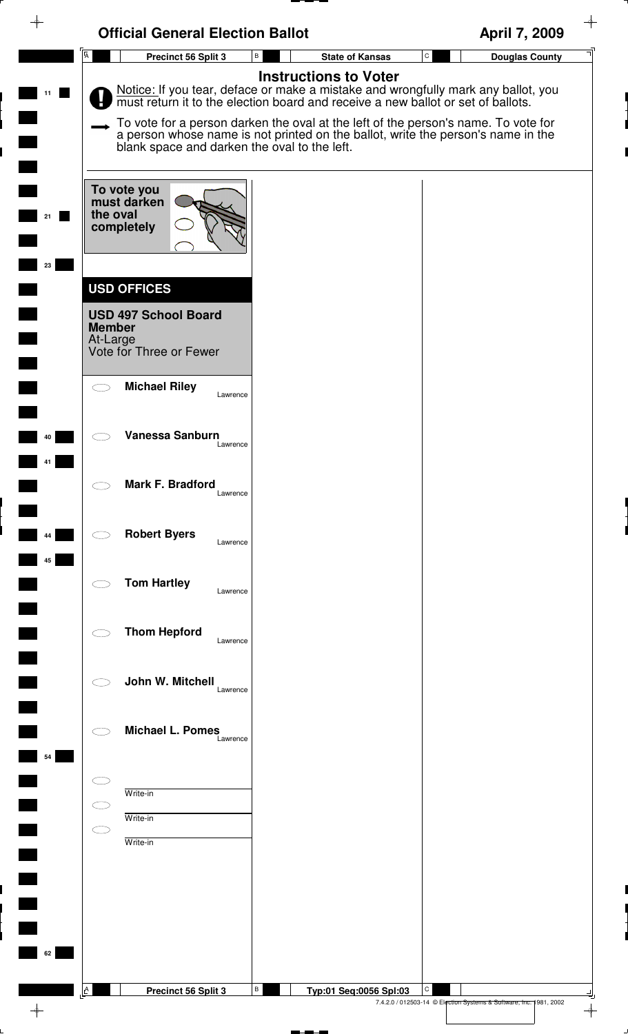# Official General Election Ballot

**April 7, 2009**

| Precinct 56 Split 3 | State of Kansas | Douglas County |
|---|---|---|

## Instructions to Voter

Notice: If you tear, deface or make a mistake and wrongfully mark any ballot, you must return it to the election board and receive a new ballot or set of ballots.

To vote for a person darken the oval at the left of the person's name. To vote for a person whose name is not printed on the ballot, write the person's name in the blank space and darken the oval to the left.

To vote you must darken the oval completely

## USD OFFICES

### USD 497 School Board Member

At-Large
Vote for Three or Fewer

- **Michael Riley** — Lawrence
- **Vanessa Sanburn** — Lawrence
- **Mark F. Bradford** — Lawrence
- **Robert Byers** — Lawrence
- **Tom Hartley** — Lawrence
- **Thom Hepford** — Lawrence
- **John W. Mitchell** — Lawrence
- **Michael L. Pomes** — Lawrence
- Write-in
- Write-in
- Write-in

| Precinct 56 Split 3 | Typ:01 Seq:0056 Spl:03 |
|---|---|

7.4.2.0 / 012503-14 © Election Systems & Software, Inc. 1981, 2002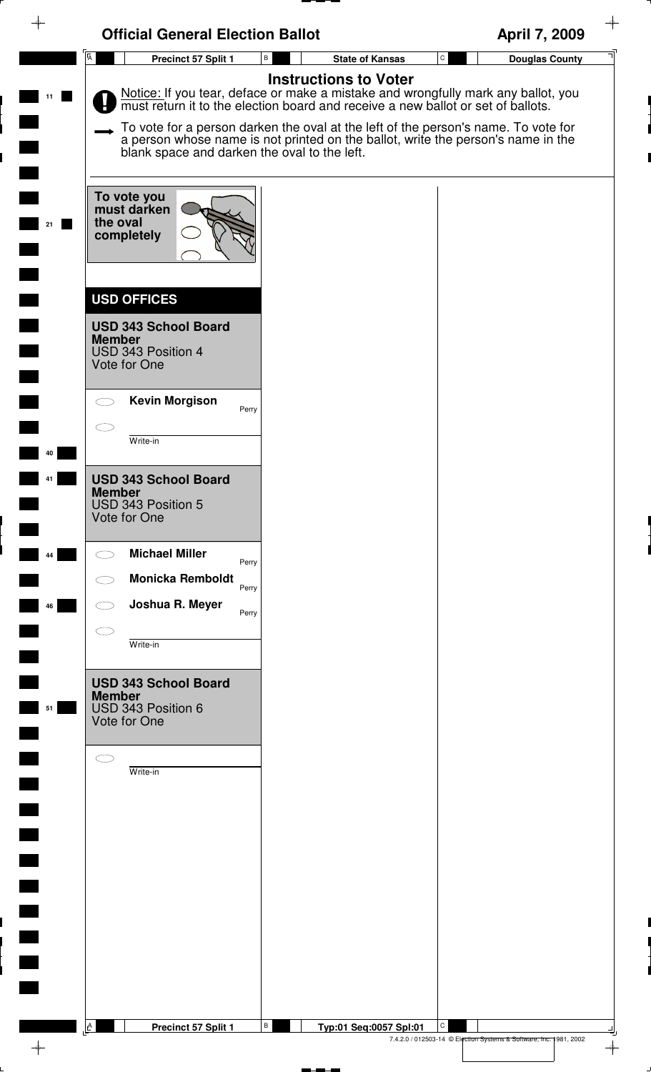# Official General Election Ballot

**April 7, 2009**

| Precinct 57 Split 1 | State of Kansas | Douglas County |
|---|---|---|

## Instructions to Voter

Notice: If you tear, deface or make a mistake and wrongfully mark any ballot, you must return it to the election board and receive a new ballot or set of ballots.

To vote for a person darken the oval at the left of the person's name. To vote for a person whose name is not printed on the ballot, write the person's name in the blank space and darken the oval to the left.

**To vote you must darken the oval completely**

## USD OFFICES

### USD 343 School Board Member
USD 343 Position 4
Vote for One

- Kevin Morgison — Perry
- ______ Write-in

### USD 343 School Board Member
USD 343 Position 5
Vote for One

- Michael Miller — Perry
- Monicka Remboldt — Perry
- Joshua R. Meyer — Perry
- ______ Write-in

### USD 343 School Board Member
USD 343 Position 6
Vote for One

- ______ Write-in

| Precinct 57 Split 1 | Typ:01 Seq:0057 Spl:01 |
|---|---|

7.4.2.0 / 012503-14 © Election Systems & Software, Inc. 1981, 2002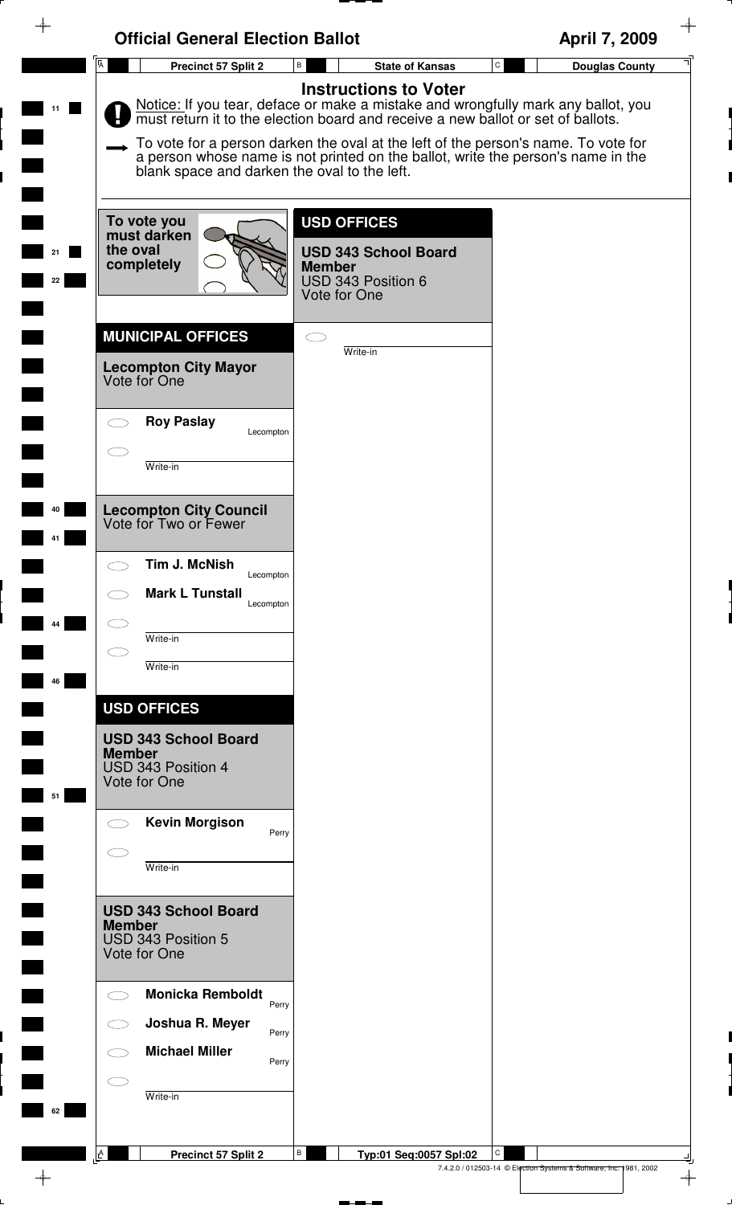# Official General Election Ballot

**April 7, 2009**

Precinct 57 Split 2 | State of Kansas | Douglas County

## Instructions to Voter

Notice: If you tear, deface or make a mistake and wrongfully mark any ballot, you must return it to the election board and receive a new ballot or set of ballots.

To vote for a person darken the oval at the left of the person's name. To vote for a person whose name is not printed on the ballot, write the person's name in the blank space and darken the oval to the left.

To vote you must darken the oval completely

## MUNICIPAL OFFICES

### Lecompton City Mayor
Vote for One

- ⬭ **Roy Paslay** — Lecompton
- ⬭ ________ Write-in

### Lecompton City Council
Vote for Two or Fewer

- ⬭ **Tim J. McNish** — Lecompton
- ⬭ **Mark L Tunstall** — Lecompton
- ⬭ ________ Write-in
- ⬭ ________ Write-in

## USD OFFICES

### USD 343 School Board Member
USD 343 Position 4
Vote for One

- ⬭ **Kevin Morgison** — Perry
- ⬭ ________ Write-in

### USD 343 School Board Member
USD 343 Position 5
Vote for One

- ⬭ **Monicka Remboldt** — Perry
- ⬭ **Joshua R. Meyer** — Perry
- ⬭ **Michael Miller** — Perry
- ⬭ ________ Write-in

## USD OFFICES

### USD 343 School Board Member
USD 343 Position 6
Vote for One

- ⬭ ________ Write-in

Precinct 57 Split 2 | Typ:01 Seq:0057 Spl:02

7.4.2.0 / 012503-14 © Election Systems & Software, Inc. 1981, 2002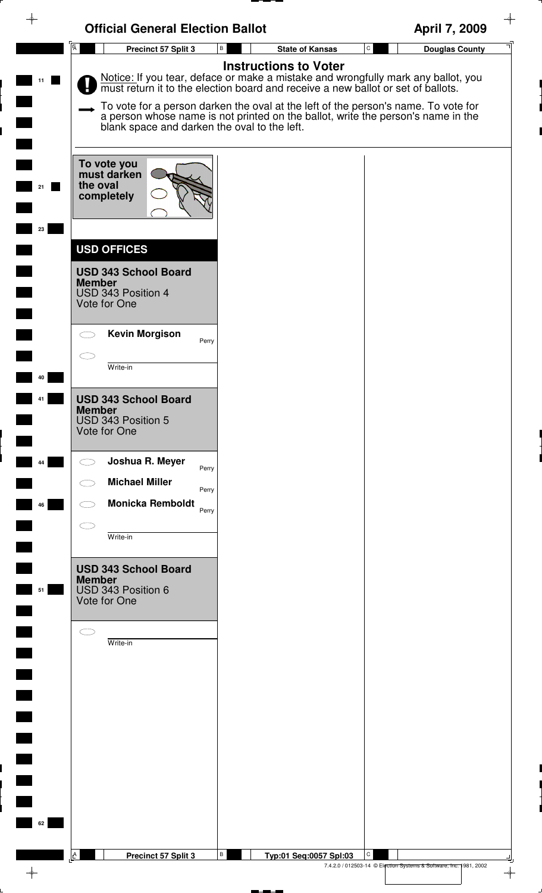# Official General Election Ballot

April 7, 2009

Precinct 57 Split 3 | State of Kansas | Douglas County

## Instructions to Voter

Notice: If you tear, deface or make a mistake and wrongfully mark any ballot, you must return it to the election board and receive a new ballot or set of ballots.

To vote for a person darken the oval at the left of the person's name. To vote for a person whose name is not printed on the ballot, write the person's name in the blank space and darken the oval to the left.

**To vote you must darken the oval completely**

## USD OFFICES

### USD 343 School Board Member
USD 343 Position 4
Vote for One

- ⬭ **Kevin Morgison** — Perry
- ⬭ ______ Write-in

### USD 343 School Board Member
USD 343 Position 5
Vote for One

- ⬭ **Joshua R. Meyer** — Perry
- ⬭ **Michael Miller** — Perry
- ⬭ **Monicka Remboldt** — Perry
- ⬭ ______ Write-in

### USD 343 School Board Member
USD 343 Position 6
Vote for One

- ⬭ ______ Write-in

Precinct 57 Split 3 | Typ:01 Seq:0057 Spl:03

7.4.2.0 / 012503-14 © Election Systems & Software, Inc. 1981, 2002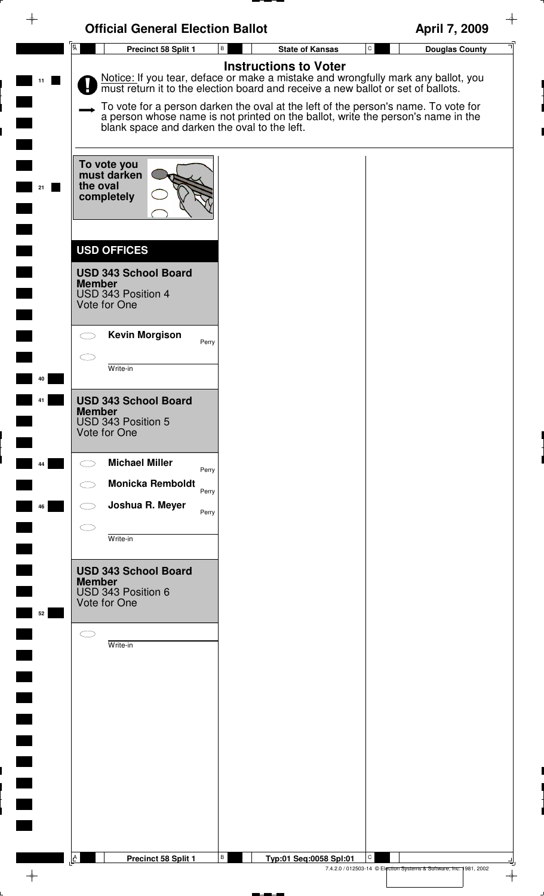# Official General Election Ballot

**April 7, 2009**

Precinct 58 Split 1 | State of Kansas | Douglas County

## Instructions to Voter

Notice: If you tear, deface or make a mistake and wrongfully mark any ballot, you must return it to the election board and receive a new ballot or set of ballots.

To vote for a person darken the oval at the left of the person's name. To vote for a person whose name is not printed on the ballot, write the person's name in the blank space and darken the oval to the left.

**To vote you must darken the oval completely**

## USD OFFICES

### USD 343 School Board Member

USD 343 Position 4
Vote for One

- ⬭ **Kevin Morgison** — Perry
- ⬭ ____________ Write-in

### USD 343 School Board Member

USD 343 Position 5
Vote for One

- ⬭ **Michael Miller** — Perry
- ⬭ **Monicka Remboldt** — Perry
- ⬭ **Joshua R. Meyer** — Perry
- ⬭ ____________ Write-in

### USD 343 School Board Member

USD 343 Position 6
Vote for One

- ⬭ ____________ Write-in

Precinct 58 Split 1 | Typ:01 Seq:0058 Spl:01

7.4.2.0 / 012503-14 © Election Systems & Software, Inc. 1981, 2002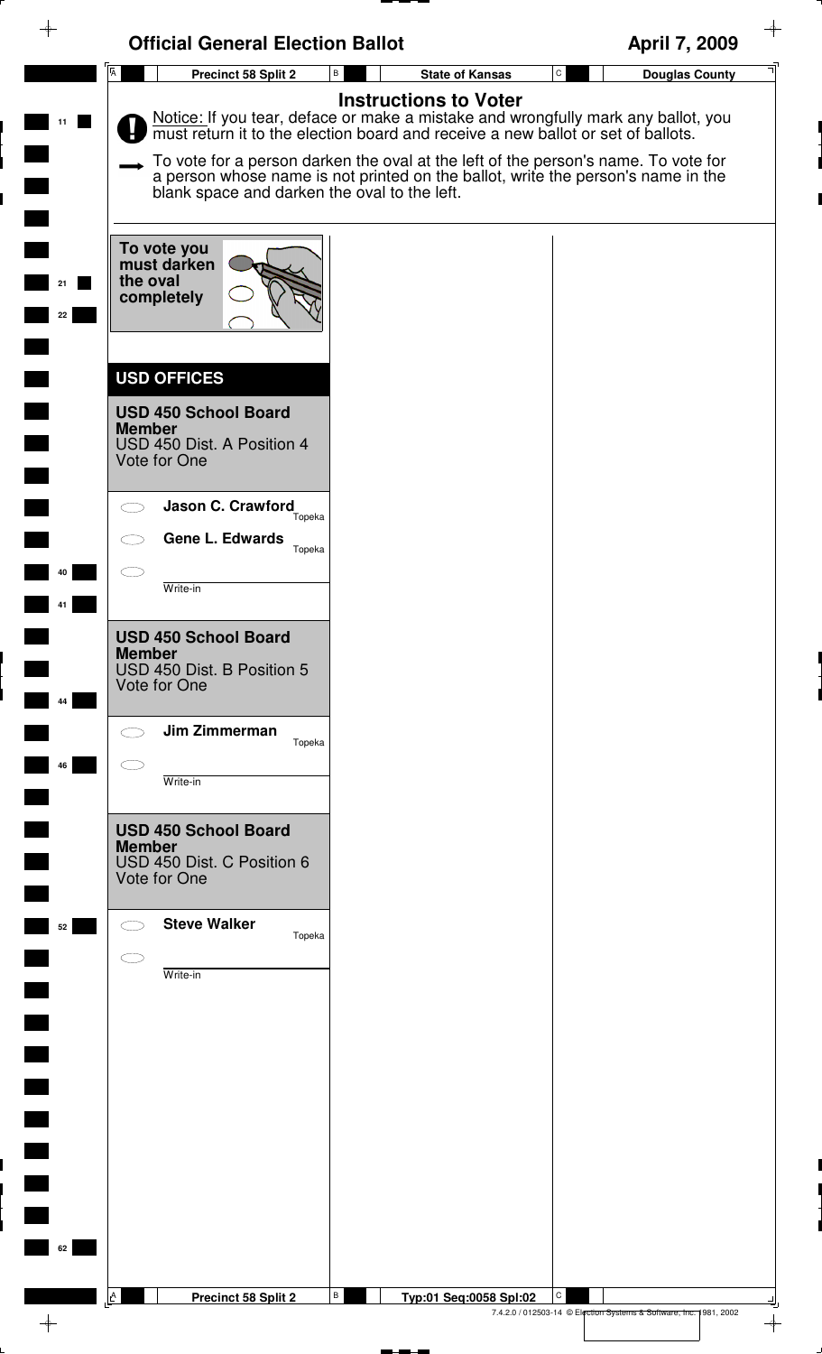# Official General Election Ballot

April 7, 2009

Precinct 58 Split 2 | State of Kansas | Douglas County

## Instructions to Voter

Notice: If you tear, deface or make a mistake and wrongfully mark any ballot, you must return it to the election board and receive a new ballot or set of ballots.

To vote for a person darken the oval at the left of the person's name. To vote for a person whose name is not printed on the ballot, write the person's name in the blank space and darken the oval to the left.

**To vote you must darken the oval completely**

## USD OFFICES

### USD 450 School Board Member

USD 450 Dist. A Position 4
Vote for One

- ⬭ **Jason C. Crawford** Topeka
- ⬭ **Gene L. Edwards** Topeka
- ⬭ ____________ Write-in

### USD 450 School Board Member

USD 450 Dist. B Position 5
Vote for One

- ⬭ **Jim Zimmerman** Topeka
- ⬭ ____________ Write-in

### USD 450 School Board Member

USD 450 Dist. C Position 6
Vote for One

- ⬭ **Steve Walker** Topeka
- ⬭ ____________ Write-in

Precinct 58 Split 2 | Typ:01 Seq:0058 Spl:02

7.4.2.0 / 012503-14 © Election Systems & Software, Inc. 1981, 2002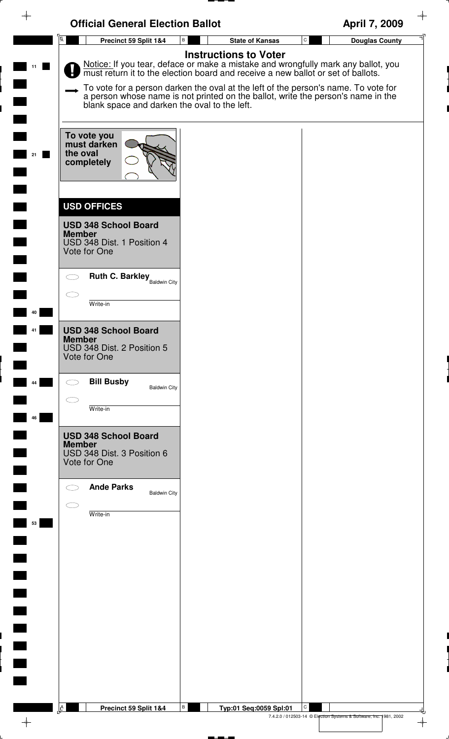# Official General Election Ballot

April 7, 2009

Precinct 59 Split 1&4 | State of Kansas | Douglas County

## Instructions to Voter

Notice: If you tear, deface or make a mistake and wrongfully mark any ballot, you must return it to the election board and receive a new ballot or set of ballots.

To vote for a person darken the oval at the left of the person's name. To vote for a person whose name is not printed on the ballot, write the person's name in the blank space and darken the oval to the left.

**To vote you must darken the oval completely**

## USD OFFICES

### USD 348 School Board Member
USD 348 Dist. 1 Position 4
Vote for One

- ⬭ **Ruth C. Barkley** Baldwin City
- ⬭ ______________ Write-in

### USD 348 School Board Member
USD 348 Dist. 2 Position 5
Vote for One

- ⬭ **Bill Busby** Baldwin City
- ⬭ ______________ Write-in

### USD 348 School Board Member
USD 348 Dist. 3 Position 6
Vote for One

- ⬭ **Ande Parks** Baldwin City
- ⬭ ______________ Write-in

Precinct 59 Split 1&4 | Typ:01 Seq:0059 Spl:01

7.4.2.0 / 012503-14 © Election Systems & Software, Inc. 1981, 2002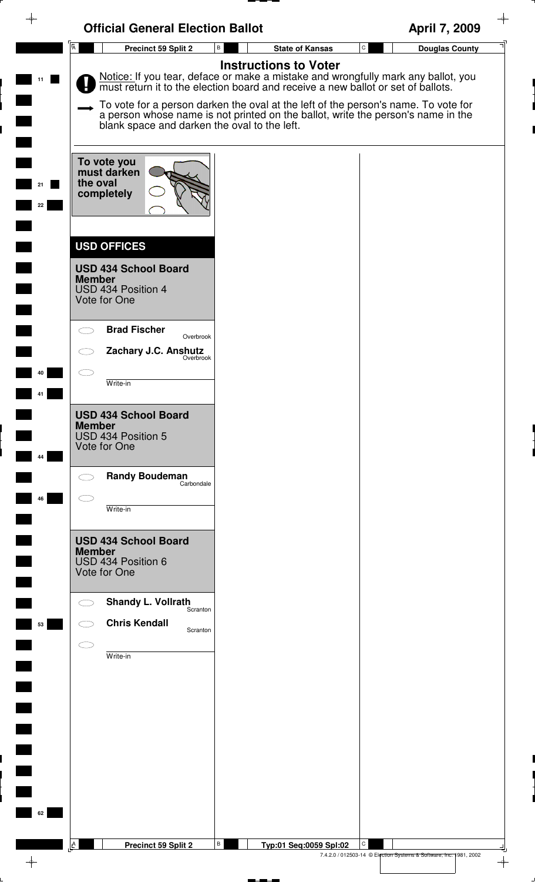# Official General Election Ballot

**April 7, 2009**

| Precinct 59 Split 2 | State of Kansas | Douglas County |
|---|---|---|

## Instructions to Voter

Notice: If you tear, deface or make a mistake and wrongfully mark any ballot, you must return it to the election board and receive a new ballot or set of ballots.

To vote for a person darken the oval at the left of the person's name. To vote for a person whose name is not printed on the ballot, write the person's name in the blank space and darken the oval to the left.

**To vote you must darken the oval completely**

## USD OFFICES

### USD 434 School Board Member
USD 434 Position 4
Vote for One

- ⬭ **Brad Fischer** — Overbrook
- ⬭ **Zachary J.C. Anshutz** — Overbrook
- ⬭ ______________ Write-in

### USD 434 School Board Member
USD 434 Position 5
Vote for One

- ⬭ **Randy Boudeman** — Carbondale
- ⬭ ______________ Write-in

### USD 434 School Board Member
USD 434 Position 6
Vote for One

- ⬭ **Shandy L. Vollrath** — Scranton
- ⬭ **Chris Kendall** — Scranton
- ⬭ ______________ Write-in

| Precinct 59 Split 2 | Typ:01 Seq:0059 Spl:02 | |
|---|---|---|

7.4.2.0 / 012503-14 © Election Systems & Software, Inc. 1981, 2002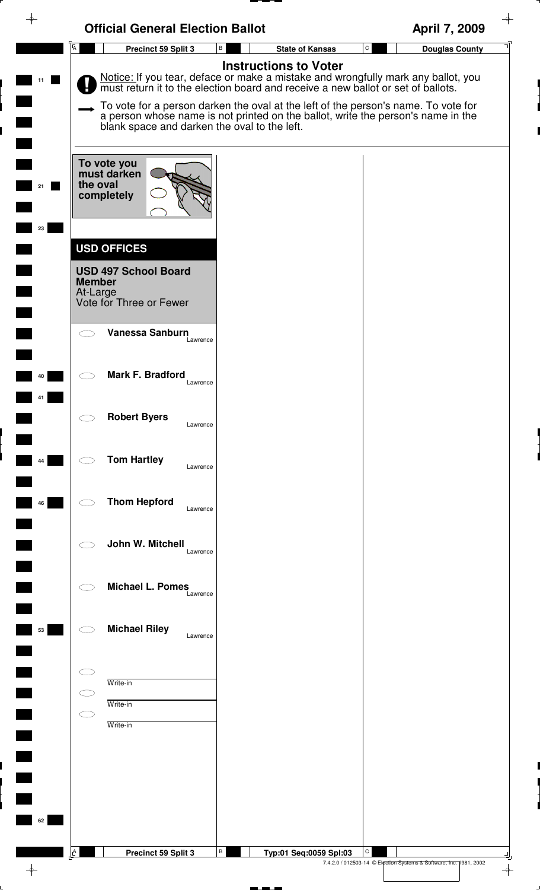# Official General Election Ballot

**April 7, 2009**

| Precinct 59 Split 3 | State of Kansas | Douglas County |
|---|---|---|

## Instructions to Voter

Notice: If you tear, deface or make a mistake and wrongfully mark any ballot, you must return it to the election board and receive a new ballot or set of ballots.

To vote for a person darken the oval at the left of the person's name. To vote for a person whose name is not printed on the ballot, write the person's name in the blank space and darken the oval to the left.

To vote you must darken the oval completely

## USD OFFICES

### USD 497 School Board Member

At-Large

Vote for Three or Fewer

- **Vanessa Sanburn** — Lawrence
- **Mark F. Bradford** — Lawrence
- **Robert Byers** — Lawrence
- **Tom Hartley** — Lawrence
- **Thom Hepford** — Lawrence
- **John W. Mitchell** — Lawrence
- **Michael L. Pomes** — Lawrence
- **Michael Riley** — Lawrence
- Write-in
- Write-in
- Write-in

Precinct 59 Split 3 | Typ:01 Seq:0059 Spl:03

7.4.2.0 / 012503-14 © Election Systems & Software, Inc. 1981, 2002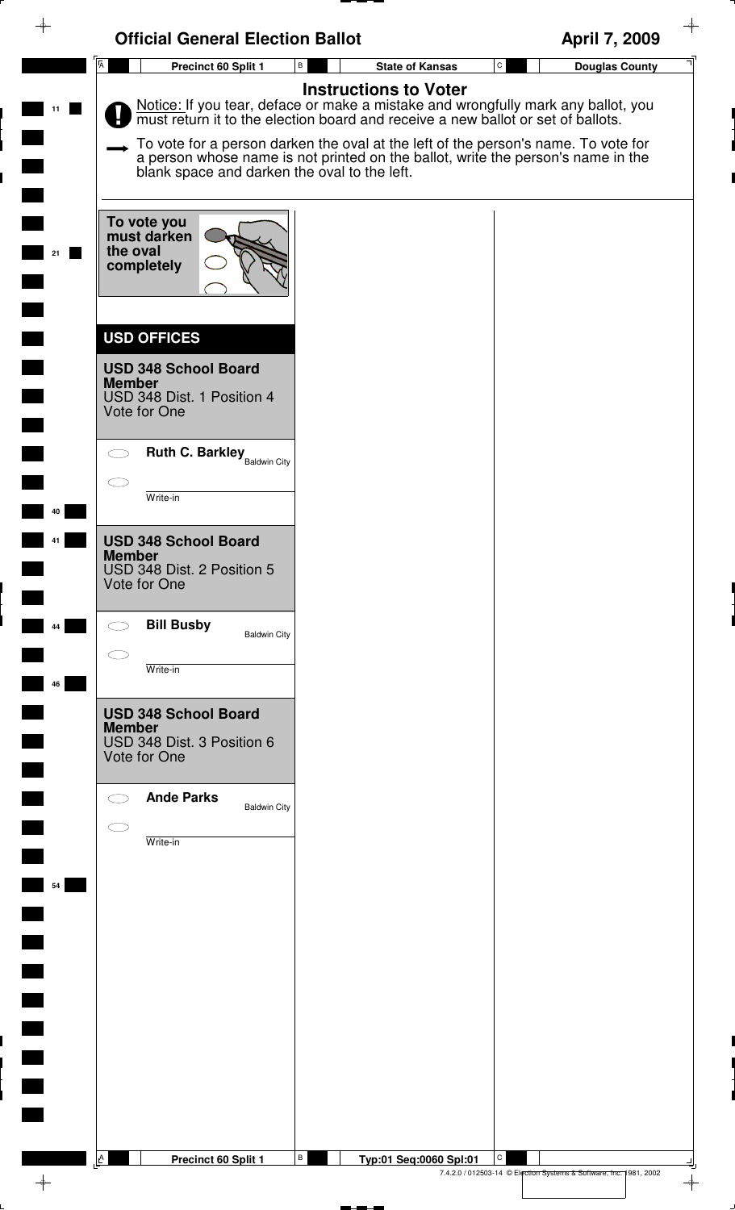# Official General Election Ballot

**April 7, 2009**

Precinct 60 Split 1 | State of Kansas | Douglas County

## Instructions to Voter

Notice: If you tear, deface or make a mistake and wrongfully mark any ballot, you must return it to the election board and receive a new ballot or set of ballots.

To vote for a person darken the oval at the left of the person's name. To vote for a person whose name is not printed on the ballot, write the person's name in the blank space and darken the oval to the left.

To vote you must darken the oval completely

## USD OFFICES

### USD 348 School Board Member
USD 348 Dist. 1 Position 4
Vote for One

- Ruth C. Barkley — Baldwin City
- Write-in

### USD 348 School Board Member
USD 348 Dist. 2 Position 5
Vote for One

- Bill Busby — Baldwin City
- Write-in

### USD 348 School Board Member
USD 348 Dist. 3 Position 6
Vote for One

- Ande Parks — Baldwin City
- Write-in

Precinct 60 Split 1 | Typ:01 Seq:0060 Spl:01

7.4.2.0 / 012503-14 © Election Systems & Software, Inc. 1981, 2002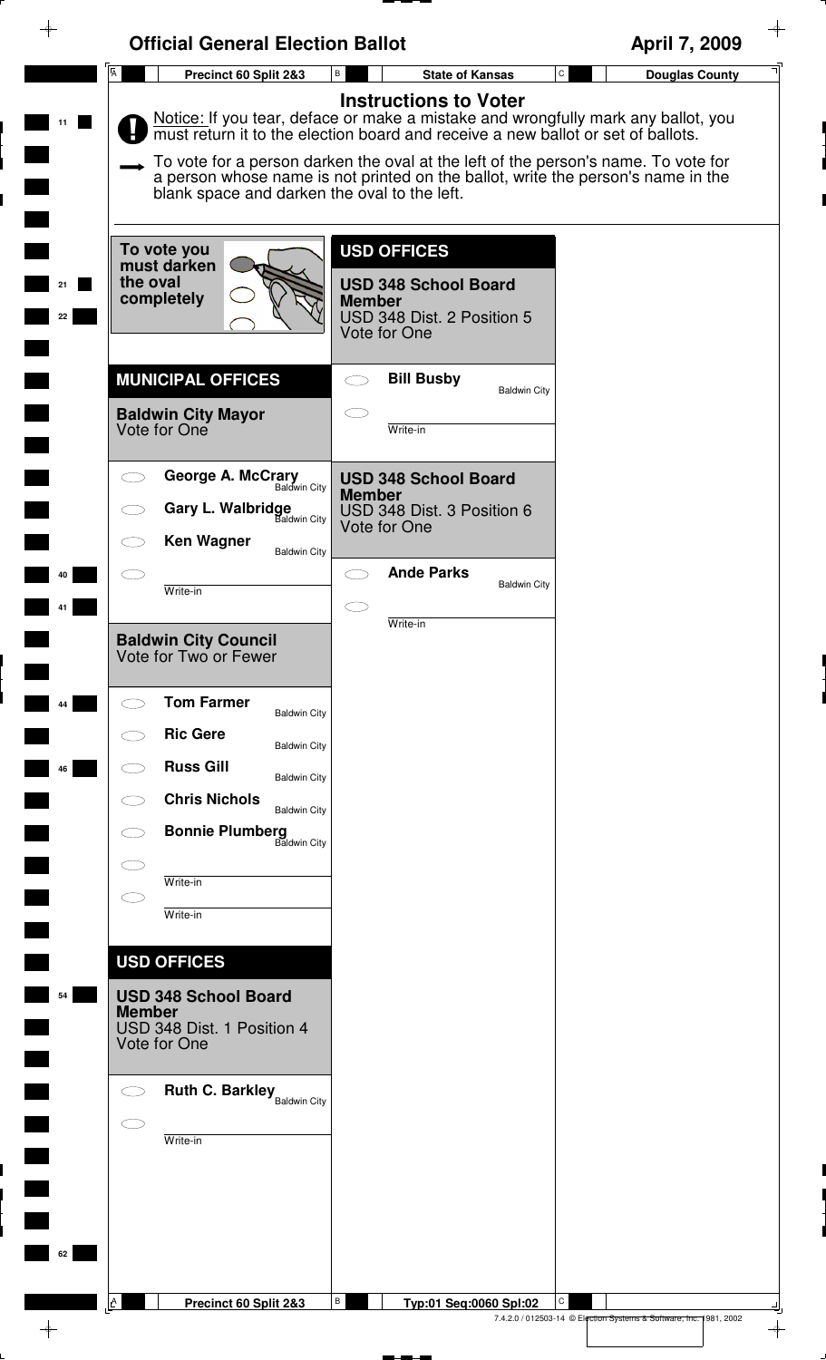# Official General Election Ballot

**April 7, 2009**

**Precinct 60 Split 2&3** | **State of Kansas** | **Douglas County**

## Instructions to Voter

Notice: If you tear, deface or make a mistake and wrongfully mark any ballot, you must return it to the election board and receive a new ballot or set of ballots.

To vote for a person darken the oval at the left of the person's name. To vote for a person whose name is not printed on the ballot, write the person's name in the blank space and darken the oval to the left.

**To vote you must darken the oval completely**

## MUNICIPAL OFFICES

### Baldwin City Mayor
Vote for One

- George A. McCrary — Baldwin City
- Gary L. Walbridge — Baldwin City
- Ken Wagner — Baldwin City
- Write-in

### Baldwin City Council
Vote for Two or Fewer

- Tom Farmer — Baldwin City
- Ric Gere — Baldwin City
- Russ Gill — Baldwin City
- Chris Nichols — Baldwin City
- Bonnie Plumberg — Baldwin City
- Write-in
- Write-in

## USD OFFICES

### USD 348 School Board Member
USD 348 Dist. 1 Position 4
Vote for One

- Ruth C. Barkley — Baldwin City
- Write-in

## USD OFFICES

### USD 348 School Board Member
USD 348 Dist. 2 Position 5
Vote for One

- Bill Busby — Baldwin City
- Write-in

### USD 348 School Board Member
USD 348 Dist. 3 Position 6
Vote for One

- Ande Parks — Baldwin City
- Write-in

Precinct 60 Split 2&3 | Typ:01 Seq:0060 Spl:02

7.4.2.0 / 012503-14 © Election Systems & Software, Inc. 1981, 2002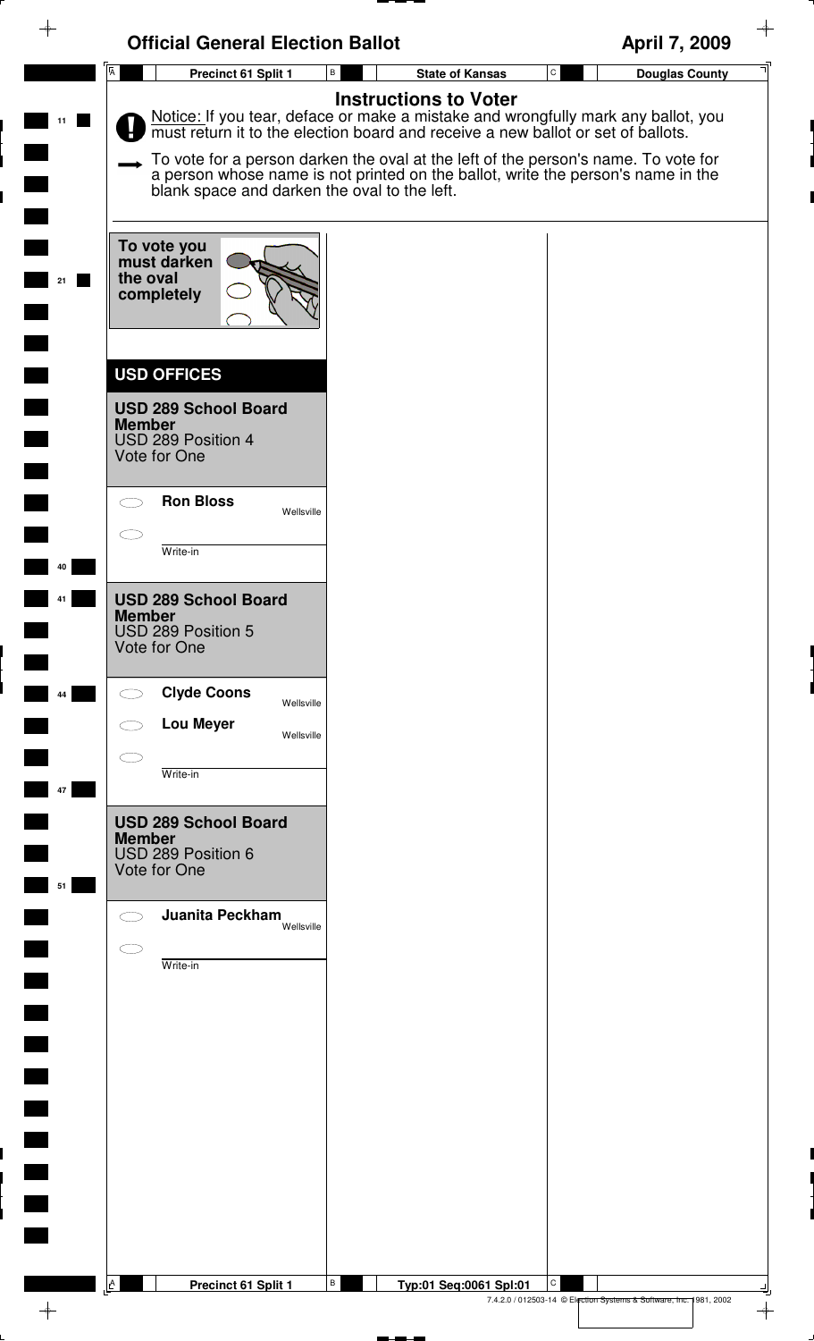# Official General Election Ballot

April 7, 2009

Precinct 61 Split 1 | State of Kansas | Douglas County

## Instructions to Voter

**Notice:** If you tear, deface or make a mistake and wrongfully mark any ballot, you must return it to the election board and receive a new ballot or set of ballots.

To vote for a person darken the oval at the left of the person's name. To vote for a person whose name is not printed on the ballot, write the person's name in the blank space and darken the oval to the left.

**To vote you must darken the oval completely**

## USD OFFICES

### USD 289 School Board Member
USD 289 Position 4
Vote for One

- **Ron Bloss** — Wellsville
- Write-in

### USD 289 School Board Member
USD 289 Position 5
Vote for One

- **Clyde Coons** — Wellsville
- **Lou Meyer** — Wellsville
- Write-in

### USD 289 School Board Member
USD 289 Position 6
Vote for One

- **Juanita Peckham** — Wellsville
- Write-in

Precinct 61 Split 1 | Typ:01 Seq:0061 Spl:01

7.4.2.0 / 012503-14 © Election Systems & Software, Inc. 1981, 2002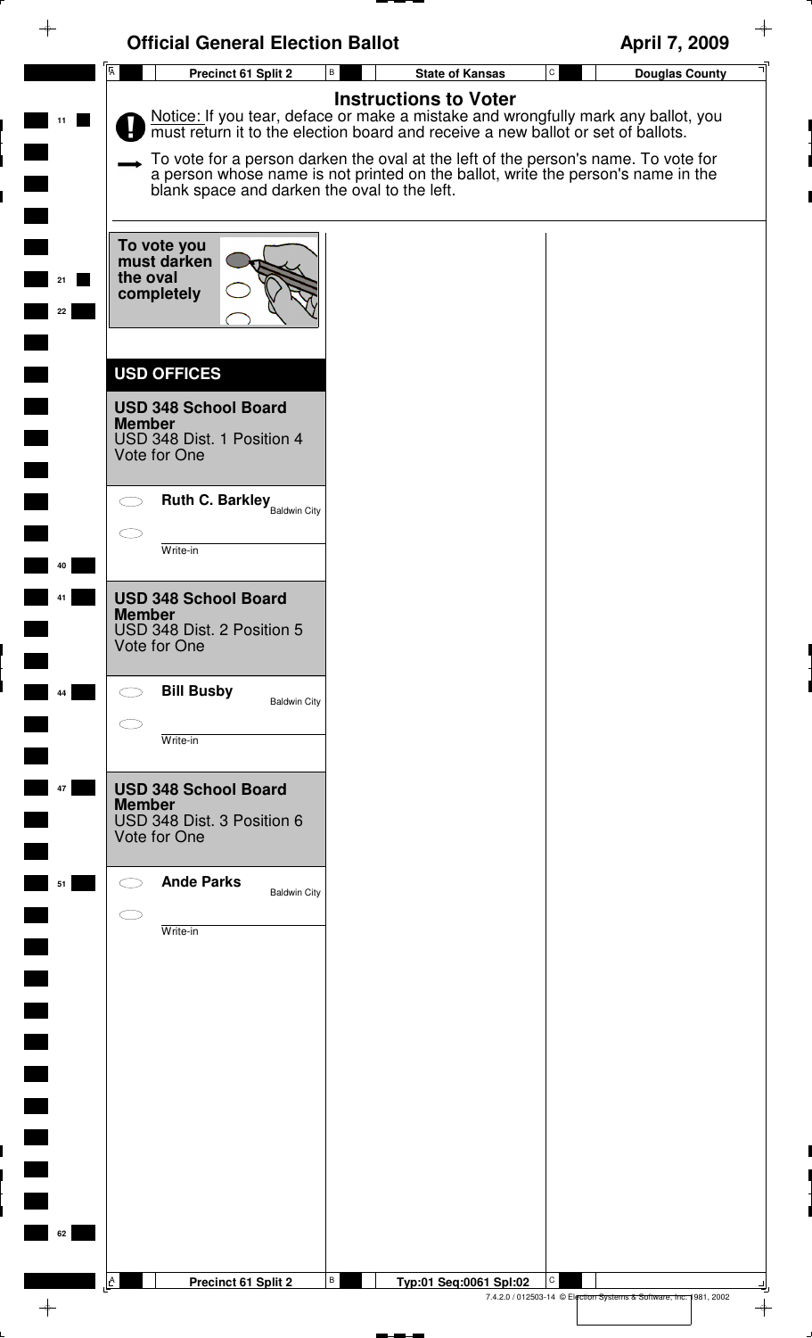# Official General Election Ballot

April 7, 2009

Precinct 61 Split 2 | State of Kansas | Douglas County

## Instructions to Voter

**Notice:** If you tear, deface or make a mistake and wrongfully mark any ballot, you must return it to the election board and receive a new ballot or set of ballots.

To vote for a person darken the oval at the left of the person's name. To vote for a person whose name is not printed on the ballot, write the person's name in the blank space and darken the oval to the left.

**To vote you must darken the oval completely**

## USD OFFICES

### USD 348 School Board Member
USD 348 Dist. 1 Position 4
Vote for One

- ⬭ **Ruth C. Barkley** Baldwin City
- ⬭ ______ Write-in

### USD 348 School Board Member
USD 348 Dist. 2 Position 5
Vote for One

- ⬭ **Bill Busby** Baldwin City
- ⬭ ______ Write-in

### USD 348 School Board Member
USD 348 Dist. 3 Position 6
Vote for One

- ⬭ **Ande Parks** Baldwin City
- ⬭ ______ Write-in

Precinct 61 Split 2 | Typ:01 Seq:0061 Spl:02

7.4.2.0 / 012503-14 © Election Systems & Software, Inc. 1981, 2002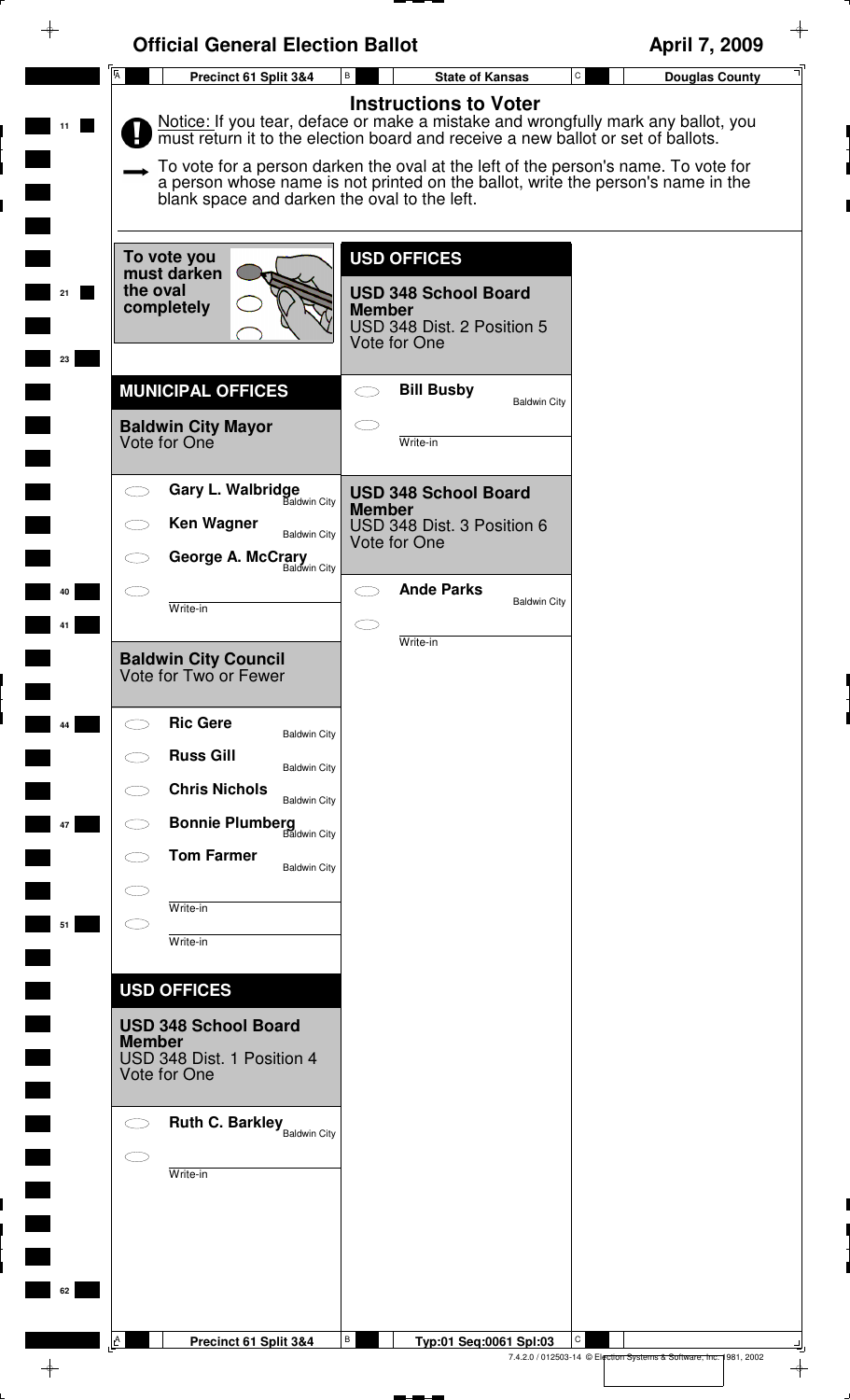# Official General Election Ballot

**April 7, 2009**

**Precinct 61 Split 3&4** | **State of Kansas** | **Douglas County**

## Instructions to Voter

Notice: If you tear, deface or make a mistake and wrongfully mark any ballot, you must return it to the election board and receive a new ballot or set of ballots.

To vote for a person darken the oval at the left of the person's name. To vote for a person whose name is not printed on the ballot, write the person's name in the blank space and darken the oval to the left.

To vote you must darken the oval completely

## MUNICIPAL OFFICES

### Baldwin City Mayor
Vote for One

- ⬭ **Gary L. Walbridge** — Baldwin City
- ⬭ **Ken Wagner** — Baldwin City
- ⬭ **George A. McCrary** — Baldwin City
- ⬭ ____________ Write-in

### Baldwin City Council
Vote for Two or Fewer

- ⬭ **Ric Gere** — Baldwin City
- ⬭ **Russ Gill** — Baldwin City
- ⬭ **Chris Nichols** — Baldwin City
- ⬭ **Bonnie Plumberg** — Baldwin City
- ⬭ **Tom Farmer** — Baldwin City
- ⬭ ____________ Write-in
- ⬭ ____________ Write-in

## USD OFFICES

### USD 348 School Board Member
USD 348 Dist. 1 Position 4
Vote for One

- ⬭ **Ruth C. Barkley** — Baldwin City
- ⬭ ____________ Write-in

## USD OFFICES

### USD 348 School Board Member
USD 348 Dist. 2 Position 5
Vote for One

- ⬭ **Bill Busby** — Baldwin City
- ⬭ ____________ Write-in

### USD 348 School Board Member
USD 348 Dist. 3 Position 6
Vote for One

- ⬭ **Ande Parks** — Baldwin City
- ⬭ ____________ Write-in

**Precinct 61 Split 3&4** | **Typ:01 Seq:0061 Spl:03**

7.4.2.0 / 012503-14 © Election Systems & Software, Inc. 1981, 2002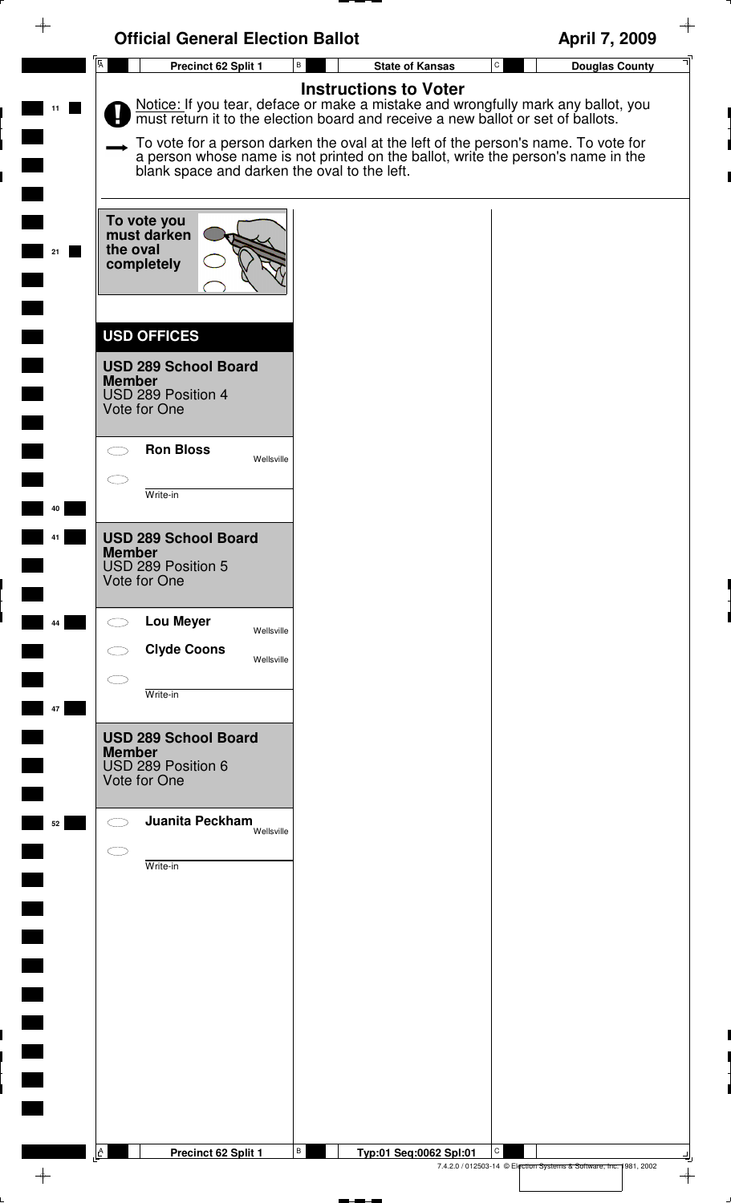# Official General Election Ballot

**April 7, 2009**

**Precinct 62 Split 1** | **State of Kansas** | **Douglas County**

## Instructions to Voter

Notice: If you tear, deface or make a mistake and wrongfully mark any ballot, you must return it to the election board and receive a new ballot or set of ballots.

To vote for a person darken the oval at the left of the person's name. To vote for a person whose name is not printed on the ballot, write the person's name in the blank space and darken the oval to the left.

**To vote you must darken the oval completely**

## USD OFFICES

### USD 289 School Board Member

USD 289 Position 4
Vote for One

- ⬭ **Ron Bloss** — Wellsville
- ⬭ ____________ Write-in

### USD 289 School Board Member

USD 289 Position 5
Vote for One

- ⬭ **Lou Meyer** — Wellsville
- ⬭ **Clyde Coons** — Wellsville
- ⬭ ____________ Write-in

### USD 289 School Board Member

USD 289 Position 6
Vote for One

- ⬭ **Juanita Peckham** — Wellsville
- ⬭ ____________ Write-in

Precinct 62 Split 1 | Typ:01 Seq:0062 Spl:01

7.4.2.0 / 012503-14 © Election Systems & Software, Inc. 1981, 2002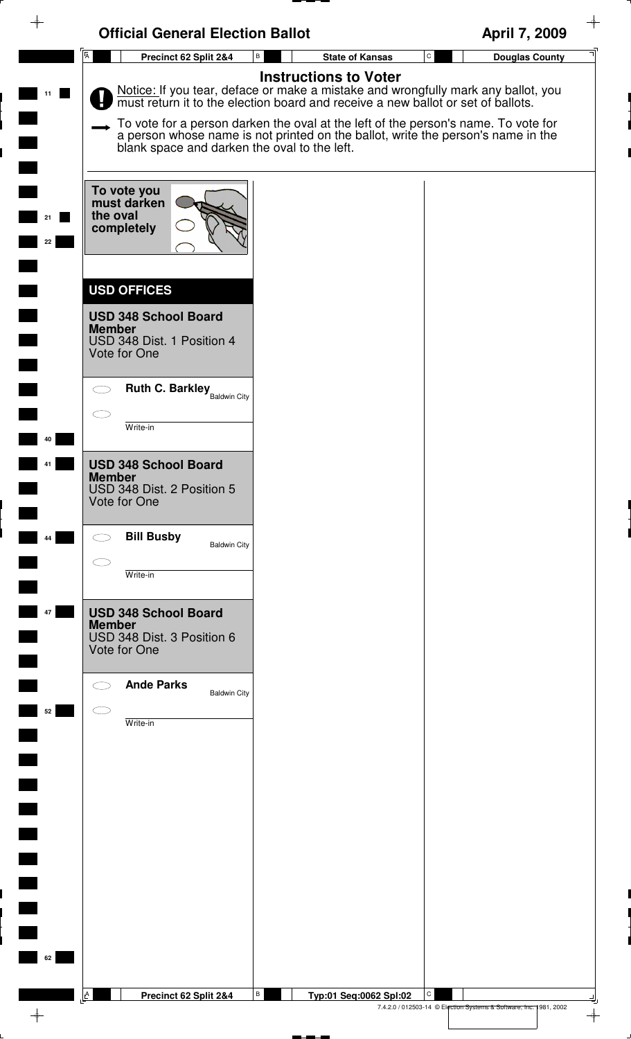# Official General Election Ballot

April 7, 2009

Precinct 62 Split 2&4 | State of Kansas | Douglas County

## Instructions to Voter

**Notice:** If you tear, deface or make a mistake and wrongfully mark any ballot, you must return it to the election board and receive a new ballot or set of ballots.

To vote for a person darken the oval at the left of the person's name. To vote for a person whose name is not printed on the ballot, write the person's name in the blank space and darken the oval to the left.

**To vote you must darken the oval completely**

## USD OFFICES

### USD 348 School Board Member

USD 348 Dist. 1 Position 4
Vote for One

- ⬭ **Ruth C. Barkley** — Baldwin City
- ⬭ ____________ Write-in

### USD 348 School Board Member

USD 348 Dist. 2 Position 5
Vote for One

- ⬭ **Bill Busby** — Baldwin City
- ⬭ ____________ Write-in

### USD 348 School Board Member

USD 348 Dist. 3 Position 6
Vote for One

- ⬭ **Ande Parks** — Baldwin City
- ⬭ ____________ Write-in

Precinct 62 Split 2&4 | Typ:01 Seq:0062 Spl:02

7.4.2.0 / 012503-14 © Election Systems & Software, Inc. 1981, 2002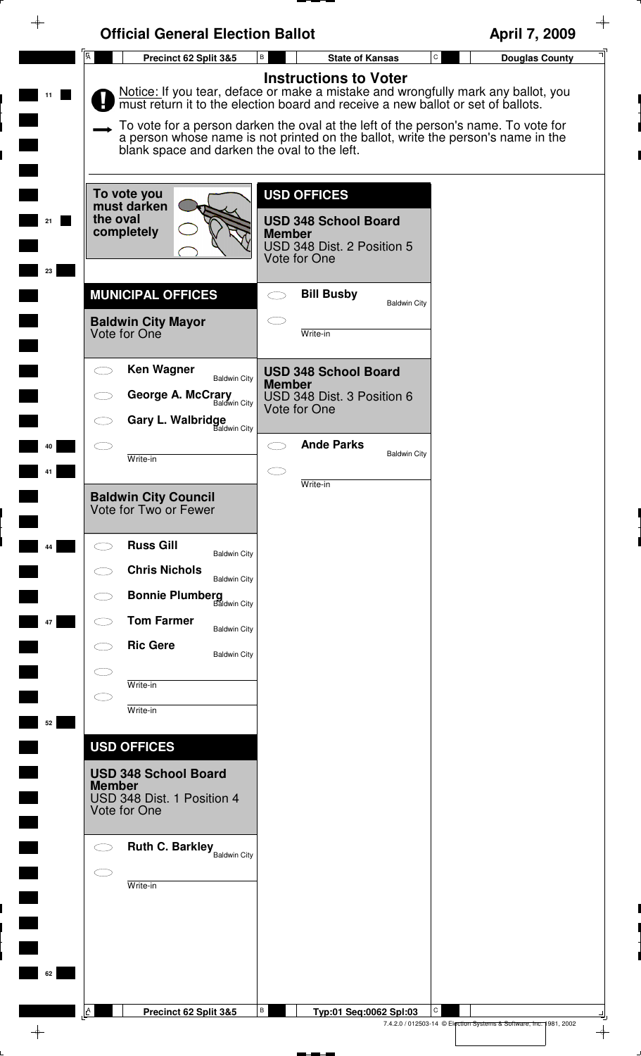# Official General Election Ballot

**April 7, 2009**

Precinct 62 Split 3&5 | State of Kansas | Douglas County

## Instructions to Voter

Notice: If you tear, deface or make a mistake and wrongfully mark any ballot, you must return it to the election board and receive a new ballot or set of ballots.

To vote for a person darken the oval at the left of the person's name. To vote for a person whose name is not printed on the ballot, write the person's name in the blank space and darken the oval to the left.

To vote you must darken the oval completely

## MUNICIPAL OFFICES

### Baldwin City Mayor
Vote for One

- **Ken Wagner** — Baldwin City
- **George A. McCrary** — Baldwin City
- **Gary L. Walbridge** — Baldwin City
- Write-in

### Baldwin City Council
Vote for Two or Fewer

- **Russ Gill** — Baldwin City
- **Chris Nichols** — Baldwin City
- **Bonnie Plumberg** — Baldwin City
- **Tom Farmer** — Baldwin City
- **Ric Gere** — Baldwin City
- Write-in
- Write-in

## USD OFFICES

### USD 348 School Board Member
USD 348 Dist. 1 Position 4
Vote for One

- **Ruth C. Barkley** — Baldwin City
- Write-in

## USD OFFICES

### USD 348 School Board Member
USD 348 Dist. 2 Position 5
Vote for One

- **Bill Busby** — Baldwin City
- Write-in

### USD 348 School Board Member
USD 348 Dist. 3 Position 6
Vote for One

- **Ande Parks** — Baldwin City
- Write-in

Precinct 62 Split 3&5 | Typ:01 Seq:0062 Spl:03

7.4.2.0 / 012503-14 © Election Systems & Software, Inc. 1981, 2002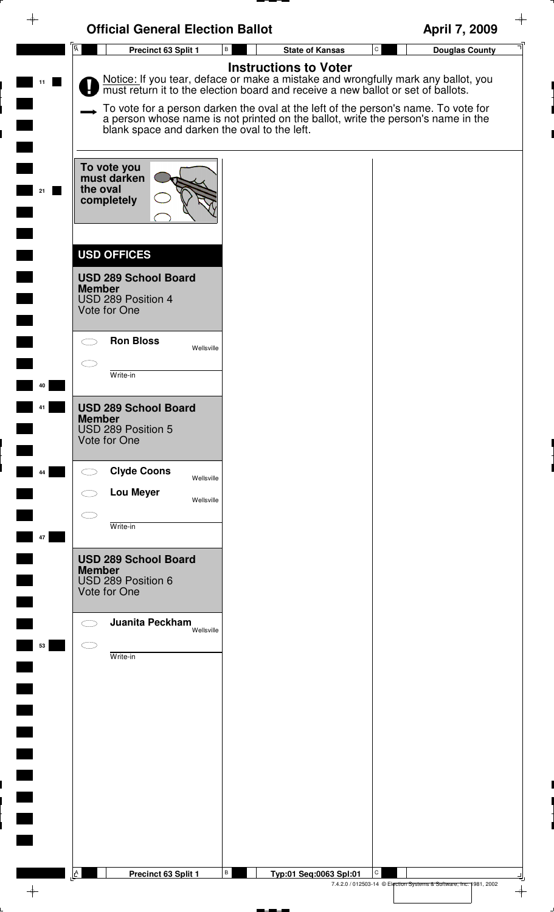# Official General Election Ballot

**April 7, 2009**

**Precinct 63 Split 1** | **State of Kansas** | **Douglas County**

## Instructions to Voter

Notice: If you tear, deface or make a mistake and wrongfully mark any ballot, you must return it to the election board and receive a new ballot or set of ballots.

To vote for a person darken the oval at the left of the person's name. To vote for a person whose name is not printed on the ballot, write the person's name in the blank space and darken the oval to the left.

**To vote you must darken the oval completely**

## USD OFFICES

### USD 289 School Board Member
USD 289 Position 4
Vote for One

- ⬭ **Ron Bloss** — Wellsville
- ⬭ ____________ Write-in

### USD 289 School Board Member
USD 289 Position 5
Vote for One

- ⬭ **Clyde Coons** — Wellsville
- ⬭ **Lou Meyer** — Wellsville
- ⬭ ____________ Write-in

### USD 289 School Board Member
USD 289 Position 6
Vote for One

- ⬭ **Juanita Peckham** — Wellsville
- ⬭ ____________ Write-in

Precinct 63 Split 1 | Typ:01 Seq:0063 Spl:01

7.4.2.0 / 012503-14 © Election Systems & Software, Inc. 1981, 2002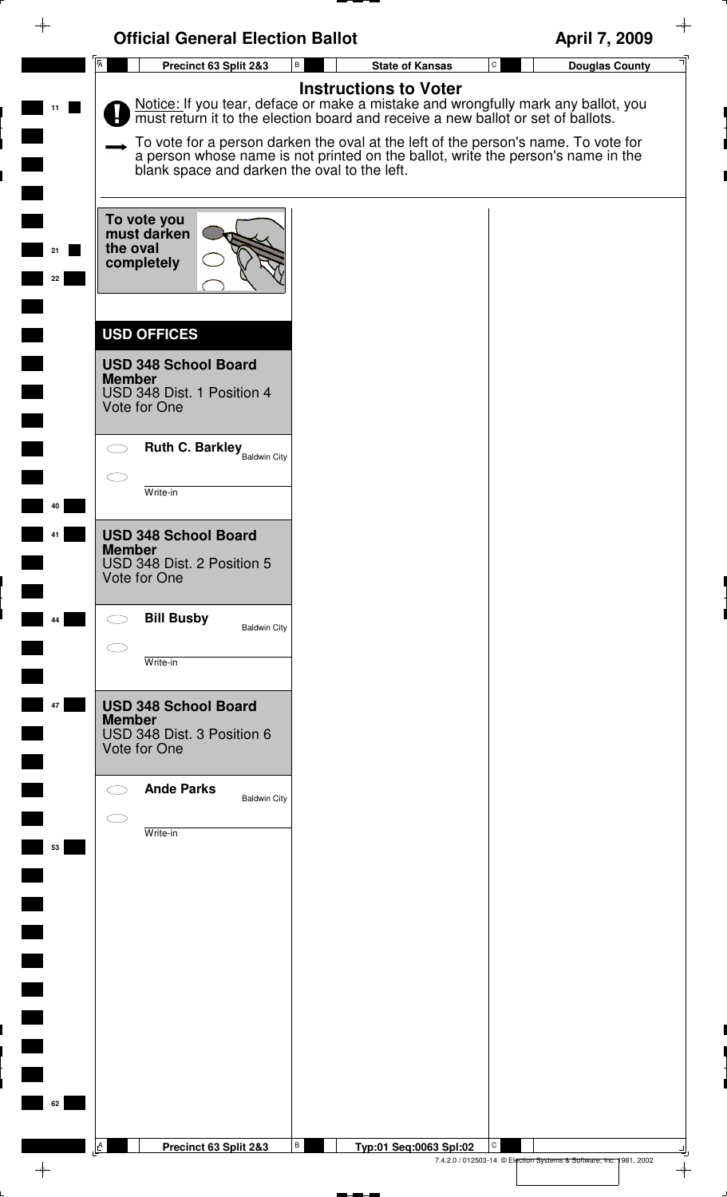# Official General Election Ballot

April 7, 2009

Precinct 63 Split 2&3 | State of Kansas | Douglas County

## Instructions to Voter

**!** Notice: If you tear, deface or make a mistake and wrongfully mark any ballot, you must return it to the election board and receive a new ballot or set of ballots.

➞ To vote for a person darken the oval at the left of the person's name. To vote for a person whose name is not printed on the ballot, write the person's name in the blank space and darken the oval to the left.

**To vote you must darken the oval completely**

## USD OFFICES

### USD 348 School Board Member

USD 348 Dist. 1 Position 4
Vote for One

- ⬭ **Ruth C. Barkley** Baldwin City
- ⬭ ________ Write-in

### USD 348 School Board Member

USD 348 Dist. 2 Position 5
Vote for One

- ⬭ **Bill Busby** Baldwin City
- ⬭ ________ Write-in

### USD 348 School Board Member

USD 348 Dist. 3 Position 6
Vote for One

- ⬭ **Ande Parks** Baldwin City
- ⬭ ________ Write-in

Precinct 63 Split 2&3 | Typ:01 Seq:0063 Spl:02

7.4.2.0 / 012503-14 © Election Systems & Software, Inc. 1981, 2002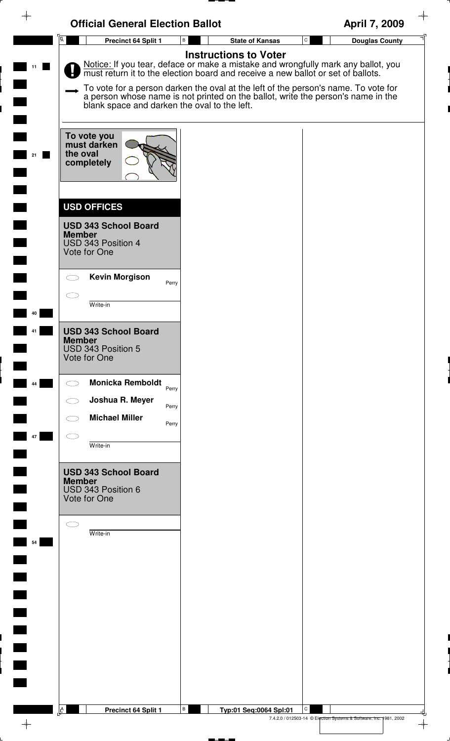# Official General Election Ballot

April 7, 2009

Precinct 64 Split 1 | State of Kansas | Douglas County

## Instructions to Voter

Notice: If you tear, deface or make a mistake and wrongfully mark any ballot, you must return it to the election board and receive a new ballot or set of ballots.

To vote for a person darken the oval at the left of the person's name. To vote for a person whose name is not printed on the ballot, write the person's name in the blank space and darken the oval to the left.

**To vote you must darken the oval completely**

## USD OFFICES

### USD 343 School Board Member

USD 343 Position 4
Vote for One

- Kevin Morgison — Perry
- ______ Write-in

### USD 343 School Board Member

USD 343 Position 5
Vote for One

- Monicka Remboldt — Perry
- Joshua R. Meyer — Perry
- Michael Miller — Perry
- ______ Write-in

### USD 343 School Board Member

USD 343 Position 6
Vote for One

- ______ Write-in

Precinct 64 Split 1 | Typ:01 Seq:0064 Spl:01

7.4.2.0 / 012503-14 © Election Systems & Software, Inc. 1981, 2002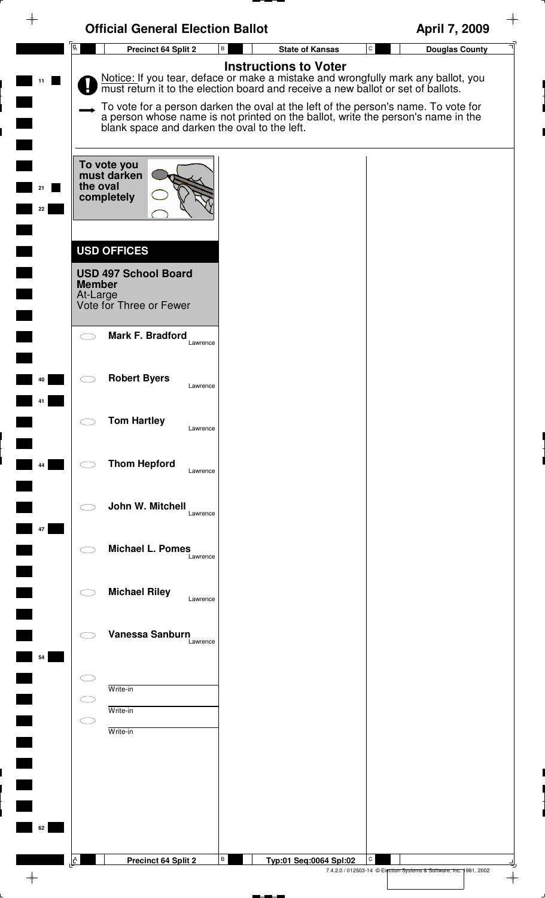# Official General Election Ballot

**April 7, 2009**

| Precinct 64 Split 2 | State of Kansas | Douglas County |
|---|---|---|

## Instructions to Voter

Notice: If you tear, deface or make a mistake and wrongfully mark any ballot, you must return it to the election board and receive a new ballot or set of ballots.

To vote for a person darken the oval at the left of the person's name. To vote for a person whose name is not printed on the ballot, write the person's name in the blank space and darken the oval to the left.

**To vote you must darken the oval completely**

## USD OFFICES

### USD 497 School Board Member

At-Large

Vote for Three or Fewer

- ⬭ **Mark F. Bradford** — Lawrence
- ⬭ **Robert Byers** — Lawrence
- ⬭ **Tom Hartley** — Lawrence
- ⬭ **Thom Hepford** — Lawrence
- ⬭ **John W. Mitchell** — Lawrence
- ⬭ **Michael L. Pomes** — Lawrence
- ⬭ **Michael Riley** — Lawrence
- ⬭ **Vanessa Sanburn** — Lawrence
- ⬭ Write-in
- ⬭ Write-in
- ⬭ Write-in

| Precinct 64 Split 2 | Typ:01 Seq:0064 Spl:02 | |
|---|---|---|

7.4.2.0 / 012503-14 © Election Systems & Software, Inc. 1981, 2002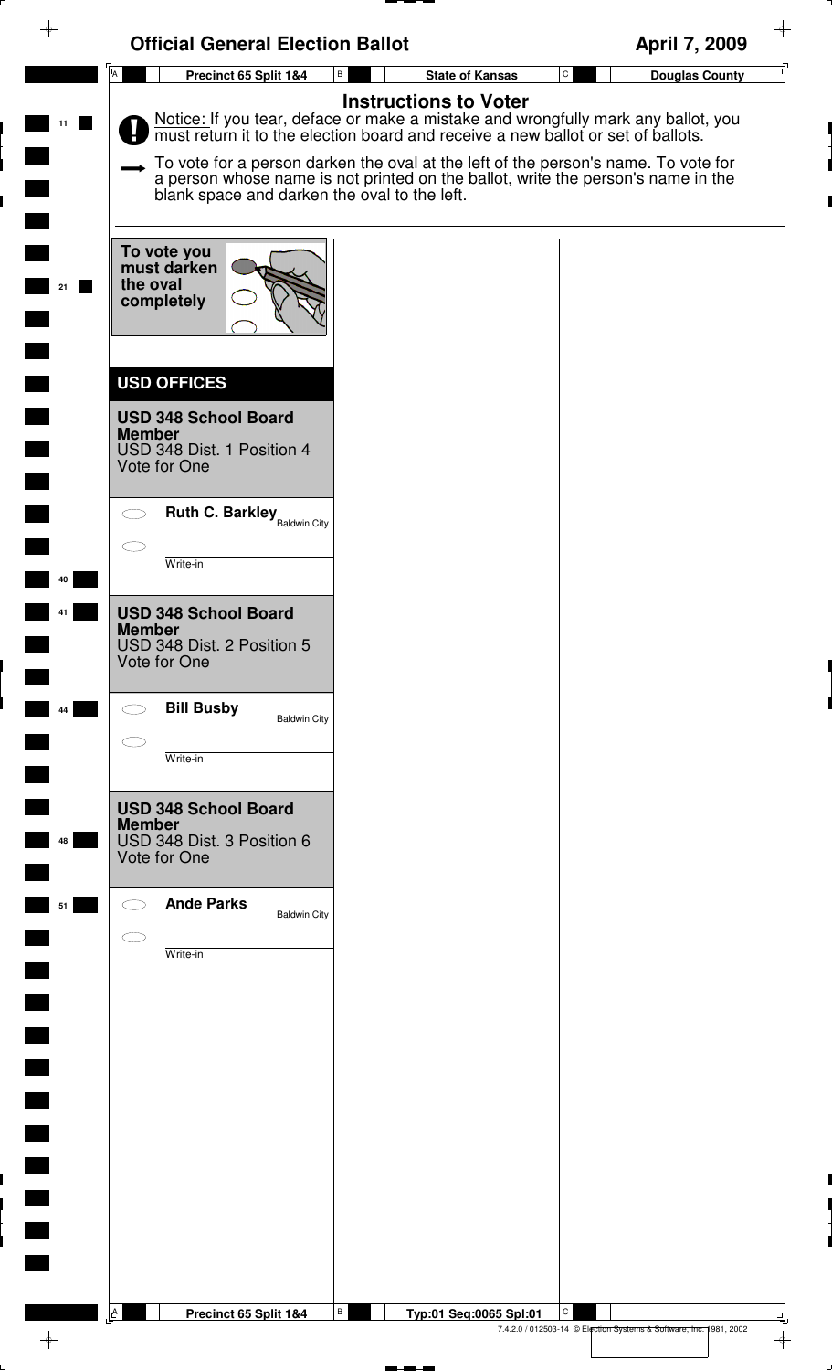# Official General Election Ballot

**April 7, 2009**

**Precinct 65 Split 1&4** | **State of Kansas** | **Douglas County**

## Instructions to Voter

Notice: If you tear, deface or make a mistake and wrongfully mark any ballot, you must return it to the election board and receive a new ballot or set of ballots.

To vote for a person darken the oval at the left of the person's name. To vote for a person whose name is not printed on the ballot, write the person's name in the blank space and darken the oval to the left.

**To vote you must darken the oval completely**

## USD OFFICES

**USD 348 School Board Member**
USD 348 Dist. 1 Position 4
Vote for One

- ⬭ **Ruth C. Barkley** Baldwin City
- ⬭ ____________ Write-in

**USD 348 School Board Member**
USD 348 Dist. 2 Position 5
Vote for One

- ⬭ **Bill Busby** Baldwin City
- ⬭ ____________ Write-in

**USD 348 School Board Member**
USD 348 Dist. 3 Position 6
Vote for One

- ⬭ **Ande Parks** Baldwin City
- ⬭ ____________ Write-in

**Precinct 65 Split 1&4** | **Typ:01 Seq:0065 Spl:01**

7.4.2.0 / 012503-14 © Election Systems & Software, Inc. 1981, 2002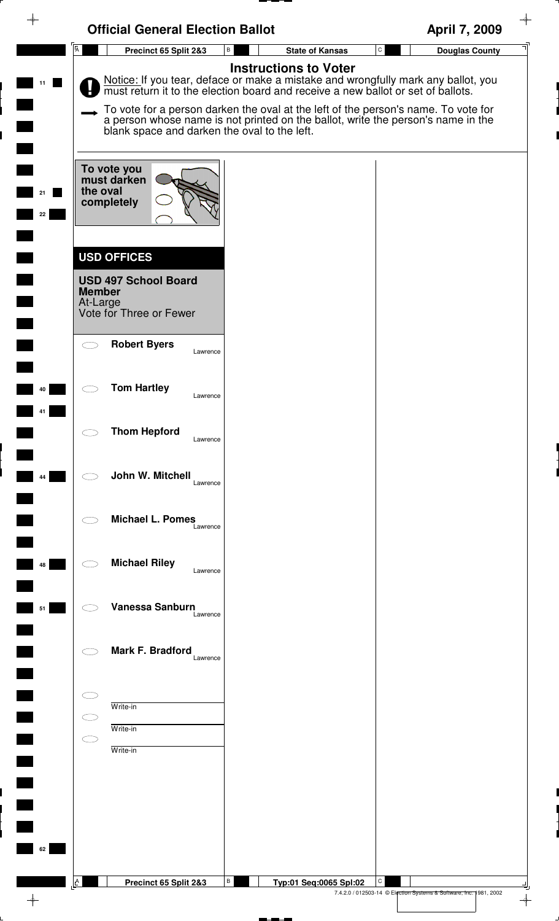# Official General Election Ballot

**April 7, 2009**

| Precinct 65 Split 2&3 | State of Kansas | Douglas County |
| --- | --- | --- |

## Instructions to Voter

Notice: If you tear, deface or make a mistake and wrongfully mark any ballot, you must return it to the election board and receive a new ballot or set of ballots.

To vote for a person darken the oval at the left of the person's name. To vote for a person whose name is not printed on the ballot, write the person's name in the blank space and darken the oval to the left.

To vote you must darken the oval completely

## USD OFFICES

### USD 497 School Board Member

At-Large
Vote for Three or Fewer

- Robert Byers — Lawrence
- Tom Hartley — Lawrence
- Thom Hepford — Lawrence
- John W. Mitchell — Lawrence
- Michael L. Pomes — Lawrence
- Michael Riley — Lawrence
- Vanessa Sanburn — Lawrence
- Mark F. Bradford — Lawrence
- Write-in
- Write-in
- Write-in

Precinct 65 Split 2&3 — Typ:01 Seq:0065 Spl:02

7.4.2.0 / 012503-14 © Election Systems & Software, Inc. 1981, 2002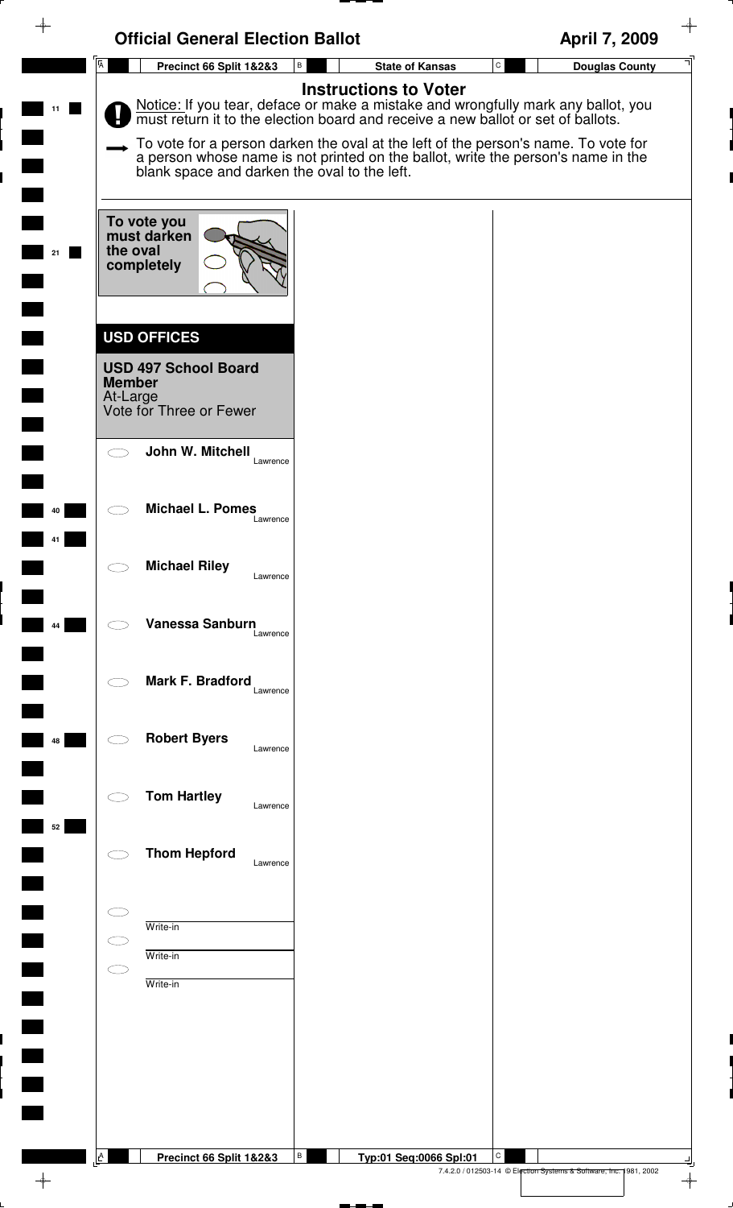# Official General Election Ballot

April 7, 2009

Precinct 66 Split 1&2&3 | State of Kansas | Douglas County

## Instructions to Voter

Notice: If you tear, deface or make a mistake and wrongfully mark any ballot, you must return it to the election board and receive a new ballot or set of ballots.

To vote for a person darken the oval at the left of the person's name. To vote for a person whose name is not printed on the ballot, write the person's name in the blank space and darken the oval to the left.

To vote you must darken the oval completely

## USD OFFICES

### USD 497 School Board Member

At-Large
Vote for Three or Fewer

- **John W. Mitchell** — Lawrence
- **Michael L. Pomes** — Lawrence
- **Michael Riley** — Lawrence
- **Vanessa Sanburn** — Lawrence
- **Mark F. Bradford** — Lawrence
- **Robert Byers** — Lawrence
- **Tom Hartley** — Lawrence
- **Thom Hepford** — Lawrence
- Write-in
- Write-in
- Write-in

Precinct 66 Split 1&2&3 | Typ:01 Seq:0066 Spl:01

7.4.2.0 / 012503-14 © Election Systems & Software, Inc. 1981, 2002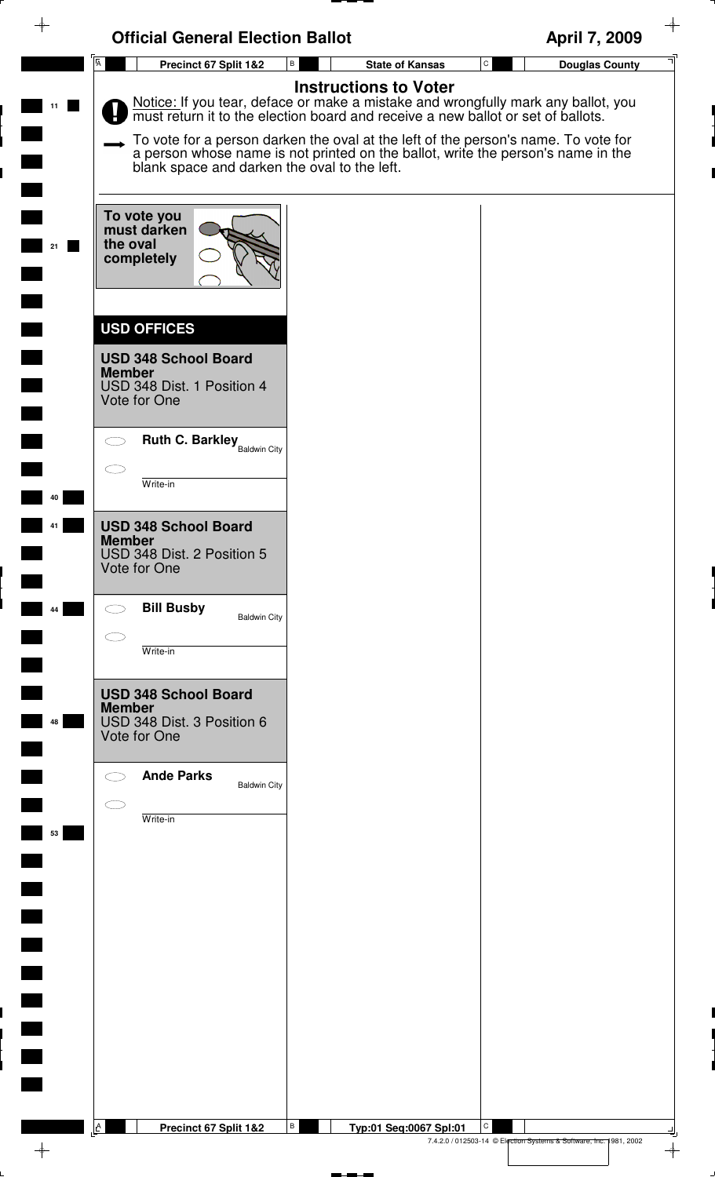# Official General Election Ballot

**April 7, 2009**

**Precinct 67 Split 1&2** | **State of Kansas** | **Douglas County**

## Instructions to Voter

Notice: If you tear, deface or make a mistake and wrongfully mark any ballot, you must return it to the election board and receive a new ballot or set of ballots.

To vote for a person darken the oval at the left of the person's name. To vote for a person whose name is not printed on the ballot, write the person's name in the blank space and darken the oval to the left.

**To vote you must darken the oval completely**

## USD OFFICES

### USD 348 School Board Member

USD 348 Dist. 1 Position 4
Vote for One

- ⬭ **Ruth C. Barkley** Baldwin City
- ⬭ ________ Write-in

### USD 348 School Board Member

USD 348 Dist. 2 Position 5
Vote for One

- ⬭ **Bill Busby** Baldwin City
- ⬭ ________ Write-in

### USD 348 School Board Member

USD 348 Dist. 3 Position 6
Vote for One

- ⬭ **Ande Parks** Baldwin City
- ⬭ ________ Write-in

**Precinct 67 Split 1&2** | **Typ:01 Seq:0067 Spl:01**

7.4.2.0 / 012503-14 © Election Systems & Software, Inc. 1981, 2002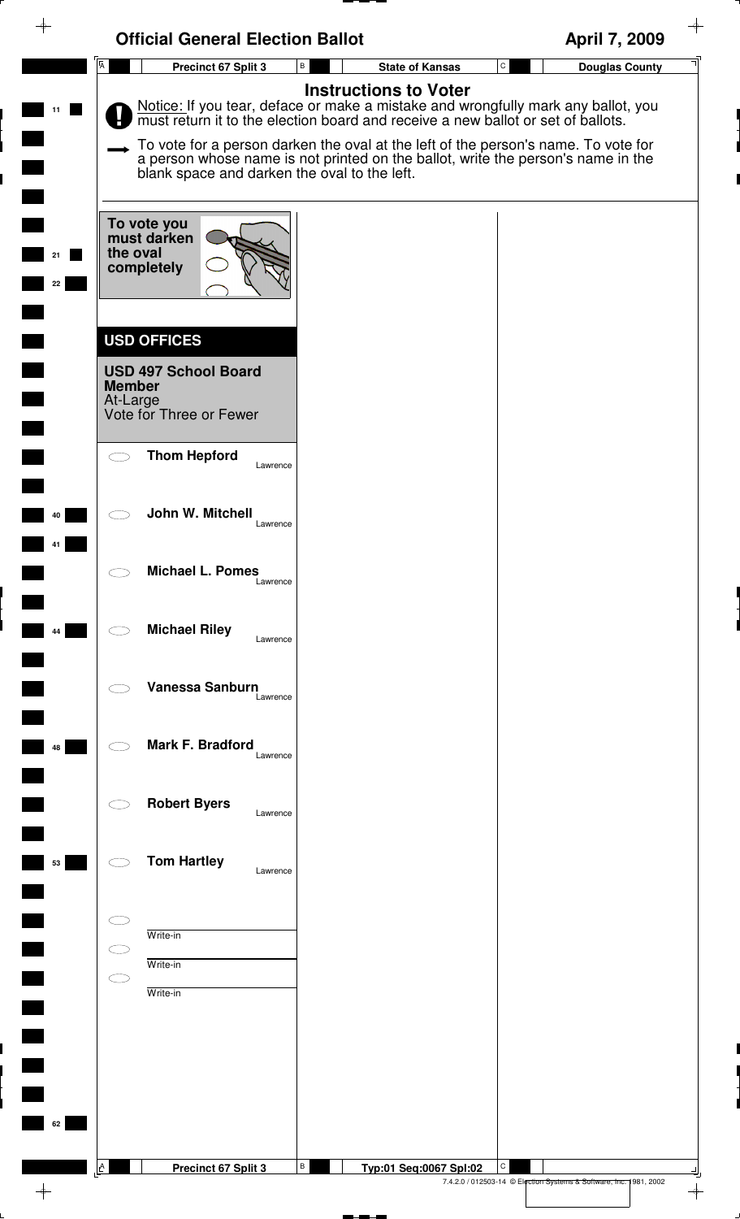# Official General Election Ballot

April 7, 2009

Precinct 67 Split 3 | State of Kansas | Douglas County

## Instructions to Voter

**Notice:** If you tear, deface or make a mistake and wrongfully mark any ballot, you must return it to the election board and receive a new ballot or set of ballots.

To vote for a person darken the oval at the left of the person's name. To vote for a person whose name is not printed on the ballot, write the person's name in the blank space and darken the oval to the left.

**To vote you must darken the oval completely**

## USD OFFICES

### USD 497 School Board Member
At-Large
Vote for Three or Fewer

- **Thom Hepford** Lawrence
- **John W. Mitchell** Lawrence
- **Michael L. Pomes** Lawrence
- **Michael Riley** Lawrence
- **Vanessa Sanburn** Lawrence
- **Mark F. Bradford** Lawrence
- **Robert Byers** Lawrence
- **Tom Hartley** Lawrence
- Write-in
- Write-in
- Write-in

Precinct 67 Split 3 | Typ:01 Seq:0067 Spl:02

7.4.2.0 / 012503-14 © Election Systems & Software, Inc. 1981, 2002